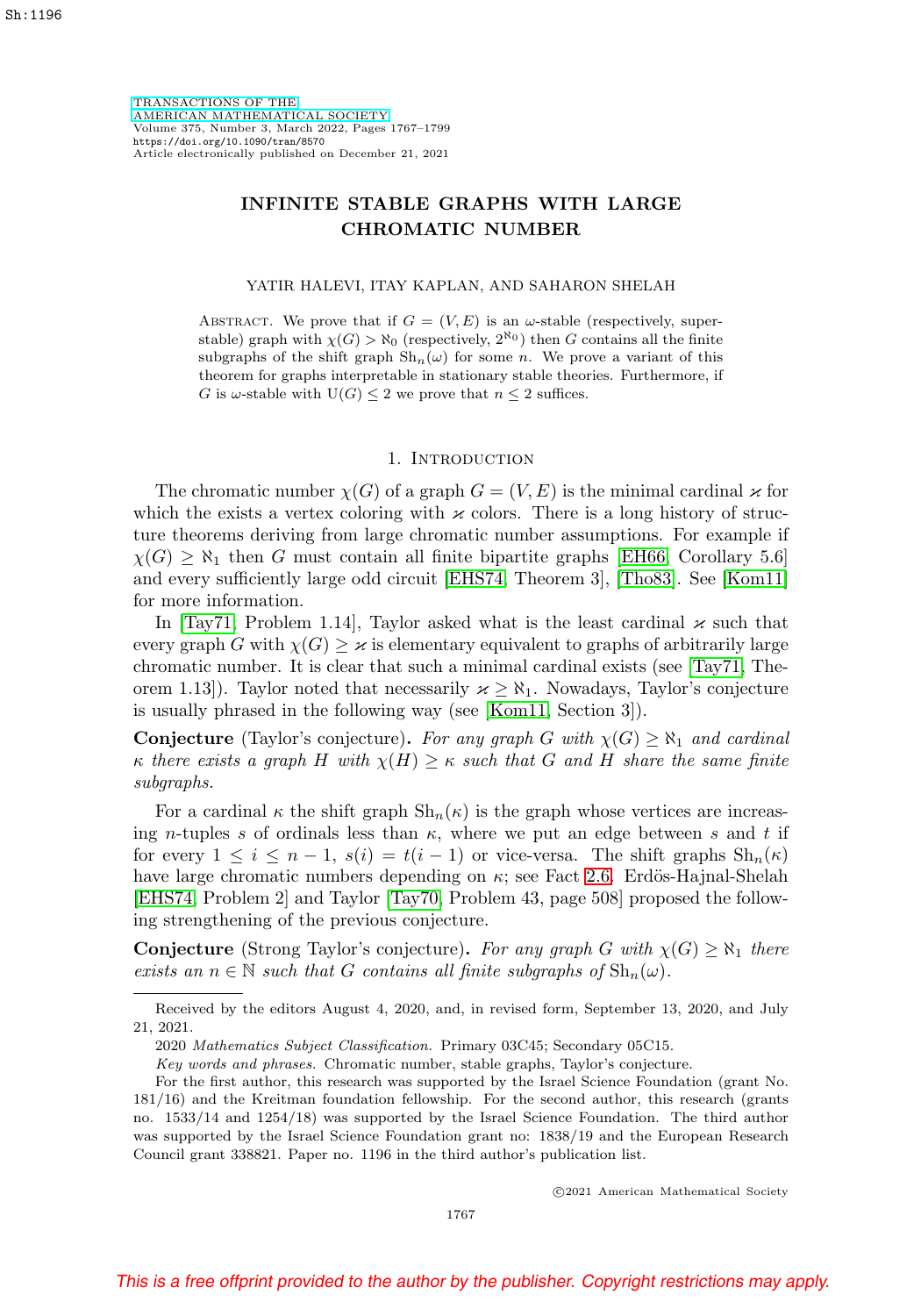# INFINITE STABLE GRAPHS WITH LARGE CHROMATIC NUMBER

YATIR HALEVI, ITAY KAPLAN, AND SAHARON SHELAH

Abstract. We prove that if $G = (V, E)$ is an $\omega$-stable (respectively, superstable) graph with $\chi(G) > \aleph_0$ (respectively, $2^{\aleph_0}$) then $G$ contains all the finite subgraphs of the shift graph $\mathrm{Sh}_n(\omega)$ for some $n$. We prove a variant of this theorem for graphs interpretable in stationary stable theories. Furthermore, if $G$ is $\omega$-stable with $\mathrm{U}(G) \leq 2$ we prove that $n \leq 2$ suffices.

## 1. Introduction

The chromatic number $\chi(G)$ of a graph $G = (V, E)$ is the minimal cardinal $\varkappa$ for which the exists a vertex coloring with $\varkappa$ colors. There is a long history of structure theorems deriving from large chromatic number assumptions. For example if $\chi(G) \geq \aleph_1$ then $G$ must contain all finite bipartite graphs [EH66, Corollary 5.6] and every sufficiently large odd circuit [EHS74, Theorem 3], [Tho83]. See [Kom11] for more information.

In [Tay71, Problem 1.14], Taylor asked what is the least cardinal $\varkappa$ such that every graph $G$ with $\chi(G) \geq \varkappa$ is elementary equivalent to graphs of arbitrarily large chromatic number. It is clear that such a minimal cardinal exists (see [Tay71, Theorem 1.13]). Taylor noted that necessarily $\varkappa \geq \aleph_1$. Nowadays, Taylor's conjecture is usually phrased in the following way (see [Kom11, Section 3]).

**Conjecture** (Taylor's conjecture). *For any graph $G$ with $\chi(G) \geq \aleph_1$ and cardinal $\kappa$ there exists a graph $H$ with $\chi(H) \geq \kappa$ such that $G$ and $H$ share the same finite subgraphs.*

For a cardinal $\kappa$ the shift graph $\mathrm{Sh}_n(\kappa)$ is the graph whose vertices are increasing $n$-tuples $s$ of ordinals less than $\kappa$, where we put an edge between $s$ and $t$ if for every $1 \leq i \leq n-1$, $s(i) = t(i-1)$ or vice-versa. The shift graphs $\mathrm{Sh}_n(\kappa)$ have large chromatic numbers depending on $\kappa$; see Fact 2.6. Erdös-Hajnal-Shelah [EHS74, Problem 2] and Taylor [Tay70, Problem 43, page 508] proposed the following strengthening of the previous conjecture.

**Conjecture** (Strong Taylor's conjecture). *For any graph $G$ with $\chi(G) \geq \aleph_1$ there exists an $n \in \mathbb{N}$ such that $G$ contains all finite subgraphs of $\mathrm{Sh}_n(\omega)$.*

---

Received by the editors August 4, 2020, and, in revised form, September 13, 2020, and July 21, 2021.

2020 *Mathematics Subject Classification.* Primary 03C45; Secondary 05C15.

*Key words and phrases.* Chromatic number, stable graphs, Taylor's conjecture.

For the first author, this research was supported by the Israel Science Foundation (grant No. 181/16) and the Kreitman foundation fellowship. For the second author, this research (grants no. 1533/14 and 1254/18) was supported by the Israel Science Foundation. The third author was supported by the Israel Science Foundation grant no: 1838/19 and the European Research Council grant 338821. Paper no. 1196 in the third author's publication list.

©2021 American Mathematical Society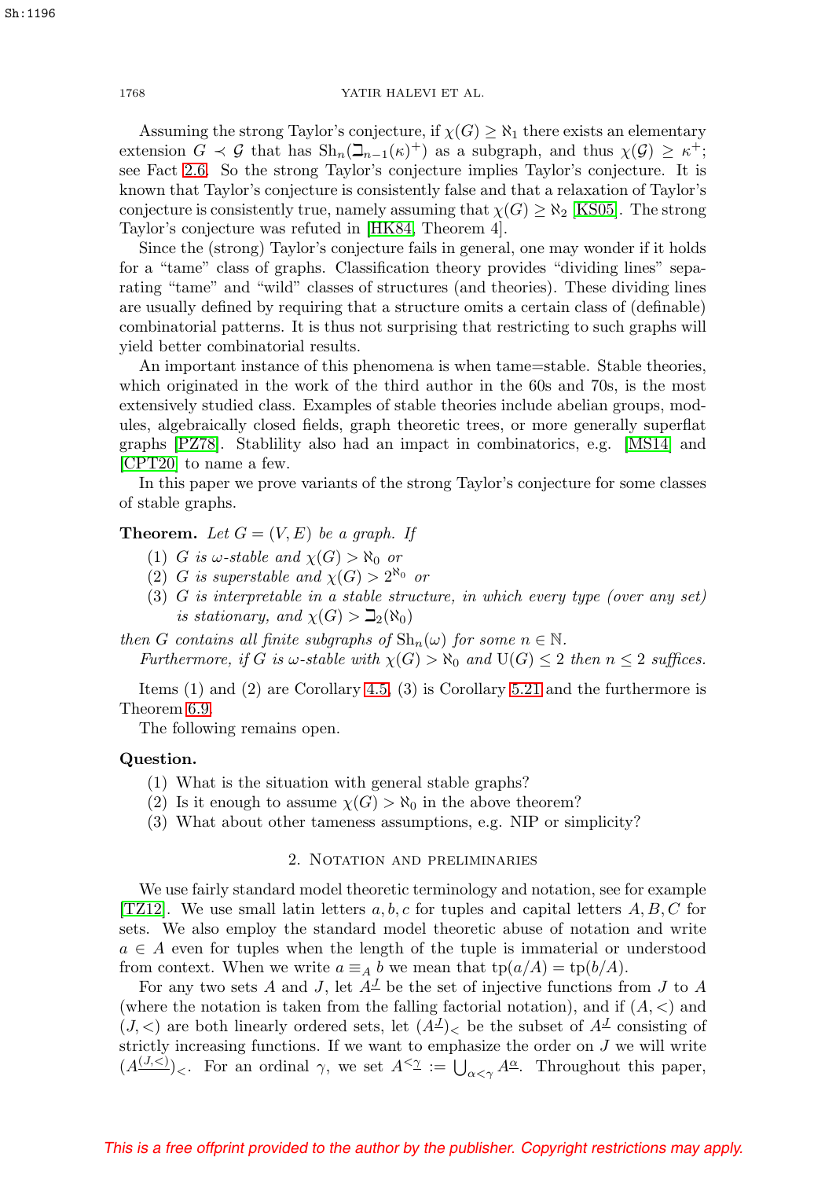Assuming the strong Taylor's conjecture, if $\chi(G) \geq \aleph_1$ there exists an elementary extension $G \prec \mathcal{G}$ that has $\mathrm{Sh}_n(\beth_{n-1}(\kappa)^+)$ as a subgraph, and thus $\chi(\mathcal{G}) \geq \kappa^+$; see Fact 2.6. So the strong Taylor's conjecture implies Taylor's conjecture. It is known that Taylor's conjecture is consistently false and that a relaxation of Taylor's conjecture is consistently true, namely assuming that $\chi(G) \geq \aleph_2$ [KS05]. The strong Taylor's conjecture was refuted in [HK84, Theorem 4].

Since the (strong) Taylor's conjecture fails in general, one may wonder if it holds for a "tame" class of graphs. Classification theory provides "dividing lines" separating "tame" and "wild" classes of structures (and theories). These dividing lines are usually defined by requiring that a structure omits a certain class of (definable) combinatorial patterns. It is thus not surprising that restricting to such graphs will yield better combinatorial results.

An important instance of this phenomena is when tame=stable. Stable theories, which originated in the work of the third author in the 60s and 70s, is the most extensively studied class. Examples of stable theories include abelian groups, modules, algebraically closed fields, graph theoretic trees, or more generally superflat graphs [PZ78]. Stablility also had an impact in combinatorics, e.g. [MS14] and [CPT20] to name a few.

In this paper we prove variants of the strong Taylor's conjecture for some classes of stable graphs.

**Theorem.** *Let $G = (V, E)$ be a graph. If*

1. *$G$ is $\omega$-stable and $\chi(G) > \aleph_0$ or*
2. *$G$ is superstable and $\chi(G) > 2^{\aleph_0}$ or*
3. *$G$ is interpretable in a stable structure, in which every type (over any set) is stationary, and $\chi(G) > \beth_2(\aleph_0)$*

*then $G$ contains all finite subgraphs of $\mathrm{Sh}_n(\omega)$ for some $n \in \mathbb{N}$.*

*Furthermore, if $G$ is $\omega$-stable with $\chi(G) > \aleph_0$ and $\mathrm{U}(G) \leq 2$ then $n \leq 2$ suffices.*

Items (1) and (2) are Corollary 4.5, (3) is Corollary 5.21 and the furthermore is Theorem 6.9.

The following remains open.

**Question.**

1. What is the situation with general stable graphs?
2. Is it enough to assume $\chi(G) > \aleph_0$ in the above theorem?
3. What about other tameness assumptions, e.g. NIP or simplicity?

## 2. Notation and preliminaries

We use fairly standard model theoretic terminology and notation, see for example [TZ12]. We use small latin letters $a, b, c$ for tuples and capital letters $A, B, C$ for sets. We also employ the standard model theoretic abuse of notation and write $a \in A$ even for tuples when the length of the tuple is immaterial or understood from context. When we write $a \equiv_A b$ we mean that $\mathrm{tp}(a/A) = \mathrm{tp}(b/A)$.

For any two sets $A$ and $J$, let $A^{\underline{J}}$ be the set of injective functions from $J$ to $A$ (where the notation is taken from the falling factorial notation), and if $(A, <)$ and $(J, <)$ are both linearly ordered sets, let $(A^{\underline{J}})_<$ be the subset of $A^{\underline{J}}$ consisting of strictly increasing functions. If we want to emphasize the order on $J$ we will write $(A^{\underline{(J,<)}})_<$. For an ordinal $\gamma$, we set $A^{\underline{<\gamma}} := \bigcup_{\alpha<\gamma} A^{\underline{\alpha}}$. Throughout this paper,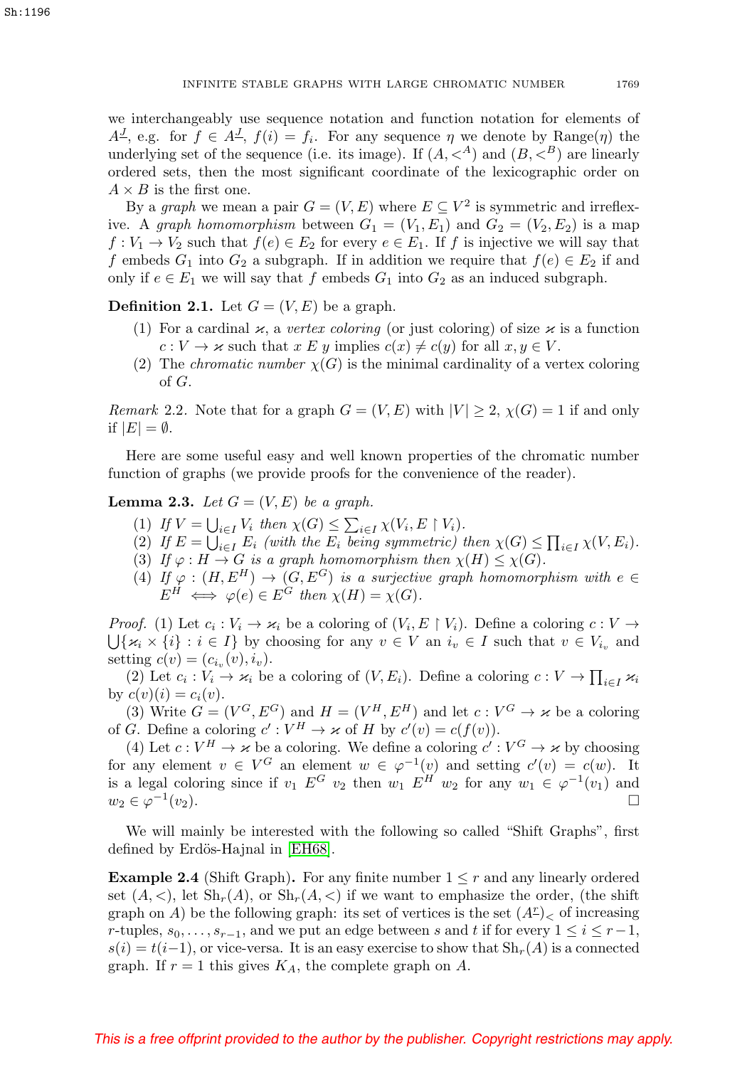we interchangeably use sequence notation and function notation for elements of $A^{\underline{J}}$, e.g. for $f \in A^{\underline{J}}$, $f(i) = f_i$. For any sequence $\eta$ we denote by Range$(\eta)$ the underlying set of the sequence (i.e. its image). If $(A, <^A)$ and $(B, <^B)$ are linearly ordered sets, then the most significant coordinate of the lexicographic order on $A \times B$ is the first one.

By a *graph* we mean a pair $G = (V, E)$ where $E \subseteq V^2$ is symmetric and irreflexive. A *graph homomorphism* between $G_1 = (V_1, E_1)$ and $G_2 = (V_2, E_2)$ is a map $f : V_1 \to V_2$ such that $f(e) \in E_2$ for every $e \in E_1$. If $f$ is injective we will say that $f$ embeds $G_1$ into $G_2$ a subgraph. If in addition we require that $f(e) \in E_2$ if and only if $e \in E_1$ we will say that $f$ embeds $G_1$ into $G_2$ as an induced subgraph.

**Definition 2.1.** Let $G = (V, E)$ be a graph.

1. For a cardinal $\varkappa$, a *vertex coloring* (or just coloring) of size $\varkappa$ is a function $c : V \to \varkappa$ such that $x \mathrel{E} y$ implies $c(x) \neq c(y)$ for all $x, y \in V$.
2. The *chromatic number* $\chi(G)$ is the minimal cardinality of a vertex coloring of $G$.

*Remark* 2.2. Note that for a graph $G = (V, E)$ with $|V| \geq 2$, $\chi(G) = 1$ if and only if $|E| = \emptyset$.

Here are some useful easy and well known properties of the chromatic number function of graphs (we provide proofs for the convenience of the reader).

**Lemma 2.3.** *Let $G = (V, E)$ be a graph.*

1. *If $V = \bigcup_{i \in I} V_i$ then $\chi(G) \leq \sum_{i \in I} \chi(V_i, E \restriction V_i)$.*
2. *If $E = \bigcup_{i \in I} E_i$ (with the $E_i$ being symmetric) then $\chi(G) \leq \prod_{i \in I} \chi(V, E_i)$.*
3. *If $\varphi : H \to G$ is a graph homomorphism then $\chi(H) \leq \chi(G)$.*
4. *If $\varphi : (H, E^H) \to (G, E^G)$ is a surjective graph homomorphism with $e \in E^H \iff \varphi(e) \in E^G$ then $\chi(H) = \chi(G)$.*

*Proof.* (1) Let $c_i : V_i \to \varkappa_i$ be a coloring of $(V_i, E \restriction V_i)$. Define a coloring $c : V \to \bigcup \{\varkappa_i \times \{i\} : i \in I\}$ by choosing for any $v \in V$ an $i_v \in I$ such that $v \in V_{i_v}$ and setting $c(v) = (c_{i_v}(v), i_v)$.

(2) Let $c_i : V_i \to \varkappa_i$ be a coloring of $(V, E_i)$. Define a coloring $c : V \to \prod_{i \in I} \varkappa_i$ by $c(v)(i) = c_i(v)$.

(3) Write $G = (V^G, E^G)$ and $H = (V^H, E^H)$ and let $c : V^G \to \varkappa$ be a coloring of $G$. Define a coloring $c' : V^H \to \varkappa$ of $H$ by $c'(v) = c(f(v))$.

(4) Let $c : V^H \to \varkappa$ be a coloring. We define a coloring $c' : V^G \to \varkappa$ by choosing for any element $v \in V^G$ an element $w \in \varphi^{-1}(v)$ and setting $c'(v) = c(w)$. It is a legal coloring since if $v_1 \mathrel{E^G} v_2$ then $w_1 \mathrel{E^H} w_2$ for any $w_1 \in \varphi^{-1}(v_1)$ and $w_2 \in \varphi^{-1}(v_2)$. $\square$

We will mainly be interested with the following so called "Shift Graphs", first defined by Erdös-Hajnal in [EH68].

**Example 2.4** (Shift Graph)**.** For any finite number $1 \leq r$ and any linearly ordered set $(A, <)$, let $\mathrm{Sh}_r(A)$, or $\mathrm{Sh}_r(A, <)$ if we want to emphasize the order, (the shift graph on $A$) be the following graph: its set of vertices is the set $(A^{\underline{r}})_<$ of increasing $r$-tuples, $s_0, \ldots, s_{r-1}$, and we put an edge between $s$ and $t$ if for every $1 \leq i \leq r-1$, $s(i) = t(i-1)$, or vice-versa. It is an easy exercise to show that $\mathrm{Sh}_r(A)$ is a connected graph. If $r = 1$ this gives $K_A$, the complete graph on $A$.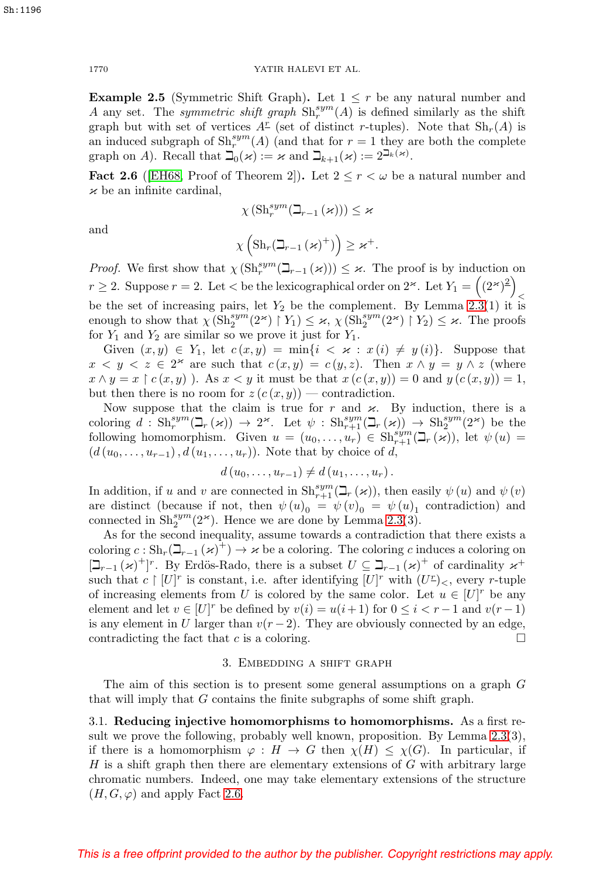**Example 2.5** (Symmetric Shift Graph)**.** Let $1 \leq r$ be any natural number and $A$ any set. The *symmetric shift graph* $\mathrm{Sh}_r^{sym}(A)$ is defined similarly as the shift graph but with set of vertices $A^{\underline{r}}$ (set of distinct $r$-tuples). Note that $\mathrm{Sh}_r(A)$ is an induced subgraph of $\mathrm{Sh}_r^{sym}(A)$ (and that for $r = 1$ they are both the complete graph on $A$). Recall that $\beth_0(\varkappa) := \varkappa$ and $\beth_{k+1}(\varkappa) := 2^{\beth_k(\varkappa)}$.

**Fact 2.6** ([EH68, Proof of Theorem 2])**.** Let $2 \leq r < \omega$ be a natural number and $\varkappa$ be an infinite cardinal,

$$\chi\left(\mathrm{Sh}_r^{sym}(\beth_{r-1}(\varkappa))\right) \leq \varkappa$$

and

$$\chi\left(\mathrm{Sh}_r(\beth_{r-1}(\varkappa)^+)\right) \geq \varkappa^+.$$

*Proof.* We first show that $\chi\left(\mathrm{Sh}_r^{sym}(\beth_{r-1}(\varkappa))\right) \leq \varkappa$. The proof is by induction on $r \geq 2$. Suppose $r = 2$. Let $<$ be the lexicographical order on $2^\varkappa$. Let $Y_1 = \left((2^\varkappa)^{\underline{2}}\right)_<$ be the set of increasing pairs, let $Y_2$ be the complement. By Lemma 2.3(1) it is enough to show that $\chi\left(\mathrm{Sh}_2^{sym}(2^\varkappa) \restriction Y_1\right) \leq \varkappa$, $\chi\left(\mathrm{Sh}_2^{sym}(2^\varkappa) \restriction Y_2\right) \leq \varkappa$. The proofs for $Y_1$ and $Y_2$ are similar so we prove it just for $Y_1$.

Given $(x, y) \in Y_1$, let $c(x, y) = \min\{i < \varkappa : x(i) \neq y(i)\}$. Suppose that $x < y < z \in 2^\varkappa$ are such that $c(x, y) = c(y, z)$. Then $x \wedge y = y \wedge z$ (where $x \wedge y = x \restriction c(x, y)$ ). As $x < y$ it must be that $x(c(x, y)) = 0$ and $y(c(x, y)) = 1$, but then there is no room for $z(c(x, y))$ — contradiction.

Now suppose that the claim is true for $r$ and $\varkappa$. By induction, there is a coloring $d : \mathrm{Sh}_r^{sym}(\beth_r(\varkappa)) \to 2^\varkappa$. Let $\psi : \mathrm{Sh}_{r+1}^{sym}(\beth_r(\varkappa)) \to \mathrm{Sh}_2^{sym}(2^\varkappa)$ be the following homomorphism. Given $u = (u_0, \ldots, u_r) \in \mathrm{Sh}_{r+1}^{sym}(\beth_r(\varkappa))$, let $\psi(u) = (d(u_0, \ldots, u_{r-1}), d(u_1, \ldots, u_r))$. Note that by choice of $d$,

$$d(u_0, \ldots, u_{r-1}) \neq d(u_1, \ldots, u_r).$$

In addition, if $u$ and $v$ are connected in $\mathrm{Sh}_{r+1}^{sym}(\beth_r(\varkappa))$, then easily $\psi(u)$ and $\psi(v)$ are distinct (because if not, then $\psi(u)_0 = \psi(v)_0 = \psi(u)_1$ contradiction) and connected in $\mathrm{Sh}_2^{sym}(2^\varkappa)$. Hence we are done by Lemma 2.3(3).

As for the second inequality, assume towards a contradiction that there exists a coloring $c : \mathrm{Sh}_r(\beth_{r-1}(\varkappa)^+) \to \varkappa$ be a coloring. The coloring $c$ induces a coloring on $[\beth_{r-1}(\varkappa)^+]^r$. By Erdös-Rado, there is a subset $U \subseteq \beth_{r-1}(\varkappa)^+$ of cardinality $\varkappa^+$ such that $c \restriction [U]^r$ is constant, i.e. after identifying $[U]^r$ with $(U^{\underline{r}})_<$, every $r$-tuple of increasing elements from $U$ is colored by the same color. Let $u \in [U]^r$ be any element and let $v \in [U]^r$ be defined by $v(i) = u(i+1)$ for $0 \leq i < r-1$ and $v(r-1)$ is any element in $U$ larger than $v(r-2)$. They are obviously connected by an edge, contradicting the fact that $c$ is a coloring. $\square$

## 3. Embedding a shift graph

The aim of this section is to present some general assumptions on a graph $G$ that will imply that $G$ contains the finite subgraphs of some shift graph.

### 3.1. Reducing injective homomorphisms to homomorphisms.

As a first result we prove the following, probably well known, proposition. By Lemma 2.3(3), if there is a homomorphism $\varphi : H \to G$ then $\chi(H) \leq \chi(G)$. In particular, if $H$ is a shift graph then there are elementary extensions of $G$ with arbitrary large chromatic numbers. Indeed, one may take elementary extensions of the structure $(H, G, \varphi)$ and apply Fact 2.6.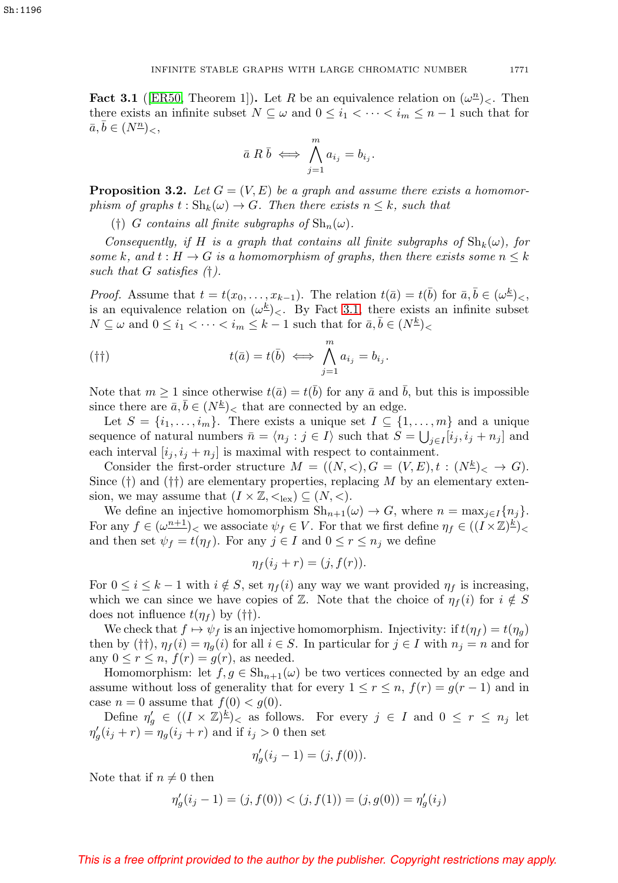**Fact 3.1** ([ER50, Theorem 1]). Let $R$ be an equivalence relation on $(\omega^{\underline{n}})_<$. Then there exists an infinite subset $N \subseteq \omega$ and $0 \le i_1 < \cdots < i_m \le n-1$ such that for $\bar{a}, \bar{b} \in (N^{\underline{n}})_<$,

$$\bar{a} \, R \, \bar{b} \iff \bigwedge_{j=1}^{m} a_{i_j} = b_{i_j}.$$

**Proposition 3.2.** *Let $G = (V, E)$ be a graph and assume there exists a homomorphism of graphs $t : \mathrm{Sh}_k(\omega) \to G$. Then there exists $n \le k$, such that*

(†) *$G$ contains all finite subgraphs of $\mathrm{Sh}_n(\omega)$.*

*Consequently, if $H$ is a graph that contains all finite subgraphs of $\mathrm{Sh}_k(\omega)$, for some $k$, and $t : H \to G$ is a homomorphism of graphs, then there exists some $n \le k$ such that $G$ satisfies (†).*

*Proof.* Assume that $t = t(x_0, \ldots, x_{k-1})$. The relation $t(\bar{a}) = t(\bar{b})$ for $\bar{a}, \bar{b} \in (\omega^{\underline{k}})_<$, is an equivalence relation on $(\omega^{\underline{k}})_<$. By Fact 3.1, there exists an infinite subset $N \subseteq \omega$ and $0 \le i_1 < \cdots < i_m \le k-1$ such that for $\bar{a}, \bar{b} \in (N^{\underline{k}})_<$

$$(\dagger\dagger) \qquad t(\bar{a}) = t(\bar{b}) \iff \bigwedge_{j=1}^{m} a_{i_j} = b_{i_j}.$$

Note that $m \ge 1$ since otherwise $t(\bar{a}) = t(\bar{b})$ for any $\bar{a}$ and $\bar{b}$, but this is impossible since there are $\bar{a}, \bar{b} \in (N^{\underline{k}})_<$ that are connected by an edge.

Let $S = \{i_1, \ldots, i_m\}$. There exists a unique set $I \subseteq \{1, \ldots, m\}$ and a unique sequence of natural numbers $\bar{n} = \langle n_j : j \in I \rangle$ such that $S = \bigcup_{j \in I} [i_j, i_j + n_j]$ and each interval $[i_j, i_j + n_j]$ is maximal with respect to containment.

Consider the first-order structure $M = ((N, <), G = (V, E), t : (N^{\underline{k}})_< \to G)$. Since (†) and (††) are elementary properties, replacing $M$ by an elementary extension, we may assume that $(I \times \mathbb{Z}, <_{\mathrm{lex}}) \subseteq (N, <)$.

We define an injective homomorphism $\mathrm{Sh}_{n+1}(\omega) \to G$, where $n = \max_{j \in I}\{n_j\}$. For any $f \in (\omega^{\underline{n+1}})_<$ we associate $\psi_f \in V$. For that we first define $\eta_f \in ((I \times \mathbb{Z})^{\underline{k}})_<$ and then set $\psi_f = t(\eta_f)$. For any $j \in I$ and $0 \le r \le n_j$ we define

$$\eta_f(i_j + r) = (j, f(r)).$$

For $0 \le i \le k-1$ with $i \notin S$, set $\eta_f(i)$ any way we want provided $\eta_f$ is increasing, which we can since we have copies of $\mathbb{Z}$. Note that the choice of $\eta_f(i)$ for $i \notin S$ does not influence $t(\eta_f)$ by (††).

We check that $f \mapsto \psi_f$ is an injective homomorphism. Injectivity: if $t(\eta_f) = t(\eta_g)$ then by (††), $\eta_f(i) = \eta_g(i)$ for all $i \in S$. In particular for $j \in I$ with $n_j = n$ and for any $0 \le r \le n$, $f(r) = g(r)$, as needed.

Homomorphism: let $f, g \in \mathrm{Sh}_{n+1}(\omega)$ be two vertices connected by an edge and assume without loss of generality that for every $1 \le r \le n$, $f(r) = g(r-1)$ and in case $n = 0$ assume that $f(0) < g(0)$.

Define $\eta'_g \in ((I \times \mathbb{Z})^{\underline{k}})_<$ as follows. For every $j \in I$ and $0 \le r \le n_j$ let $\eta'_g(i_j + r) = \eta_g(i_j + r)$ and if $i_j > 0$ then set

$$\eta'_g(i_j - 1) = (j, f(0)).$$

Note that if $n \ne 0$ then

$$\eta'_g(i_j - 1) = (j, f(0)) < (j, f(1)) = (j, g(0)) = \eta'_g(i_j)$$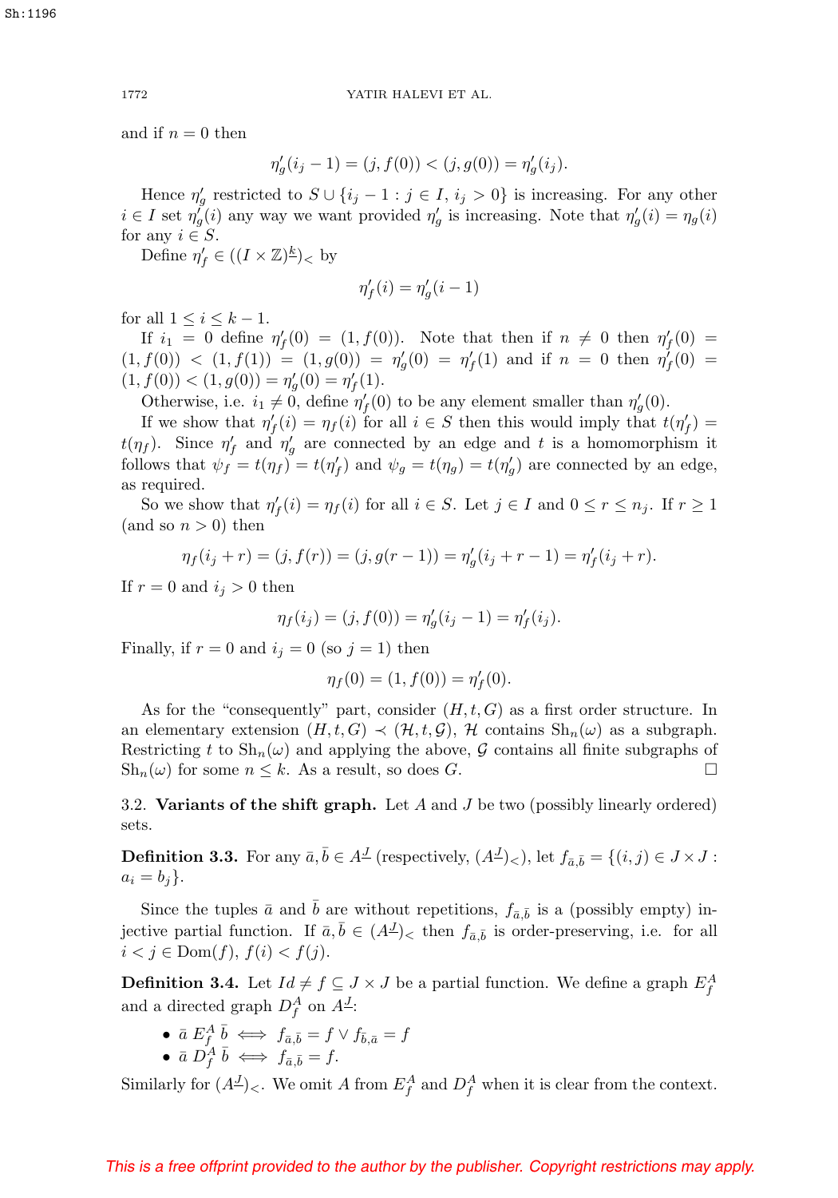and if $n = 0$ then

$$\eta'_g(i_j - 1) = (j, f(0)) < (j, g(0)) = \eta'_g(i_j).$$

Hence $\eta'_g$ restricted to $S \cup \{i_j - 1 : j \in I,\, i_j > 0\}$ is increasing. For any other $i \in I$ set $\eta'_g(i)$ any way we want provided $\eta'_g$ is increasing. Note that $\eta'_g(i) = \eta_g(i)$ for any $i \in S$.

Define $\eta'_f \in ((I \times \mathbb{Z})^{\underline{k}})_<$ by

$$\eta'_f(i) = \eta'_g(i-1)$$

for all $1 \leq i \leq k-1$.

If $i_1 = 0$ define $\eta'_f(0) = (1, f(0))$. Note that then if $n \neq 0$ then $\eta'_f(0) = (1, f(0)) < (1, f(1)) = (1, g(0)) = \eta'_g(0) = \eta'_f(1)$ and if $n = 0$ then $\eta'_f(0) = (1, f(0)) < (1, g(0)) = \eta'_g(0) = \eta'_f(1)$.

Otherwise, i.e. $i_1 \neq 0$, define $\eta'_f(0)$ to be any element smaller than $\eta'_g(0)$.

If we show that $\eta'_f(i) = \eta_f(i)$ for all $i \in S$ then this would imply that $t(\eta'_f) = t(\eta_f)$. Since $\eta'_f$ and $\eta'_g$ are connected by an edge and $t$ is a homomorphism it follows that $\psi_f = t(\eta_f) = t(\eta'_f)$ and $\psi_g = t(\eta_g) = t(\eta'_g)$ are connected by an edge, as required.

So we show that $\eta'_f(i) = \eta_f(i)$ for all $i \in S$. Let $j \in I$ and $0 \leq r \leq n_j$. If $r \geq 1$ (and so $n > 0$) then

$$\eta_f(i_j + r) = (j, f(r)) = (j, g(r-1)) = \eta'_g(i_j + r - 1) = \eta'_f(i_j + r).$$

If $r = 0$ and $i_j > 0$ then

$$\eta_f(i_j) = (j, f(0)) = \eta'_g(i_j - 1) = \eta'_f(i_j).$$

Finally, if $r = 0$ and $i_j = 0$ (so $j = 1$) then

$$\eta_f(0) = (1, f(0)) = \eta'_f(0).$$

As for the "consequently" part, consider $(H, t, G)$ as a first order structure. In an elementary extension $(H, t, G) \prec (\mathcal{H}, t, \mathcal{G})$, $\mathcal{H}$ contains $\mathrm{Sh}_n(\omega)$ as a subgraph. Restricting $t$ to $\mathrm{Sh}_n(\omega)$ and applying the above, $\mathcal{G}$ contains all finite subgraphs of $\mathrm{Sh}_n(\omega)$ for some $n \leq k$. As a result, so does $G$. $\square$

### 3.2. Variants of the shift graph.

Let $A$ and $J$ be two (possibly linearly ordered) sets.

**Definition 3.3.** For any $\bar{a}, \bar{b} \in A^{\underline{J}}$ (respectively, $(A^{\underline{J}})_<$), let $f_{\bar{a},\bar{b}} = \{(i,j) \in J \times J : a_i = b_j\}$.

Since the tuples $\bar{a}$ and $\bar{b}$ are without repetitions, $f_{\bar{a},\bar{b}}$ is a (possibly empty) injective partial function. If $\bar{a}, \bar{b} \in (A^{\underline{J}})_<$ then $f_{\bar{a},\bar{b}}$ is order-preserving, i.e. for all $i < j \in \mathrm{Dom}(f)$, $f(i) < f(j)$.

**Definition 3.4.** Let $Id \neq f \subseteq J \times J$ be a partial function. We define a graph $E^A_f$ and a directed graph $D^A_f$ on $A^{\underline{J}}$:

- $\bar{a}\ E^A_f\ \bar{b} \iff f_{\bar{a},\bar{b}} = f \vee f_{\bar{b},\bar{a}} = f$
- $\bar{a}\ D^A_f\ \bar{b} \iff f_{\bar{a},\bar{b}} = f.$

Similarly for $(A^{\underline{J}})_<$. We omit $A$ from $E^A_f$ and $D^A_f$ when it is clear from the context.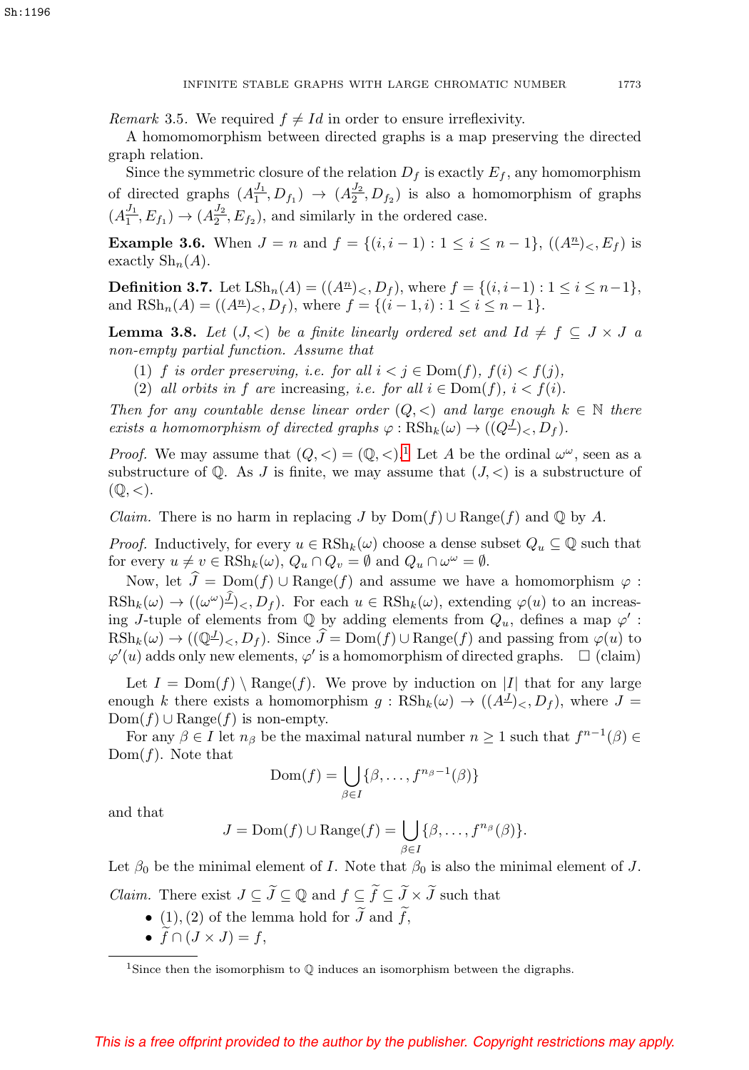*Remark* 3.5. We required $f \neq Id$ in order to ensure irreflexivity.

A homomomorphism between directed graphs is a map preserving the directed graph relation.

Since the symmetric closure of the relation $D_f$ is exactly $E_f$, any homomorphism of directed graphs $(A_1^{\underline{J_1}}, D_{f_1}) \to (A_2^{\underline{J_2}}, D_{f_2})$ is also a homomorphism of graphs $(A_1^{\underline{J_1}}, E_{f_1}) \to (A_2^{\underline{J_2}}, E_{f_2})$, and similarly in the ordered case.

**Example 3.6.** When $J = n$ and $f = \{(i, i-1) : 1 \leq i \leq n-1\}$, $((A^{\underline{n}})_<, E_f)$ is exactly $\mathrm{Sh}_n(A)$.

**Definition 3.7.** Let $\mathrm{LSh}_n(A) = ((A^{\underline{n}})_<, D_f)$, where $f = \{(i, i-1) : 1 \leq i \leq n-1\}$, and $\mathrm{RSh}_n(A) = ((A^{\underline{n}})_<, D_f)$, where $f = \{(i-1, i) : 1 \leq i \leq n-1\}$.

**Lemma 3.8.** *Let $(J, <)$ be a finite linearly ordered set and $Id \neq f \subseteq J \times J$ a non-empty partial function. Assume that*

1. *$f$ is order preserving, i.e. for all $i < j \in \mathrm{Dom}(f)$, $f(i) < f(j)$,*
2. *all orbits in $f$ are* increasing, *i.e. for all $i \in \mathrm{Dom}(f)$, $i < f(i)$.*

*Then for any countable dense linear order $(Q, <)$ and large enough $k \in \mathbb{N}$ there exists a homomorphism of directed graphs $\varphi : \mathrm{RSh}_k(\omega) \to ((Q^{\underline{J}})_<, D_f)$.*

*Proof.* We may assume that $(Q, <) = (\mathbb{Q}, <)$.[1] Let $A$ be the ordinal $\omega^\omega$, seen as a substructure of $\mathbb{Q}$. As $J$ is finite, we may assume that $(J, <)$ is a substructure of $(\mathbb{Q}, <)$.

*Claim.* There is no harm in replacing $J$ by $\mathrm{Dom}(f) \cup \mathrm{Range}(f)$ and $\mathbb{Q}$ by $A$.

*Proof.* Inductively, for every $u \in \mathrm{RSh}_k(\omega)$ choose a dense subset $Q_u \subseteq \mathbb{Q}$ such that for every $u \neq v \in \mathrm{RSh}_k(\omega)$, $Q_u \cap Q_v = \emptyset$ and $Q_u \cap \omega^\omega = \emptyset$.

Now, let $\widehat{J} = \mathrm{Dom}(f) \cup \mathrm{Range}(f)$ and assume we have a homomorphism $\varphi : \mathrm{RSh}_k(\omega) \to ((\omega^\omega)^{\underline{\widehat{J}}})_<, D_f)$. For each $u \in \mathrm{RSh}_k(\omega)$, extending $\varphi(u)$ to an increasing $J$-tuple of elements from $\mathbb{Q}$ by adding elements from $Q_u$, defines a map $\varphi' : \mathrm{RSh}_k(\omega) \to ((\mathbb{Q}^{\underline{J}})_<, D_f)$. Since $\widehat{J} = \mathrm{Dom}(f) \cup \mathrm{Range}(f)$ and passing from $\varphi(u)$ to $\varphi'(u)$ adds only new elements, $\varphi'$ is a homomorphism of directed graphs. $\square$ (claim)

Let $I = \mathrm{Dom}(f) \setminus \mathrm{Range}(f)$. We prove by induction on $|I|$ that for any large enough $k$ there exists a homomorphism $g : \mathrm{RSh}_k(\omega) \to ((A^{\underline{J}})_<, D_f)$, where $J = \mathrm{Dom}(f) \cup \mathrm{Range}(f)$ is non-empty.

For any $\beta \in I$ let $n_\beta$ be the maximal natural number $n \geq 1$ such that $f^{n-1}(\beta) \in \mathrm{Dom}(f)$. Note that

$$\mathrm{Dom}(f) = \bigcup_{\beta \in I} \{\beta, \ldots, f^{n_\beta - 1}(\beta)\}$$

and that

$$J = \mathrm{Dom}(f) \cup \mathrm{Range}(f) = \bigcup_{\beta \in I} \{\beta, \ldots, f^{n_\beta}(\beta)\}.$$

Let $\beta_0$ be the minimal element of $I$. Note that $\beta_0$ is also the minimal element of $J$.

*Claim.* There exist $J \subseteq \widetilde{J} \subseteq \mathbb{Q}$ and $f \subseteq \widetilde{f} \subseteq \widetilde{J} \times \widetilde{J}$ such that

- $(1), (2)$ of the lemma hold for $\widetilde{J}$ and $\widetilde{f}$,
- $\widetilde{f} \cap (J \times J) = f$,

[1] Since then the isomorphism to $\mathbb{Q}$ induces an isomorphism between the digraphs.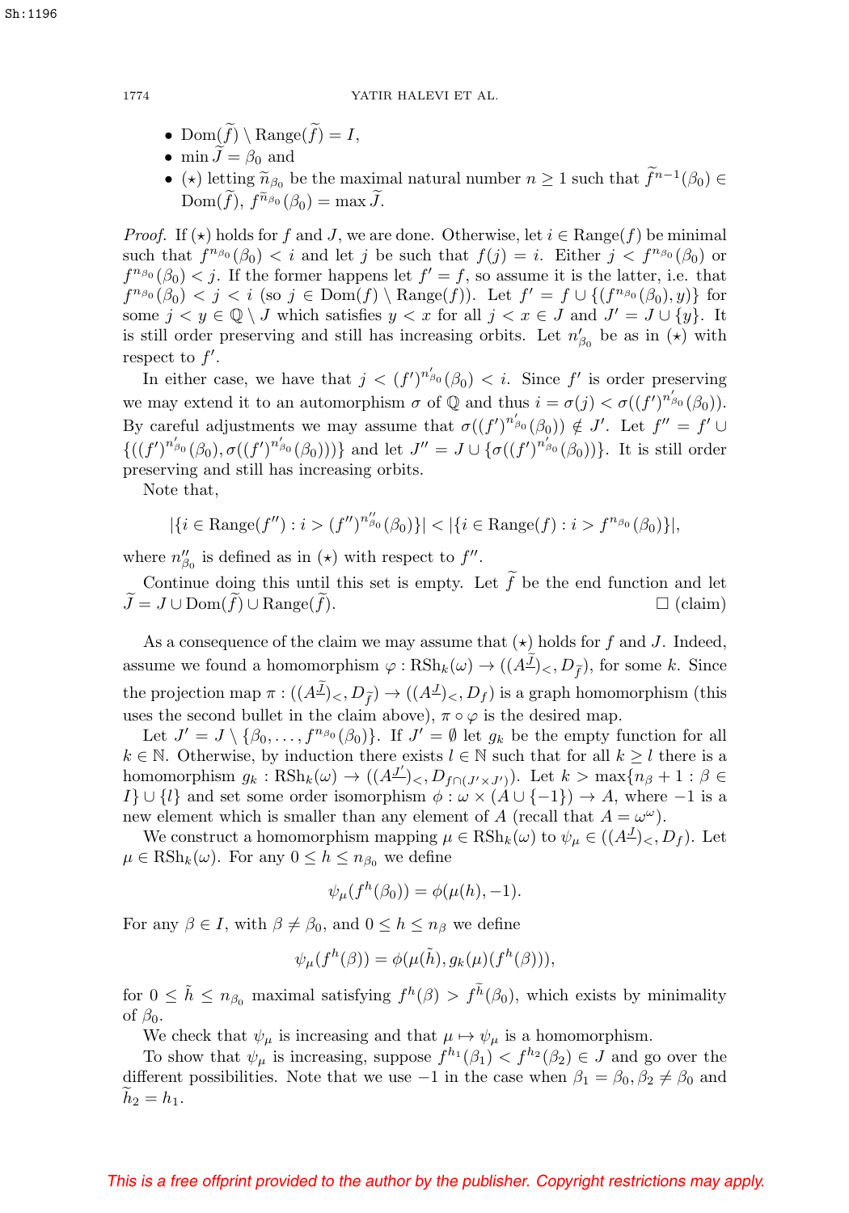- $\mathrm{Dom}(\widetilde{f}) \setminus \mathrm{Range}(\widetilde{f}) = I$,
- $\min \widetilde{J} = \beta_0$ and
- $(\star)$ letting $\widetilde{n}_{\beta_0}$ be the maximal natural number $n \geq 1$ such that $\widetilde{f}^{n-1}(\beta_0) \in \mathrm{Dom}(\widetilde{f})$, $f^{\widetilde{n}_{\beta_0}}(\beta_0) = \max \widetilde{J}$.

*Proof.* If $(\star)$ holds for $f$ and $J$, we are done. Otherwise, let $i \in \mathrm{Range}(f)$ be minimal such that $f^{n_{\beta_0}}(\beta_0) < i$ and let $j$ be such that $f(j) = i$. Either $j < f^{n_{\beta_0}}(\beta_0)$ or $f^{n_{\beta_0}}(\beta_0) < j$. If the former happens let $f' = f$, so assume it is the latter, i.e. that $f^{n_{\beta_0}}(\beta_0) < j < i$ (so $j \in \mathrm{Dom}(f) \setminus \mathrm{Range}(f)$). Let $f' = f \cup \{(f^{n_{\beta_0}}(\beta_0), y)\}$ for some $j < y \in \mathbb{Q} \setminus J$ which satisfies $y < x$ for all $j < x \in J$ and $J' = J \cup \{y\}$. It is still order preserving and still has increasing orbits. Let $n'_{\beta_0}$ be as in $(\star)$ with respect to $f'$.

In either case, we have that $j < (f')^{n'_{\beta_0}}(\beta_0) < i$. Since $f'$ is order preserving we may extend it to an automorphism $\sigma$ of $\mathbb{Q}$ and thus $i = \sigma(j) < \sigma((f')^{n'_{\beta_0}}(\beta_0))$. By careful adjustments we may assume that $\sigma((f')^{n'_{\beta_0}}(\beta_0)) \notin J'$. Let $f'' = f' \cup \{((f')^{n'_{\beta_0}}(\beta_0), \sigma((f')^{n'_{\beta_0}}(\beta_0)))\}$ and let $J'' = J \cup \{\sigma((f')^{n'_{\beta_0}}(\beta_0))\}$. It is still order preserving and still has increasing orbits.

Note that,

$$|\{i \in \mathrm{Range}(f'') : i > (f'')^{n''_{\beta_0}}(\beta_0)\}| < |\{i \in \mathrm{Range}(f) : i > f^{n_{\beta_0}}(\beta_0)\}|,$$

where $n''_{\beta_0}$ is defined as in $(\star)$ with respect to $f''$.

Continue doing this until this set is empty. Let $\widetilde{f}$ be the end function and let $\widetilde{J} = J \cup \mathrm{Dom}(\widetilde{f}) \cup \mathrm{Range}(\widetilde{f})$. ☐ (claim)

As a consequence of the claim we may assume that $(\star)$ holds for $f$ and $J$. Indeed, assume we found a homomorphism $\varphi : \mathrm{RSh}_k(\omega) \to ((A^{\underline{\widetilde{J}}})_<, D_{\widetilde{f}})$, for some $k$. Since the projection map $\pi : ((A^{\underline{\widetilde{J}}})_<, D_{\widetilde{f}}) \to ((A^{\underline{J}})_<, D_f)$ is a graph homomorphism (this uses the second bullet in the claim above), $\pi \circ \varphi$ is the desired map.

Let $J' = J \setminus \{\beta_0, \dots, f^{n_{\beta_0}}(\beta_0)\}$. If $J' = \emptyset$ let $g_k$ be the empty function for all $k \in \mathbb{N}$. Otherwise, by induction there exists $l \in \mathbb{N}$ such that for all $k \geq l$ there is a homomorphism $g_k : \mathrm{RSh}_k(\omega) \to ((A^{\underline{J'}})_<, D_{f \cap (J' \times J')})$. Let $k > \max\{n_\beta + 1 : \beta \in I\} \cup \{l\}$ and set some order isomorphism $\phi : \omega \times (A \cup \{-1\}) \to A$, where $-1$ is a new element which is smaller than any element of $A$ (recall that $A = \omega^\omega$).

We construct a homomorphism mapping $\mu \in \mathrm{RSh}_k(\omega)$ to $\psi_\mu \in ((A^{\underline{J}})_<, D_f)$. Let $\mu \in \mathrm{RSh}_k(\omega)$. For any $0 \leq h \leq n_{\beta_0}$ we define

$$\psi_\mu(f^h(\beta_0)) = \phi(\mu(h), -1).$$

For any $\beta \in I$, with $\beta \neq \beta_0$, and $0 \leq h \leq n_\beta$ we define

$$\psi_\mu(f^h(\beta)) = \phi(\mu(\tilde{h}), g_k(\mu)(f^h(\beta))),$$

for $0 \leq \tilde{h} \leq n_{\beta_0}$ maximal satisfying $f^h(\beta) > f^{\tilde{h}}(\beta_0)$, which exists by minimality of $\beta_0$.

We check that $\psi_\mu$ is increasing and that $\mu \mapsto \psi_\mu$ is a homomorphism.

To show that $\psi_\mu$ is increasing, suppose $f^{h_1}(\beta_1) < f^{h_2}(\beta_2) \in J$ and go over the different possibilities. Note that we use $-1$ in the case when $\beta_1 = \beta_0, \beta_2 \neq \beta_0$ and $\widetilde{h}_2 = h_1$.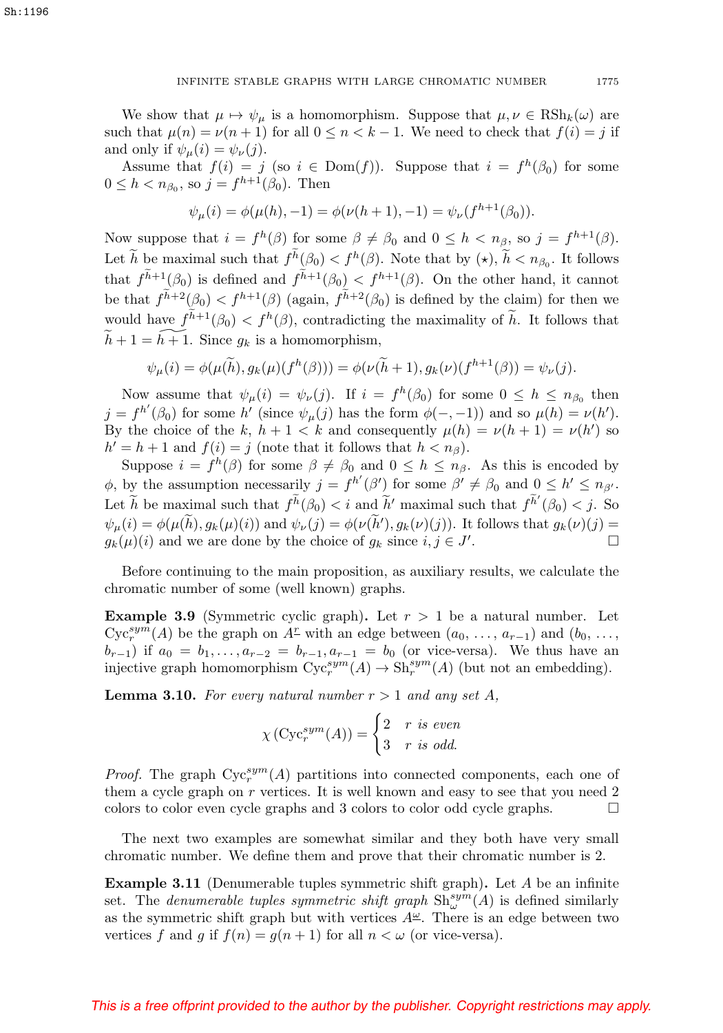We show that $\mu \mapsto \psi_\mu$ is a homomorphism. Suppose that $\mu, \nu \in \mathrm{RSh}_k(\omega)$ are such that $\mu(n) = \nu(n+1)$ for all $0 \le n < k-1$. We need to check that $f(i) = j$ if and only if $\psi_\mu(i) = \psi_\nu(j)$.

Assume that $f(i) = j$ (so $i \in \mathrm{Dom}(f)$). Suppose that $i = f^h(\beta_0)$ for some $0 \le h < n_{\beta_0}$, so $j = f^{h+1}(\beta_0)$. Then

$$\psi_\mu(i) = \phi(\mu(h), -1) = \phi(\nu(h+1), -1) = \psi_\nu(f^{h+1}(\beta_0)).$$

Now suppose that $i = f^h(\beta)$ for some $\beta \ne \beta_0$ and $0 \le h < n_\beta$, so $j = f^{h+1}(\beta)$. Let $\widetilde{h}$ be maximal such that $f^{\widetilde{h}}(\beta_0) < f^h(\beta)$. Note that by $(\star)$, $\widetilde{h} < n_{\beta_0}$. It follows that $f^{\widetilde{h}+1}(\beta_0)$ is defined and $f^{\widetilde{h}+1}(\beta_0) < f^{h+1}(\beta)$. On the other hand, it cannot be that $f^{\widetilde{h}+2}(\beta_0) < f^{h+1}(\beta)$ (again, $f^{\widetilde{h}+2}(\beta_0)$ is defined by the claim) for then we would have $f^{\widetilde{h}+1}(\beta_0) < f^h(\beta)$, contradicting the maximality of $\widetilde{h}$. It follows that $\widetilde{h}+1 = \widetilde{h+1}$. Since $g_k$ is a homomorphism,

$$\psi_\mu(i) = \phi(\mu(\widetilde{h}), g_k(\mu)(f^h(\beta))) = \phi(\nu(\widetilde{h}+1), g_k(\nu)(f^{h+1}(\beta)) = \psi_\nu(j).$$

Now assume that $\psi_\mu(i) = \psi_\nu(j)$. If $i = f^h(\beta_0)$ for some $0 \le h \le n_{\beta_0}$ then $j = f^{h'}(\beta_0)$ for some $h'$ (since $\psi_\mu(j)$ has the form $\phi(-,-1)$) and so $\mu(h) = \nu(h')$. By the choice of the $k$, $h+1 < k$ and consequently $\mu(h) = \nu(h+1) = \nu(h')$ so $h' = h+1$ and $f(i) = j$ (note that it follows that $h < n_\beta$).

Suppose $i = f^h(\beta)$ for some $\beta \ne \beta_0$ and $0 \le h \le n_\beta$. As this is encoded by $\phi$, by the assumption necessarily $j = f^{h'}(\beta')$ for some $\beta' \ne \beta_0$ and $0 \le h' \le n_{\beta'}$. Let $\widetilde{h}$ be maximal such that $f^{\widetilde{h}}(\beta_0) < i$ and $\widetilde{h}'$ maximal such that $f^{\widetilde{h}'}(\beta_0) < j$. So $\psi_\mu(i) = \phi(\mu(\widetilde{h}), g_k(\mu)(i))$ and $\psi_\nu(j) = \phi(\nu(\widetilde{h}'), g_k(\nu)(j))$. It follows that $g_k(\nu)(j) = g_k(\mu)(i)$ and we are done by the choice of $g_k$ since $i, j \in J'$. □

Before continuing to the main proposition, as auxiliary results, we calculate the chromatic number of some (well known) graphs.

**Example 3.9** (Symmetric cyclic graph)**.** Let $r > 1$ be a natural number. Let $\mathrm{Cyc}_r^{sym}(A)$ be the graph on $A^{\underline{r}}$ with an edge between $(a_0, \ldots, a_{r-1})$ and $(b_0, \ldots, b_{r-1})$ if $a_0 = b_1, \ldots, a_{r-2} = b_{r-1}, a_{r-1} = b_0$ (or vice-versa). We thus have an injective graph homomorphism $\mathrm{Cyc}_r^{sym}(A) \to \mathrm{Sh}_r^{sym}(A)$ (but not an embedding).

**Lemma 3.10.** *For every natural number $r > 1$ and any set $A$,*

$$\chi\left(\mathrm{Cyc}_r^{sym}(A)\right) = \begin{cases} 2 & r \text{ is even} \\ 3 & r \text{ is odd.} \end{cases}$$

*Proof.* The graph $\mathrm{Cyc}_r^{sym}(A)$ partitions into connected components, each one of them a cycle graph on $r$ vertices. It is well known and easy to see that you need 2 colors to color even cycle graphs and 3 colors to color odd cycle graphs. □

The next two examples are somewhat similar and they both have very small chromatic number. We define them and prove that their chromatic number is 2.

**Example 3.11** (Denumerable tuples symmetric shift graph)**.** Let $A$ be an infinite set. The *denumerable tuples symmetric shift graph* $\mathrm{Sh}_\omega^{sym}(A)$ is defined similarly as the symmetric shift graph but with vertices $A^{\underline{\omega}}$. There is an edge between two vertices $f$ and $g$ if $f(n) = g(n+1)$ for all $n < \omega$ (or vice-versa).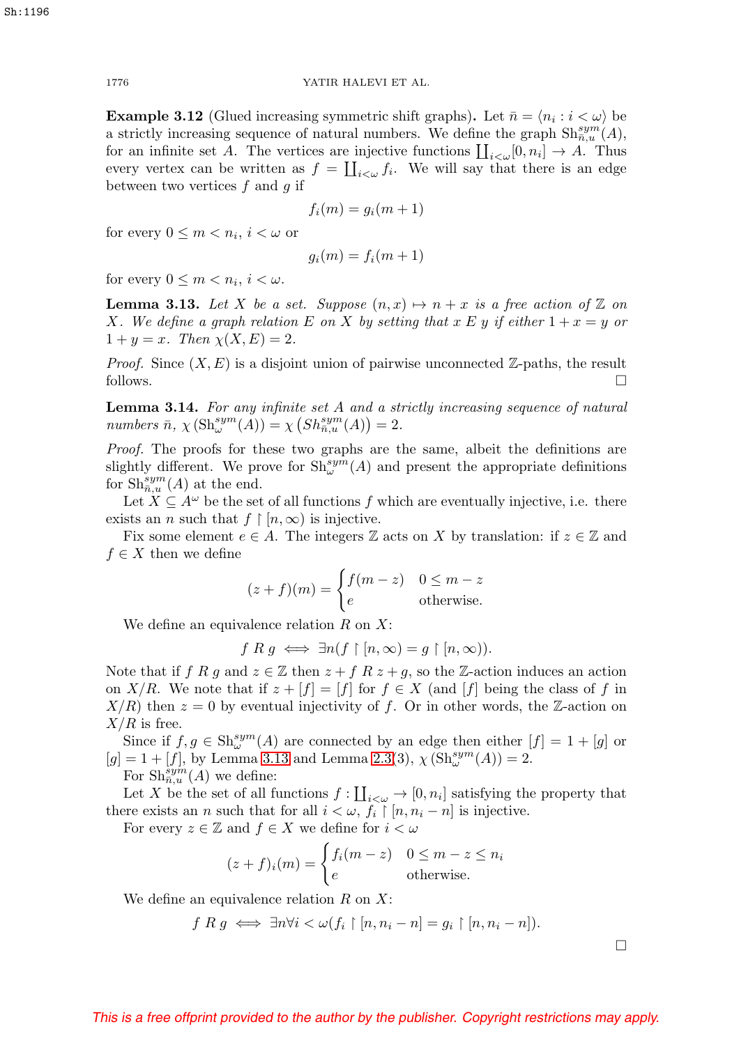**Example 3.12** (Glued increasing symmetric shift graphs)**.** Let $\bar{n} = \langle n_i : i < \omega \rangle$ be a strictly increasing sequence of natural numbers. We define the graph $\mathrm{Sh}^{sym}_{\bar{n},u}(A)$, for an infinite set $A$. The vertices are injective functions $\coprod_{i<\omega}[0, n_i] \to A$. Thus every vertex can be written as $f = \coprod_{i<\omega} f_i$. We will say that there is an edge between two vertices $f$ and $g$ if

$$f_i(m) = g_i(m+1)$$

for every $0 \leq m < n_i$, $i < \omega$ or

$$g_i(m) = f_i(m+1)$$

for every $0 \leq m < n_i$, $i < \omega$.

**Lemma 3.13.** *Let $X$ be a set. Suppose $(n, x) \mapsto n + x$ is a free action of $\mathbb{Z}$ on $X$. We define a graph relation $E$ on $X$ by setting that $x \mathrel{E} y$ if either $1 + x = y$ or $1 + y = x$. Then $\chi(X, E) = 2$.*

*Proof.* Since $(X, E)$ is a disjoint union of pairwise unconnected $\mathbb{Z}$-paths, the result follows. $\square$

**Lemma 3.14.** *For any infinite set $A$ and a strictly increasing sequence of natural numbers $\bar{n}$, $\chi\left(\mathrm{Sh}^{sym}_{\omega}(A)\right) = \chi\left(Sh^{sym}_{\bar{n},u}(A)\right) = 2$.*

*Proof.* The proofs for these two graphs are the same, albeit the definitions are slightly different. We prove for $\mathrm{Sh}^{sym}_{\omega}(A)$ and present the appropriate definitions for $\mathrm{Sh}^{sym}_{\bar{n},u}(A)$ at the end.

Let $X \subseteq A^{\omega}$ be the set of all functions $f$ which are eventually injective, i.e. there exists an $n$ such that $f \restriction [n, \infty)$ is injective.

Fix some element $e \in A$. The integers $\mathbb{Z}$ acts on $X$ by translation: if $z \in \mathbb{Z}$ and $f \in X$ then we define

$$(z + f)(m) = \begin{cases} f(m - z) & 0 \leq m - z \\ e & \text{otherwise.} \end{cases}$$

We define an equivalence relation $R$ on $X$:

$$f \mathrel{R} g \iff \exists n (f \restriction [n, \infty) = g \restriction [n, \infty)).$$

Note that if $f \mathrel{R} g$ and $z \in \mathbb{Z}$ then $z + f \mathrel{R} z + g$, so the $\mathbb{Z}$-action induces an action on $X/R$. We note that if $z + [f] = [f]$ for $f \in X$ (and $[f]$ being the class of $f$ in $X/R$) then $z = 0$ by eventual injectivity of $f$. Or in other words, the $\mathbb{Z}$-action on $X/R$ is free.

Since if $f, g \in \mathrm{Sh}^{sym}_{\omega}(A)$ are connected by an edge then either $[f] = 1 + [g]$ or $[g] = 1 + [f]$, by Lemma 3.13 and Lemma 2.3(3), $\chi\left(\mathrm{Sh}^{sym}_{\omega}(A)\right) = 2$.

For $\mathrm{Sh}^{sym}_{\bar{n},u}(A)$ we define:

Let $X$ be the set of all functions $f : \coprod_{i<\omega} \to [0, n_i]$ satisfying the property that there exists an $n$ such that for all $i < \omega$, $f_i \restriction [n, n_i - n]$ is injective.

For every $z \in \mathbb{Z}$ and $f \in X$ we define for $i < \omega$

$$(z + f)_i(m) = \begin{cases} f_i(m - z) & 0 \leq m - z \leq n_i \\ e & \text{otherwise.} \end{cases}$$

We define an equivalence relation $R$ on $X$:

$$f \mathrel{R} g \iff \exists n \forall i < \omega (f_i \restriction [n, n_i - n] = g_i \restriction [n, n_i - n]).$$

$\square$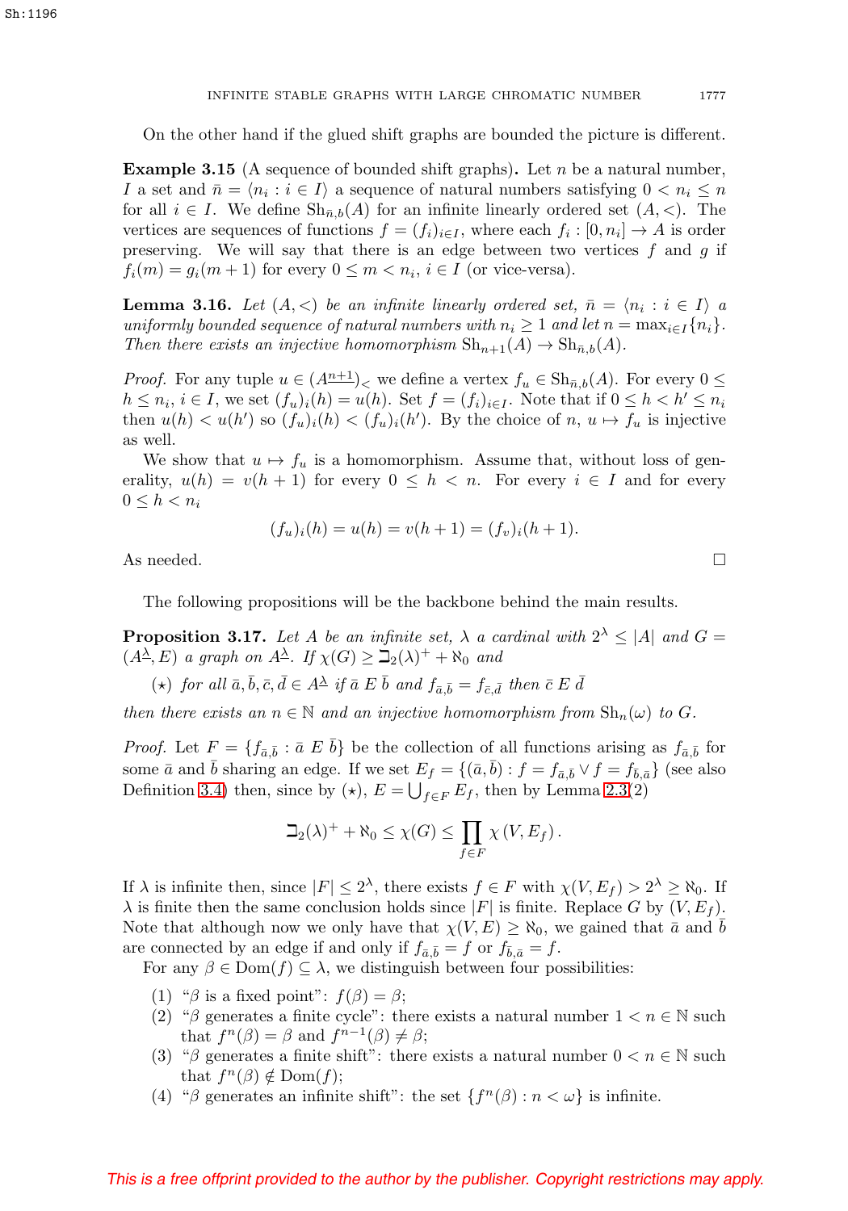On the other hand if the glued shift graphs are bounded the picture is different.

**Example 3.15** (A sequence of bounded shift graphs)**.** Let $n$ be a natural number, $I$ a set and $\bar{n} = \langle n_i : i \in I \rangle$ a sequence of natural numbers satisfying $0 < n_i \leq n$ for all $i \in I$. We define $\mathrm{Sh}_{\bar{n},b}(A)$ for an infinite linearly ordered set $(A, <)$. The vertices are sequences of functions $f = (f_i)_{i \in I}$, where each $f_i : [0, n_i] \to A$ is order preserving. We will say that there is an edge between two vertices $f$ and $g$ if $f_i(m) = g_i(m+1)$ for every $0 \leq m < n_i$, $i \in I$ (or vice-versa).

**Lemma 3.16.** *Let $(A, <)$ be an infinite linearly ordered set, $\bar{n} = \langle n_i : i \in I \rangle$ a uniformly bounded sequence of natural numbers with $n_i \geq 1$ and let $n = \max_{i \in I}\{n_i\}$. Then there exists an injective homomorphism $\mathrm{Sh}_{n+1}(A) \to \mathrm{Sh}_{\bar{n},b}(A)$.*

*Proof.* For any tuple $u \in (A^{\underline{n+1}})_<$ we define a vertex $f_u \in \mathrm{Sh}_{\bar{n},b}(A)$. For every $0 \leq h \leq n_i$, $i \in I$, we set $(f_u)_i(h) = u(h)$. Set $f = (f_i)_{i \in I}$. Note that if $0 \leq h < h' \leq n_i$ then $u(h) < u(h')$ so $(f_u)_i(h) < (f_u)_i(h')$. By the choice of $n$, $u \mapsto f_u$ is injective as well.

We show that $u \mapsto f_u$ is a homomorphism. Assume that, without loss of generality, $u(h) = v(h+1)$ for every $0 \leq h < n$. For every $i \in I$ and for every $0 \leq h < n_i$

$$(f_u)_i(h) = u(h) = v(h+1) = (f_v)_i(h+1).$$

As needed. $\square$

The following propositions will be the backbone behind the main results.

**Proposition 3.17.** *Let $A$ be an infinite set, $\lambda$ a cardinal with $2^\lambda \leq |A|$ and $G = (A^{\underline{\lambda}}, E)$ a graph on $A^{\underline{\lambda}}$. If $\chi(G) \geq \beth_2(\lambda)^+ + \aleph_0$ and*

($\star$) *for all $\bar{a}, \bar{b}, \bar{c}, \bar{d} \in A^{\underline{\lambda}}$ if $\bar{a} \mathrel{E} \bar{b}$ and $f_{\bar{a},\bar{b}} = f_{\bar{c},\bar{d}}$ then $\bar{c} \mathrel{E} \bar{d}$*

*then there exists an $n \in \mathbb{N}$ and an injective homomorphism from $\mathrm{Sh}_n(\omega)$ to $G$.*

*Proof.* Let $F = \{f_{\bar{a},\bar{b}} : \bar{a} \mathrel{E} \bar{b}\}$ be the collection of all functions arising as $f_{\bar{a},\bar{b}}$ for some $\bar{a}$ and $\bar{b}$ sharing an edge. If we set $E_f = \{(\bar{a}, \bar{b}) : f = f_{\bar{a},\bar{b}} \vee f = f_{\bar{b},\bar{a}}\}$ (see also Definition 3.4) then, since by ($\star$), $E = \bigcup_{f \in F} E_f$, then by Lemma 2.3(2)

$$\beth_2(\lambda)^+ + \aleph_0 \leq \chi(G) \leq \prod_{f \in F} \chi(V, E_f).$$

If $\lambda$ is infinite then, since $|F| \leq 2^\lambda$, there exists $f \in F$ with $\chi(V, E_f) > 2^\lambda \geq \aleph_0$. If $\lambda$ is finite then the same conclusion holds since $|F|$ is finite. Replace $G$ by $(V, E_f)$. Note that although now we only have that $\chi(V, E) \geq \aleph_0$, we gained that $\bar{a}$ and $\bar{b}$ are connected by an edge if and only if $f_{\bar{a},\bar{b}} = f$ or $f_{\bar{b},\bar{a}} = f$.

For any $\beta \in \mathrm{Dom}(f) \subseteq \lambda$, we distinguish between four possibilities:

1. "$\beta$ is a fixed point": $f(\beta) = \beta$;
2. "$\beta$ generates a finite cycle": there exists a natural number $1 < n \in \mathbb{N}$ such that $f^n(\beta) = \beta$ and $f^{n-1}(\beta) \neq \beta$;
3. "$\beta$ generates a finite shift": there exists a natural number $0 < n \in \mathbb{N}$ such that $f^n(\beta) \notin \mathrm{Dom}(f)$;
4. "$\beta$ generates an infinite shift": the set $\{f^n(\beta) : n < \omega\}$ is infinite.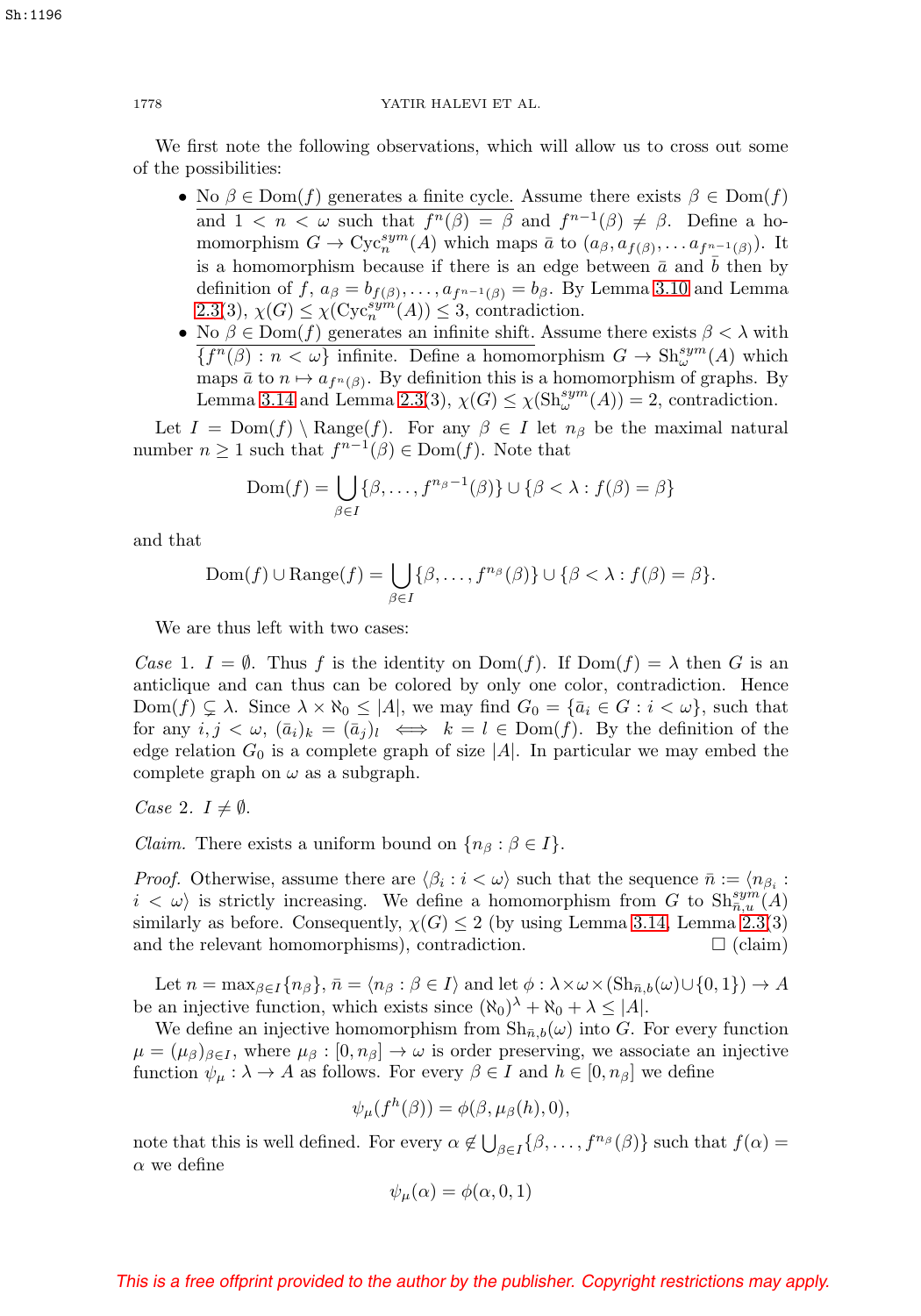We first note the following observations, which will allow us to cross out some of the possibilities:

- No $\beta \in \mathrm{Dom}(f)$ generates a finite cycle. Assume there exists $\beta \in \mathrm{Dom}(f)$ and $1 < n < \omega$ such that $f^n(\beta) = \beta$ and $f^{n-1}(\beta) \neq \beta$. Define a homomorphism $G \to \mathrm{Cyc}_n^{sym}(A)$ which maps $\bar{a}$ to $(a_\beta, a_{f(\beta)}, \ldots a_{f^{n-1}(\beta)})$. It is a homomorphism because if there is an edge between $\bar{a}$ and $\bar{b}$ then by definition of $f$, $a_\beta = b_{f(\beta)}, \ldots, a_{f^{n-1}(\beta)} = b_\beta$. By Lemma 3.10 and Lemma 2.3(3), $\chi(G) \leq \chi(\mathrm{Cyc}_n^{sym}(A)) \leq 3$, contradiction.
- No $\beta \in \mathrm{Dom}(f)$ generates an infinite shift. Assume there exists $\beta < \lambda$ with $\{f^n(\beta) : n < \omega\}$ infinite. Define a homomorphism $G \to \mathrm{Sh}_\omega^{sym}(A)$ which maps $\bar{a}$ to $n \mapsto a_{f^n(\beta)}$. By definition this is a homomorphism of graphs. By Lemma 3.14 and Lemma 2.3(3), $\chi(G) \leq \chi(\mathrm{Sh}_\omega^{sym}(A)) = 2$, contradiction.

Let $I = \mathrm{Dom}(f) \setminus \mathrm{Range}(f)$. For any $\beta \in I$ let $n_\beta$ be the maximal natural number $n \geq 1$ such that $f^{n-1}(\beta) \in \mathrm{Dom}(f)$. Note that

$$\mathrm{Dom}(f) = \bigcup_{\beta \in I} \{\beta, \ldots, f^{n_\beta - 1}(\beta)\} \cup \{\beta < \lambda : f(\beta) = \beta\}$$

and that

$$\mathrm{Dom}(f) \cup \mathrm{Range}(f) = \bigcup_{\beta \in I} \{\beta, \ldots, f^{n_\beta}(\beta)\} \cup \{\beta < \lambda : f(\beta) = \beta\}.$$

We are thus left with two cases:

*Case* 1. $I = \emptyset$. Thus $f$ is the identity on $\mathrm{Dom}(f)$. If $\mathrm{Dom}(f) = \lambda$ then $G$ is an anticlique and can thus can be colored by only one color, contradiction. Hence $\mathrm{Dom}(f) \subsetneq \lambda$. Since $\lambda \times \aleph_0 \leq |A|$, we may find $G_0 = \{\bar{a}_i \in G : i < \omega\}$, such that for any $i, j < \omega$, $(\bar{a}_i)_k = (\bar{a}_j)_l \iff k = l \in \mathrm{Dom}(f)$. By the definition of the edge relation $G_0$ is a complete graph of size $|A|$. In particular we may embed the complete graph on $\omega$ as a subgraph.

*Case* 2. $I \neq \emptyset$.

*Claim.* There exists a uniform bound on $\{n_\beta : \beta \in I\}$.

*Proof.* Otherwise, assume there are $\langle \beta_i : i < \omega \rangle$ such that the sequence $\bar{n} := \langle n_{\beta_i} : i < \omega \rangle$ is strictly increasing. We define a homomorphism from $G$ to $\mathrm{Sh}_{\bar{n},u}^{sym}(A)$ similarly as before. Consequently, $\chi(G) \leq 2$ (by using Lemma 3.14, Lemma 2.3(3) and the relevant homomorphisms), contradiction. □ (claim)

Let $n = \max_{\beta \in I}\{n_\beta\}$, $\bar{n} = \langle n_\beta : \beta \in I \rangle$ and let $\phi : \lambda \times \omega \times (\mathrm{Sh}_{\bar{n},b}(\omega) \cup \{0, 1\}) \to A$ be an injective function, which exists since $(\aleph_0)^\lambda + \aleph_0 + \lambda \leq |A|$.

We define an injective homomorphism from $\mathrm{Sh}_{\bar{n},b}(\omega)$ into $G$. For every function $\mu = (\mu_\beta)_{\beta \in I}$, where $\mu_\beta : [0, n_\beta] \to \omega$ is order preserving, we associate an injective function $\psi_\mu : \lambda \to A$ as follows. For every $\beta \in I$ and $h \in [0, n_\beta]$ we define

$$\psi_\mu(f^h(\beta)) = \phi(\beta, \mu_\beta(h), 0),$$

note that this is well defined. For every $\alpha \notin \bigcup_{\beta \in I} \{\beta, \ldots, f^{n_\beta}(\beta)\}$ such that $f(\alpha) = \alpha$ we define

$$\psi_\mu(\alpha) = \phi(\alpha, 0, 1)$$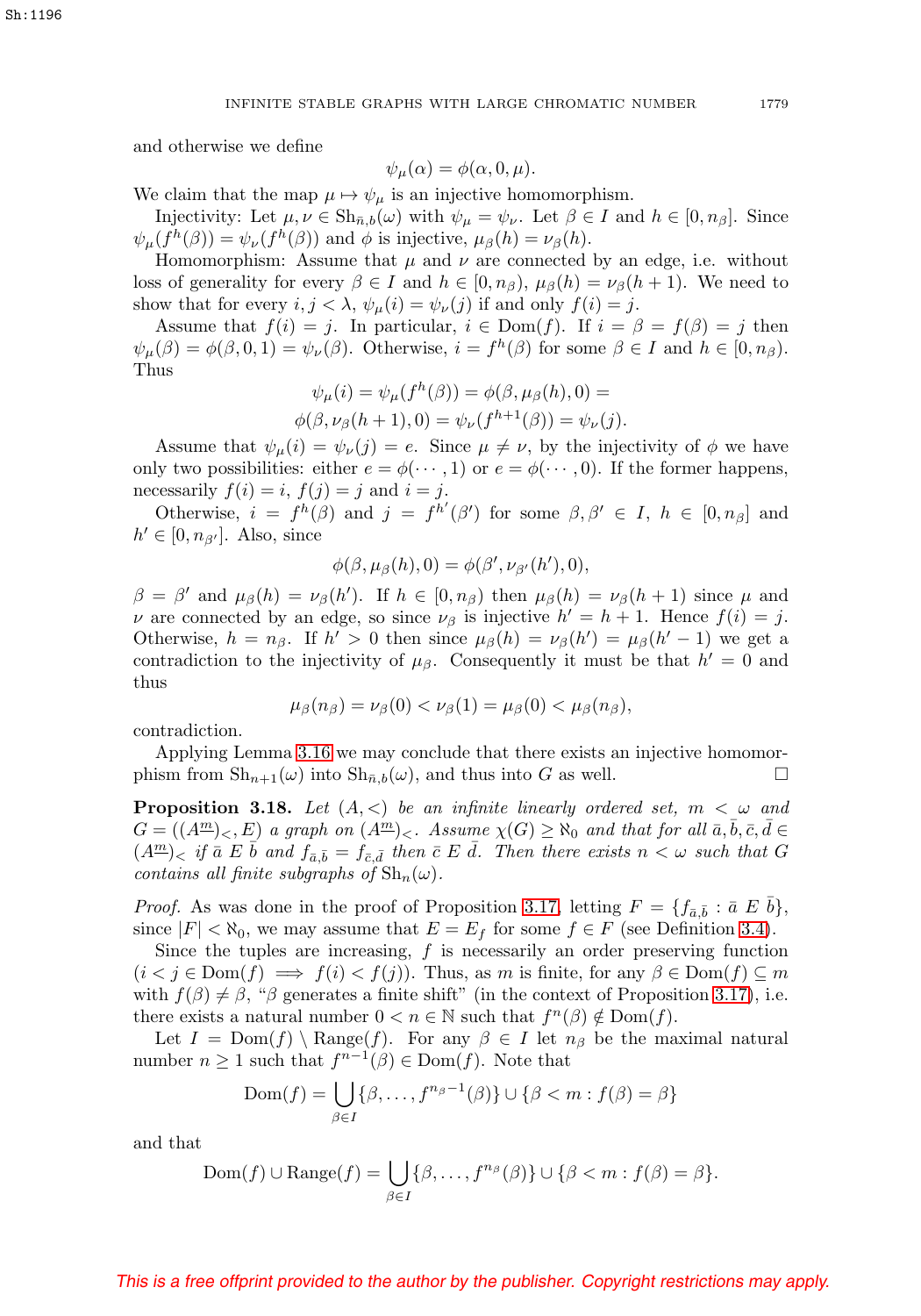and otherwise we define

$$\psi_\mu(\alpha) = \phi(\alpha, 0, \mu).$$

We claim that the map $\mu \mapsto \psi_\mu$ is an injective homomorphism.

Injectivity: Let $\mu, \nu \in \mathrm{Sh}_{\bar{n},b}(\omega)$ with $\psi_\mu = \psi_\nu$. Let $\beta \in I$ and $h \in [0, n_\beta]$. Since $\psi_\mu(f^h(\beta)) = \psi_\nu(f^h(\beta))$ and $\phi$ is injective, $\mu_\beta(h) = \nu_\beta(h)$.

Homomorphism: Assume that $\mu$ and $\nu$ are connected by an edge, i.e. without loss of generality for every $\beta \in I$ and $h \in [0, n_\beta)$, $\mu_\beta(h) = \nu_\beta(h+1)$. We need to show that for every $i, j < \lambda$, $\psi_\mu(i) = \psi_\nu(j)$ if and only $f(i) = j$.

Assume that $f(i) = j$. In particular, $i \in \mathrm{Dom}(f)$. If $i = \beta = f(\beta) = j$ then $\psi_\mu(\beta) = \phi(\beta, 0, 1) = \psi_\nu(\beta)$. Otherwise, $i = f^h(\beta)$ for some $\beta \in I$ and $h \in [0, n_\beta)$. Thus

$$\psi_\mu(i) = \psi_\mu(f^h(\beta)) = \phi(\beta, \mu_\beta(h), 0) =$$
$$\phi(\beta, \nu_\beta(h+1), 0) = \psi_\nu(f^{h+1}(\beta)) = \psi_\nu(j).$$

Assume that $\psi_\mu(i) = \psi_\nu(j) = e$. Since $\mu \neq \nu$, by the injectivity of $\phi$ we have only two possibilities: either $e = \phi(\cdots, 1)$ or $e = \phi(\cdots, 0)$. If the former happens, necessarily $f(i) = i$, $f(j) = j$ and $i = j$.

Otherwise, $i = f^h(\beta)$ and $j = f^{h'}(\beta')$ for some $\beta, \beta' \in I$, $h \in [0, n_\beta]$ and $h' \in [0, n_{\beta'}]$. Also, since

$$\phi(\beta, \mu_\beta(h), 0) = \phi(\beta', \nu_{\beta'}(h'), 0),$$

$\beta = \beta'$ and $\mu_\beta(h) = \nu_\beta(h')$. If $h \in [0, n_\beta)$ then $\mu_\beta(h) = \nu_\beta(h+1)$ since $\mu$ and $\nu$ are connected by an edge, so since $\nu_\beta$ is injective $h' = h+1$. Hence $f(i) = j$. Otherwise, $h = n_\beta$. If $h' > 0$ then since $\mu_\beta(h) = \nu_\beta(h') = \mu_\beta(h'-1)$ we get a contradiction to the injectivity of $\mu_\beta$. Consequently it must be that $h' = 0$ and thus

$$\mu_\beta(n_\beta) = \nu_\beta(0) < \nu_\beta(1) = \mu_\beta(0) < \mu_\beta(n_\beta),$$

contradiction.

Applying Lemma 3.16 we may conclude that there exists an injective homomorphism from $\mathrm{Sh}_{n+1}(\omega)$ into $\mathrm{Sh}_{\bar{n},b}(\omega)$, and thus into $G$ as well. □

**Proposition 3.18.** *Let $(A, <)$ be an infinite linearly ordered set, $m < \omega$ and $G = ((A^{\underline{m}})_<, E)$ a graph on $(A^{\underline{m}})_<$. Assume $\chi(G) \geq \aleph_0$ and that for all $\bar{a}, \bar{b}, \bar{c}, \bar{d} \in (A^{\underline{m}})_<$ if $\bar{a}\ E\ \bar{b}$ and $f_{\bar{a},\bar{b}} = f_{\bar{c},\bar{d}}$ then $\bar{c}\ E\ \bar{d}$. Then there exists $n < \omega$ such that $G$ contains all finite subgraphs of $\mathrm{Sh}_n(\omega)$.*

*Proof.* As was done in the proof of Proposition 3.17, letting $F = \{f_{\bar{a},\bar{b}} : \bar{a}\ E\ \bar{b}\}$, since $|F| < \aleph_0$, we may assume that $E = E_f$ for some $f \in F$ (see Definition 3.4).

Since the tuples are increasing, $f$ is necessarily an order preserving function ($i < j \in \mathrm{Dom}(f) \implies f(i) < f(j)$). Thus, as $m$ is finite, for any $\beta \in \mathrm{Dom}(f) \subseteq m$ with $f(\beta) \neq \beta$, "$\beta$ generates a finite shift" (in the context of Proposition 3.17), i.e. there exists a natural number $0 < n \in \mathbb{N}$ such that $f^n(\beta) \notin \mathrm{Dom}(f)$.

Let $I = \mathrm{Dom}(f) \setminus \mathrm{Range}(f)$. For any $\beta \in I$ let $n_\beta$ be the maximal natural number $n \geq 1$ such that $f^{n-1}(\beta) \in \mathrm{Dom}(f)$. Note that

$$\mathrm{Dom}(f) = \bigcup_{\beta \in I} \{\beta, \ldots, f^{n_\beta - 1}(\beta)\} \cup \{\beta < m : f(\beta) = \beta\}$$

and that

$$\mathrm{Dom}(f) \cup \mathrm{Range}(f) = \bigcup_{\beta \in I} \{\beta, \ldots, f^{n_\beta}(\beta)\} \cup \{\beta < m : f(\beta) = \beta\}.$$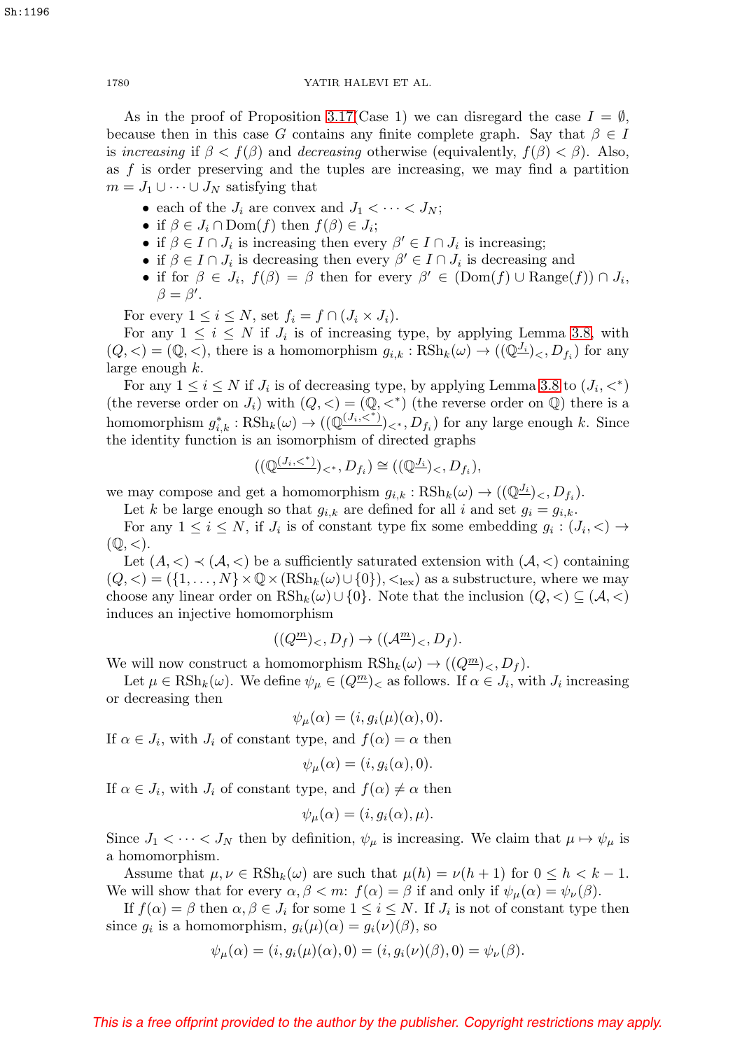As in the proof of Proposition 3.17(Case 1) we can disregard the case $I = \emptyset$, because then in this case $G$ contains any finite complete graph. Say that $\beta \in I$ is *increasing* if $\beta < f(\beta)$ and *decreasing* otherwise (equivalently, $f(\beta) < \beta$). Also, as $f$ is order preserving and the tuples are increasing, we may find a partition $m = J_1 \cup \cdots \cup J_N$ satisfying that

- each of the $J_i$ are convex and $J_1 < \cdots < J_N$;
- if $\beta \in J_i \cap \mathrm{Dom}(f)$ then $f(\beta) \in J_i$;
- if $\beta \in I \cap J_i$ is increasing then every $\beta' \in I \cap J_i$ is increasing;
- if $\beta \in I \cap J_i$ is decreasing then every $\beta' \in I \cap J_i$ is decreasing and
- if for $\beta \in J_i$, $f(\beta) = \beta$ then for every $\beta' \in (\mathrm{Dom}(f) \cup \mathrm{Range}(f)) \cap J_i$, $\beta = \beta'$.

For every $1 \leq i \leq N$, set $f_i = f \cap (J_i \times J_i)$.

For any $1 \leq i \leq N$ if $J_i$ is of increasing type, by applying Lemma 3.8, with $(Q, <) = (\mathbb{Q}, <)$, there is a homomorphism $g_{i,k} : \mathrm{RSh}_k(\omega) \to ((\mathbb{Q}^{\underline{J_i}})_<, D_{f_i})$ for any large enough $k$.

For any $1 \leq i \leq N$ if $J_i$ is of decreasing type, by applying Lemma 3.8 to $(J_i, <^*)$ (the reverse order on $J_i$) with $(Q, <) = (\mathbb{Q}, <^*)$ (the reverse order on $\mathbb{Q}$) there is a homomorphism $g^*_{i,k} : \mathrm{RSh}_k(\omega) \to ((\mathbb{Q}^{\underline{(J_i, <^*)}})_{<^*}, D_{f_i})$ for any large enough $k$. Since the identity function is an isomorphism of directed graphs

$$((\mathbb{Q}^{\underline{(J_i, <^*)}})_{<^*}, D_{f_i}) \cong ((\mathbb{Q}^{\underline{J_i}})_<, D_{f_i}),$$

we may compose and get a homomorphism $g_{i,k} : \mathrm{RSh}_k(\omega) \to ((\mathbb{Q}^{\underline{J_i}})_<, D_{f_i})$.

Let $k$ be large enough so that $g_{i,k}$ are defined for all $i$ and set $g_i = g_{i,k}$.

For any $1 \leq i \leq N$, if $J_i$ is of constant type fix some embedding $g_i : (J_i, <) \to (\mathbb{Q}, <)$.

Let $(A, <) \prec (\mathcal{A}, <)$ be a sufficiently saturated extension with $(\mathcal{A}, <)$ containing $(Q, <) = (\{1, \ldots, N\} \times \mathbb{Q} \times (\mathrm{RSh}_k(\omega) \cup \{0\}), <_{\mathrm{lex}})$ as a substructure, where we may choose any linear order on $\mathrm{RSh}_k(\omega) \cup \{0\}$. Note that the inclusion $(Q, <) \subseteq (\mathcal{A}, <)$ induces an injective homomorphism

$$((Q^{\underline{m}})_<, D_f) \to ((\mathcal{A}^{\underline{m}})_<, D_f).$$

We will now construct a homomorphism $\mathrm{RSh}_k(\omega) \to ((Q^{\underline{m}})_<, D_f)$.

Let $\mu \in \mathrm{RSh}_k(\omega)$. We define $\psi_\mu \in (Q^{\underline{m}})_<$ as follows. If $\alpha \in J_i$, with $J_i$ increasing or decreasing then

$$\psi_\mu(\alpha) = (i, g_i(\mu)(\alpha), 0).$$

If $\alpha \in J_i$, with $J_i$ of constant type, and $f(\alpha) = \alpha$ then

$$\psi_\mu(\alpha) = (i, g_i(\alpha), 0).$$

If $\alpha \in J_i$, with $J_i$ of constant type, and $f(\alpha) \neq \alpha$ then

$$\psi_\mu(\alpha) = (i, g_i(\alpha), \mu).$$

Since $J_1 < \cdots < J_N$ then by definition, $\psi_\mu$ is increasing. We claim that $\mu \mapsto \psi_\mu$ is a homomorphism.

Assume that $\mu, \nu \in \mathrm{RSh}_k(\omega)$ are such that $\mu(h) = \nu(h + 1)$ for $0 \leq h < k - 1$. We will show that for every $\alpha, \beta < m$: $f(\alpha) = \beta$ if and only if $\psi_\mu(\alpha) = \psi_\nu(\beta)$.

If $f(\alpha) = \beta$ then $\alpha, \beta \in J_i$ for some $1 \leq i \leq N$. If $J_i$ is not of constant type then since $g_i$ is a homomorphism, $g_i(\mu)(\alpha) = g_i(\nu)(\beta)$, so

$$\psi_\mu(\alpha) = (i, g_i(\mu)(\alpha), 0) = (i, g_i(\nu)(\beta), 0) = \psi_\nu(\beta).$$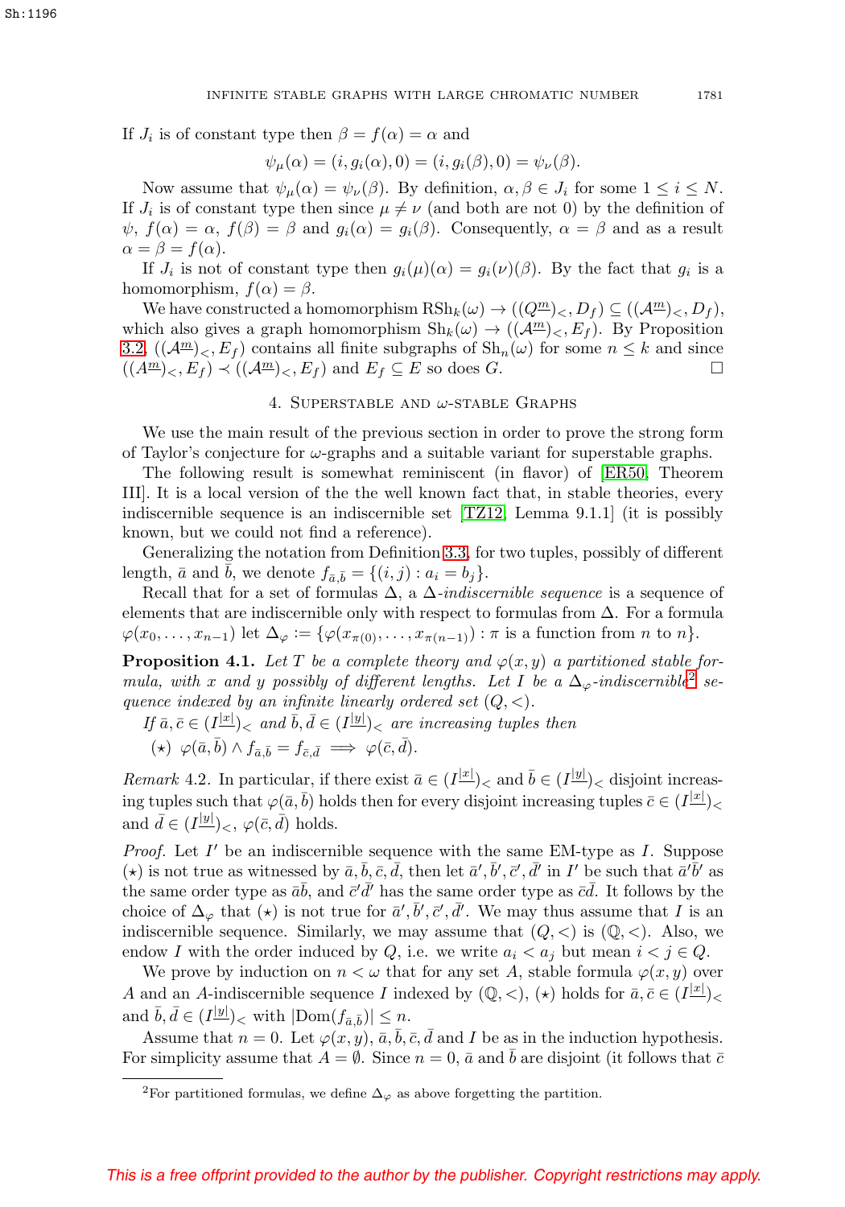If $J_i$ is of constant type then $\beta = f(\alpha) = \alpha$ and

$$\psi_\mu(\alpha) = (i, g_i(\alpha), 0) = (i, g_i(\beta), 0) = \psi_\nu(\beta).$$

Now assume that $\psi_\mu(\alpha) = \psi_\nu(\beta)$. By definition, $\alpha, \beta \in J_i$ for some $1 \leq i \leq N$. If $J_i$ is of constant type then since $\mu \neq \nu$ (and both are not 0) by the definition of $\psi$, $f(\alpha) = \alpha$, $f(\beta) = \beta$ and $g_i(\alpha) = g_i(\beta)$. Consequently, $\alpha = \beta$ and as a result $\alpha = \beta = f(\alpha)$.

If $J_i$ is not of constant type then $g_i(\mu)(\alpha) = g_i(\nu)(\beta)$. By the fact that $g_i$ is a homomorphism, $f(\alpha) = \beta$.

We have constructed a homomorphism $\mathrm{RSh}_k(\omega) \to ((Q^{\underline{m}})_<, D_f) \subseteq ((\mathcal{A}^{\underline{m}})_<, D_f)$, which also gives a graph homomorphism $\mathrm{Sh}_k(\omega) \to ((\mathcal{A}^{\underline{m}})_<, E_f)$. By Proposition 3.2, $((\mathcal{A}^{\underline{m}})_<, E_f)$ contains all finite subgraphs of $\mathrm{Sh}_n(\omega)$ for some $n \leq k$ and since $((A^{\underline{m}})_<, E_f) \prec ((\mathcal{A}^{\underline{m}})_<, E_f)$ and $E_f \subseteq E$ so does $G$. $\square$

## 4. Superstable and $\omega$-stable Graphs

We use the main result of the previous section in order to prove the strong form of Taylor's conjecture for $\omega$-graphs and a suitable variant for superstable graphs.

The following result is somewhat reminiscent (in flavor) of [ER50, Theorem III]. It is a local version of the the well known fact that, in stable theories, every indiscernible sequence is an indiscernible set [TZ12, Lemma 9.1.1] (it is possibly known, but we could not find a reference).

Generalizing the notation from Definition 3.3, for two tuples, possibly of different length, $\bar{a}$ and $\bar{b}$, we denote $f_{\bar{a},\bar{b}} = \{(i,j) : a_i = b_j\}$.

Recall that for a set of formulas $\Delta$, a $\Delta$-*indiscernible sequence* is a sequence of elements that are indiscernible only with respect to formulas from $\Delta$. For a formula $\varphi(x_0, \dots, x_{n-1})$ let $\Delta_\varphi := \{\varphi(x_{\pi(0)}, \dots, x_{\pi(n-1)}) : \pi \text{ is a function from } n \text{ to } n\}$.

**Proposition 4.1.** *Let $T$ be a complete theory and $\varphi(x, y)$ a partitioned stable formula, with $x$ and $y$ possibly of different lengths. Let $I$ be a $\Delta_\varphi$-indiscernible[2] sequence indexed by an infinite linearly ordered set $(Q, <)$.*

*If $\bar{a}, \bar{c} \in (I^{\underline{|x|}})_<$ and $\bar{b}, \bar{d} \in (I^{\underline{|y|}})_<$ are increasing tuples then*

($\star$) $\varphi(\bar{a}, \bar{b}) \wedge f_{\bar{a},\bar{b}} = f_{\bar{c},\bar{d}} \implies \varphi(\bar{c}, \bar{d})$.

*Remark* 4.2. In particular, if there exist $\bar{a} \in (I^{\underline{|x|}})_<$ and $\bar{b} \in (I^{\underline{|y|}})_<$ disjoint increasing tuples such that $\varphi(\bar{a}, \bar{b})$ holds then for every disjoint increasing tuples $\bar{c} \in (I^{\underline{|x|}})_<$ and $\bar{d} \in (I^{\underline{|y|}})_<$, $\varphi(\bar{c}, \bar{d})$ holds.

*Proof.* Let $I'$ be an indiscernible sequence with the same EM-type as $I$. Suppose ($\star$) is not true as witnessed by $\bar{a}, \bar{b}, \bar{c}, \bar{d}$, then let $\bar{a}', \bar{b}', \bar{c}', \bar{d}'$ in $I'$ be such that $\bar{a}'\bar{b}'$ as the same order type as $\bar{a}\bar{b}$, and $\bar{c}'\bar{d}'$ has the same order type as $\bar{c}\bar{d}$. It follows by the choice of $\Delta_\varphi$ that ($\star$) is not true for $\bar{a}', \bar{b}', \bar{c}', \bar{d}'$. We may thus assume that $I$ is an indiscernible sequence. Similarly, we may assume that $(Q, <)$ is $(\mathbb{Q}, <)$. Also, we endow $I$ with the order induced by $Q$, i.e. we write $a_i < a_j$ but mean $i < j \in Q$.

We prove by induction on $n < \omega$ that for any set $A$, stable formula $\varphi(x, y)$ over $A$ and an $A$-indiscernible sequence $I$ indexed by $(\mathbb{Q}, <)$, ($\star$) holds for $\bar{a}, \bar{c} \in (I^{\underline{|x|}})_<$ and $\bar{b}, \bar{d} \in (I^{\underline{|y|}})_<$ with $|\mathrm{Dom}(f_{\bar{a},\bar{b}})| \leq n$.

Assume that $n = 0$. Let $\varphi(x, y)$, $\bar{a}, \bar{b}, \bar{c}, \bar{d}$ and $I$ be as in the induction hypothesis. For simplicity assume that $A = \emptyset$. Since $n = 0$, $\bar{a}$ and $\bar{b}$ are disjoint (it follows that $\bar{c}$

[2] For partitioned formulas, we define $\Delta_\varphi$ as above forgetting the partition.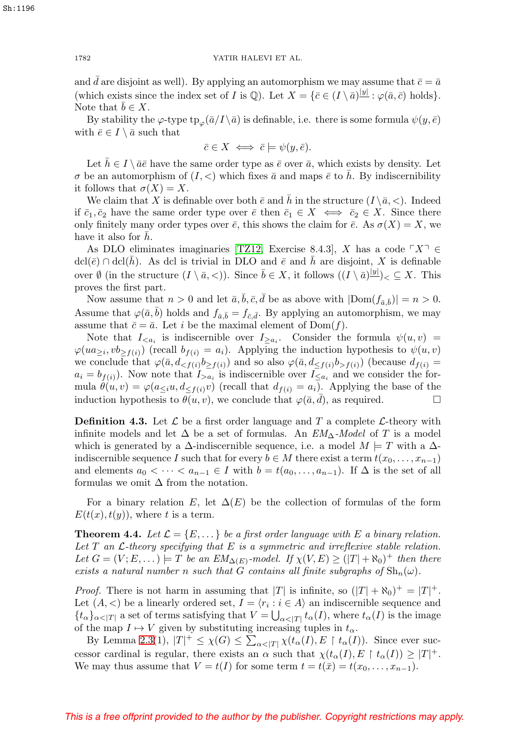and $\bar{d}$ are disjoint as well). By applying an automorphism we may assume that $\bar{c} = \bar{a}$ (which exists since the index set of $I$ is $\mathbb{Q}$). Let $X = \{\bar{c} \in (I \setminus \bar{a})^{\underline{|y|}} : \varphi(\bar{a}, \bar{c}) \text{ holds}\}$. Note that $\bar{b} \in X$.

By stability the $\varphi$-type $\text{tp}_\varphi(\bar{a}/I \setminus \bar{a})$ is definable, i.e. there is some formula $\psi(y, \bar{e})$ with $\bar{e} \in I \setminus \bar{a}$ such that

$$\bar{c} \in X \iff \bar{c} \models \psi(y, \bar{e}).$$

Let $\bar{h} \in I \setminus \bar{a}\bar{e}$ have the same order type as $\bar{e}$ over $\bar{a}$, which exists by density. Let $\sigma$ be an automorphism of $(I, <)$ which fixes $\bar{a}$ and maps $\bar{e}$ to $\bar{h}$. By indiscernibility it follows that $\sigma(X) = X$.

We claim that $X$ is definable over both $\bar{e}$ and $\bar{h}$ in the structure $(I \setminus \bar{a}, <)$. Indeed if $\bar{c}_1, \bar{c}_2$ have the same order type over $\bar{e}$ then $\bar{c}_1 \in X \iff \bar{c}_2 \in X$. Since there only finitely many order types over $\bar{e}$, this shows the claim for $\bar{e}$. As $\sigma(X) = X$, we have it also for $\bar{h}$.

As DLO eliminates imaginaries [TZ12, Exercise 8.4.3], $X$ has a code $\ulcorner X \urcorner \in \text{dcl}(\bar{e}) \cap \text{dcl}(\bar{h})$. As dcl is trivial in DLO and $\bar{e}$ and $\bar{h}$ are disjoint, $X$ is definable over $\emptyset$ (in the structure $(I \setminus \bar{a}, <)$). Since $\bar{b} \in X$, it follows $((I \setminus \bar{a})^{\underline{|y|}})_< \subseteq X$. This proves the first part.

Now assume that $n > 0$ and let $\bar{a}, \bar{b}, \bar{c}, \bar{d}$ be as above with $|\text{Dom}(f_{\bar{a},\bar{b}})| = n > 0$. Assume that $\varphi(\bar{a}, \bar{b})$ holds and $f_{\bar{a},\bar{b}} = f_{\bar{c},\bar{d}}$. By applying an automorphism, we may assume that $\bar{c} = \bar{a}$. Let $i$ be the maximal element of $\text{Dom}(f)$.

Note that $I_{<a_i}$ is indiscernible over $I_{\geq a_i}$. Consider the formula $\psi(u, v) = \varphi(ua_{\geq i}, vb_{\geq f(i)})$ (recall $b_{f(i)} = a_i$). Applying the induction hypothesis to $\psi(u, v)$ we conclude that $\varphi(\bar{a}, d_{<f(i)}b_{\geq f(i)})$ and so also $\varphi(\bar{a}, d_{\leq f(i)}b_{>f(i)})$ (because $d_{f(i)} = a_i = b_{f(i)}$). Now note that $I_{>a_i}$ is indiscernible over $I_{\leq a_i}$ and we consider the formula $\theta(u, v) = \varphi(a_{\leq i}u, d_{\leq f(i)}v)$ (recall that $d_{f(i)} = a_i$). Applying the base of the induction hypothesis to $\theta(u, v)$, we conclude that $\varphi(\bar{a}, \bar{d})$, as required. $\square$

**Definition 4.3.** Let $\mathcal{L}$ be a first order language and $T$ a complete $\mathcal{L}$-theory with infinite models and let $\Delta$ be a set of formulas. An *$EM_\Delta$-Model* of $T$ is a model which is generated by a $\Delta$-indiscernible sequence, i.e. a model $M \models T$ with a $\Delta$-indiscernible sequence $I$ such that for every $b \in M$ there exist a term $t(x_0, \ldots, x_{n-1})$ and elements $a_0 < \cdots < a_{n-1} \in I$ with $b = t(a_0, \ldots, a_{n-1})$. If $\Delta$ is the set of all formulas we omit $\Delta$ from the notation.

For a binary relation $E$, let $\Delta(E)$ be the collection of formulas of the form $E(t(x), t(y))$, where $t$ is a term.

**Theorem 4.4.** *Let $\mathcal{L} = \{E, \ldots\}$ be a first order language with $E$ a binary relation. Let $T$ an $\mathcal{L}$-theory specifying that $E$ is a symmetric and irreflexive stable relation. Let $G = (V; E, \ldots) \models T$ be an $EM_{\Delta(E)}$-model. If $\chi(V, E) \geq (|T| + \aleph_0)^+$ then there exists a natural number $n$ such that $G$ contains all finite subgraphs of $\text{Sh}_n(\omega)$.*

*Proof.* There is not harm in assuming that $|T|$ is infinite, so $(|T| + \aleph_0)^+ = |T|^+$. Let $(A, <)$ be a linearly ordered set, $I = \langle r_i : i \in A \rangle$ an indiscernible sequence and $\{t_\alpha\}_{\alpha < |T|}$ a set of terms satisfying that $V = \bigcup_{\alpha < |T|} t_\alpha(I)$, where $t_\alpha(I)$ is the image of the map $I \mapsto V$ given by substituting increasing tuples in $t_\alpha$.

By Lemma 2.3(1), $|T|^+ \leq \chi(G) \leq \sum_{\alpha < |T|} \chi(t_\alpha(I), E \restriction t_\alpha(I))$. Since ever successor cardinal is regular, there exists an $\alpha$ such that $\chi(t_\alpha(I), E \restriction t_\alpha(I)) \geq |T|^+$. We may thus assume that $V = t(I)$ for some term $t = t(\bar{x}) = t(x_0, \ldots, x_{n-1})$.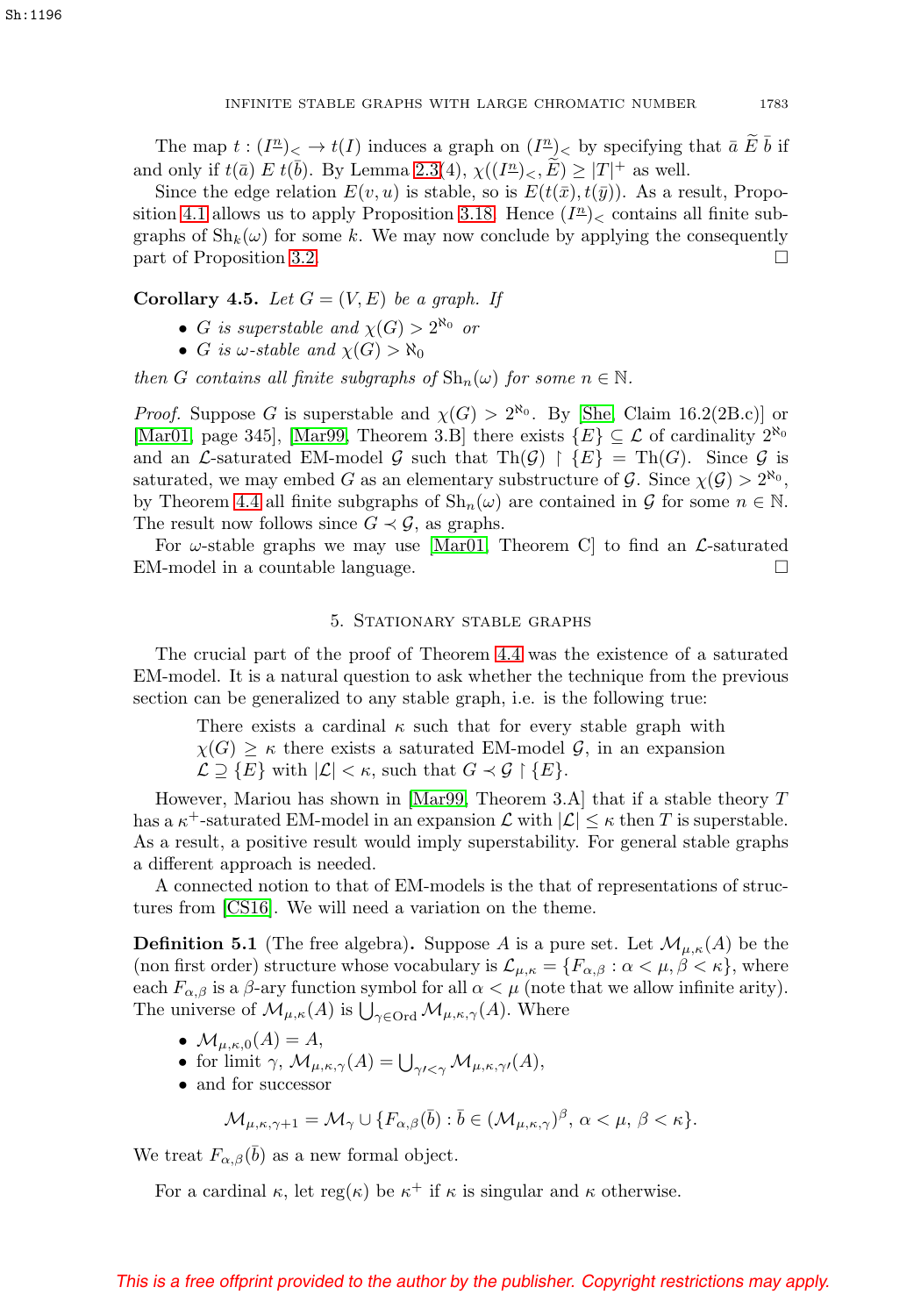The map $t : (I^{\underline{n}})_< \to t(I)$ induces a graph on $(I^{\underline{n}})_<$ by specifying that $\bar{a}\ \widetilde{E}\ \bar{b}$ if and only if $t(\bar{a})\ E\ t(\bar{b})$. By Lemma 2.3(4), $\chi((I^{\underline{n}})_<, \widetilde{E}) \geq |T|^+$ as well.

Since the edge relation $E(v,u)$ is stable, so is $E(t(\bar{x}), t(\bar{y}))$. As a result, Proposition 4.1 allows us to apply Proposition 3.18. Hence $(I^{\underline{n}})_<$ contains all finite subgraphs of $\mathrm{Sh}_k(\omega)$ for some $k$. We may now conclude by applying the consequently part of Proposition 3.2. □

**Corollary 4.5.** *Let $G = (V,E)$ be a graph. If*

- *$G$ is superstable and $\chi(G) > 2^{\aleph_0}$ or*
- *$G$ is $\omega$-stable and $\chi(G) > \aleph_0$*

*then $G$ contains all finite subgraphs of $\mathrm{Sh}_n(\omega)$ for some $n \in \mathbb{N}$.*

*Proof.* Suppose $G$ is superstable and $\chi(G) > 2^{\aleph_0}$. By [She, Claim 16.2(2B.c)] or [Mar01, page 345], [Mar99, Theorem 3.B] there exists $\{E\} \subseteq \mathcal{L}$ of cardinality $2^{\aleph_0}$ and an $\mathcal{L}$-saturated EM-model $\mathcal{G}$ such that $\mathrm{Th}(\mathcal{G}) \restriction \{E\} = \mathrm{Th}(G)$. Since $\mathcal{G}$ is saturated, we may embed $G$ as an elementary substructure of $\mathcal{G}$. Since $\chi(\mathcal{G}) > 2^{\aleph_0}$, by Theorem 4.4 all finite subgraphs of $\mathrm{Sh}_n(\omega)$ are contained in $\mathcal{G}$ for some $n \in \mathbb{N}$. The result now follows since $G \prec \mathcal{G}$, as graphs.

For $\omega$-stable graphs we may use [Mar01, Theorem C] to find an $\mathcal{L}$-saturated EM-model in a countable language. □

## 5. Stationary stable graphs

The crucial part of the proof of Theorem 4.4 was the existence of a saturated EM-model. It is a natural question to ask whether the technique from the previous section can be generalized to any stable graph, i.e. is the following true:

> There exists a cardinal $\kappa$ such that for every stable graph with $\chi(G) \geq \kappa$ there exists a saturated EM-model $\mathcal{G}$, in an expansion $\mathcal{L} \supseteq \{E\}$ with $|\mathcal{L}| < \kappa$, such that $G \prec \mathcal{G} \restriction \{E\}$.

However, Mariou has shown in [Mar99, Theorem 3.A] that if a stable theory $T$ has a $\kappa^+$-saturated EM-model in an expansion $\mathcal{L}$ with $|\mathcal{L}| \leq \kappa$ then $T$ is superstable. As a result, a positive result would imply superstability. For general stable graphs a different approach is needed.

A connected notion to that of EM-models is the that of representations of structures from [CS16]. We will need a variation on the theme.

**Definition 5.1** (The free algebra)**.** Suppose $A$ is a pure set. Let $\mathcal{M}_{\mu,\kappa}(A)$ be the (non first order) structure whose vocabulary is $\mathcal{L}_{\mu,\kappa} = \{F_{\alpha,\beta} : \alpha < \mu, \beta < \kappa\}$, where each $F_{\alpha,\beta}$ is a $\beta$-ary function symbol for all $\alpha < \mu$ (note that we allow infinite arity). The universe of $\mathcal{M}_{\mu,\kappa}(A)$ is $\bigcup_{\gamma \in \mathrm{Ord}} \mathcal{M}_{\mu,\kappa,\gamma}(A)$. Where

- $\mathcal{M}_{\mu,\kappa,0}(A) = A$,
- for limit $\gamma$, $\mathcal{M}_{\mu,\kappa,\gamma}(A) = \bigcup_{\gamma' < \gamma} \mathcal{M}_{\mu,\kappa,\gamma'}(A)$,
- and for successor

$$\mathcal{M}_{\mu,\kappa,\gamma+1} = \mathcal{M}_\gamma \cup \{F_{\alpha,\beta}(\bar{b}) : \bar{b} \in (\mathcal{M}_{\mu,\kappa,\gamma})^\beta,\ \alpha < \mu,\ \beta < \kappa\}.$$

We treat $F_{\alpha,\beta}(\bar{b})$ as a new formal object.

For a cardinal $\kappa$, let $\mathrm{reg}(\kappa)$ be $\kappa^+$ if $\kappa$ is singular and $\kappa$ otherwise.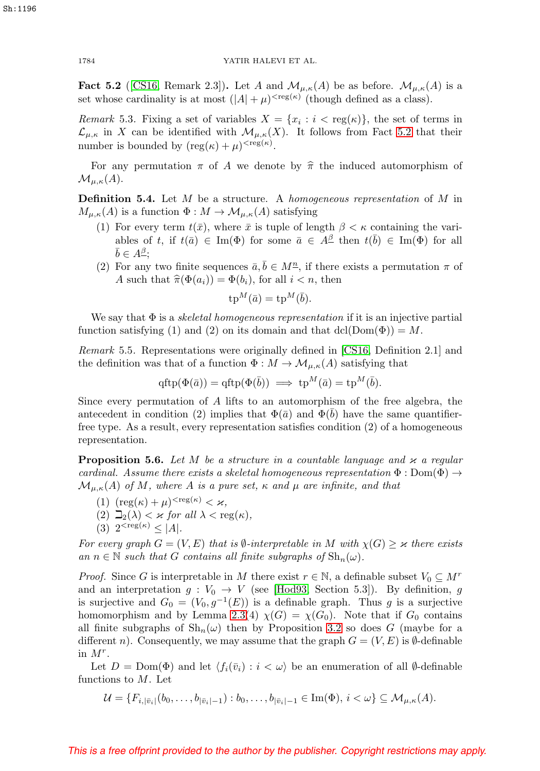**Fact 5.2** ([CS16, Remark 2.3]). Let $A$ and $\mathcal{M}_{\mu,\kappa}(A)$ be as before. $\mathcal{M}_{\mu,\kappa}(A)$ is a set whose cardinality is at most $(|A|+\mu)^{<\mathrm{reg}(\kappa)}$ (though defined as a class).

*Remark* 5.3. Fixing a set of variables $X = \{x_i : i < \mathrm{reg}(\kappa)\}$, the set of terms in $\mathcal{L}_{\mu,\kappa}$ in $X$ can be identified with $\mathcal{M}_{\mu,\kappa}(X)$. It follows from Fact 5.2 that their number is bounded by $(\mathrm{reg}(\kappa)+\mu)^{<\mathrm{reg}(\kappa)}$.

For any permutation $\pi$ of $A$ we denote by $\widehat{\pi}$ the induced automorphism of $\mathcal{M}_{\mu,\kappa}(A)$.

**Definition 5.4.** Let $M$ be a structure. A *homogeneous representation* of $M$ in $M_{\mu,\kappa}(A)$ is a function $\Phi : M \to \mathcal{M}_{\mu,\kappa}(A)$ satisfying

1. For every term $t(\bar{x})$, where $\bar{x}$ is tuple of length $\beta < \kappa$ containing the variables of $t$, if $t(\bar{a}) \in \mathrm{Im}(\Phi)$ for some $\bar{a} \in A^{\underline{\beta}}$ then $t(\bar{b}) \in \mathrm{Im}(\Phi)$ for all $\bar{b} \in A^{\underline{\beta}}$;
2. For any two finite sequences $\bar{a}, \bar{b} \in M^{\underline{n}}$, if there exists a permutation $\pi$ of $A$ such that $\widehat{\pi}(\Phi(a_i)) = \Phi(b_i)$, for all $i < n$, then
$$\mathrm{tp}^M(\bar{a}) = \mathrm{tp}^M(\bar{b}).$$

We say that $\Phi$ is a *skeletal homogeneous representation* if it is an injective partial function satisfying (1) and (2) on its domain and that $\mathrm{dcl}(\mathrm{Dom}(\Phi)) = M$.

*Remark* 5.5. Representations were originally defined in [CS16, Definition 2.1] and the definition was that of a function $\Phi : M \to \mathcal{M}_{\mu,\kappa}(A)$ satisfying that
$$\mathrm{qftp}(\Phi(\bar{a})) = \mathrm{qftp}(\Phi(\bar{b})) \implies \mathrm{tp}^M(\bar{a}) = \mathrm{tp}^M(\bar{b}).$$
Since every permutation of $A$ lifts to an automorphism of the free algebra, the antecedent in condition (2) implies that $\Phi(\bar{a})$ and $\Phi(\bar{b})$ have the same quantifier-free type. As a result, every representation satisfies condition (2) of a homogeneous representation.

**Proposition 5.6.** *Let $M$ be a structure in a countable language and $\varkappa$ a regular cardinal. Assume there exists a skeletal homogeneous representation $\Phi : \mathrm{Dom}(\Phi) \to \mathcal{M}_{\mu,\kappa}(A)$ of $M$, where $A$ is a pure set, $\kappa$ and $\mu$ are infinite, and that*

1. $(\mathrm{reg}(\kappa)+\mu)^{<\mathrm{reg}(\kappa)} < \varkappa$,
2. $\beth_2(\lambda) < \varkappa$ *for all* $\lambda < \mathrm{reg}(\kappa)$,
3. $2^{<\mathrm{reg}(\kappa)} \le |A|$.

*For every graph $G = (V,E)$ that is $\emptyset$-interpretable in $M$ with $\chi(G) \ge \varkappa$ there exists an $n \in \mathbb{N}$ such that $G$ contains all finite subgraphs of $\mathrm{Sh}_n(\omega)$.*

*Proof.* Since $G$ is interpretable in $M$ there exist $r \in \mathbb{N}$, a definable subset $V_0 \subseteq M^r$ and an interpretation $g : V_0 \to V$ (see [Hod93, Section 5.3]). By definition, $g$ is surjective and $G_0 = (V_0, g^{-1}(E))$ is a definable graph. Thus $g$ is a surjective homomorphism and by Lemma 2.3(4) $\chi(G) = \chi(G_0)$. Note that if $G_0$ contains all finite subgraphs of $\mathrm{Sh}_n(\omega)$ then by Proposition 3.2 so does $G$ (maybe for a different $n$). Consequently, we may assume that the graph $G = (V,E)$ is $\emptyset$-definable in $M^r$.

Let $D = \mathrm{Dom}(\Phi)$ and let $\langle f_i(\bar{v}_i) : i < \omega\rangle$ be an enumeration of all $\emptyset$-definable functions to $M$. Let
$$\mathcal{U} = \{F_{i,|\bar{v}_i|}(b_0,\dots,b_{|\bar{v}_i|-1}) : b_0,\dots,b_{|\bar{v}_i|-1} \in \mathrm{Im}(\Phi),\ i<\omega\} \subseteq \mathcal{M}_{\mu,\kappa}(A).$$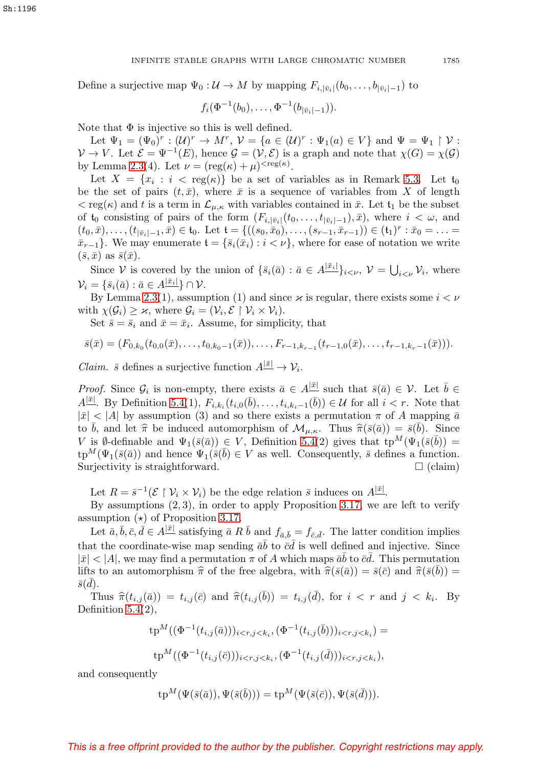Define a surjective map $\Psi_0 : \mathcal{U} \to M$ by mapping $F_{i,|\bar{v}_i|}(b_0, \ldots, b_{|\bar{v}_i|-1})$ to

$$f_i(\Phi^{-1}(b_0), \ldots, \Phi^{-1}(b_{|\bar{v}_i|-1})).$$

Note that $\Phi$ is injective so this is well defined.

Let $\Psi_1 = (\Psi_0)^r : (\mathcal{U})^r \to M^r$, $\mathcal{V} = \{a \in (\mathcal{U})^r : \Psi_1(a) \in V\}$ and $\Psi = \Psi_1 \upharpoonright \mathcal{V} : \mathcal{V} \to V$. Let $\mathcal{E} = \Psi^{-1}(E)$, hence $\mathcal{G} = (\mathcal{V}, \mathcal{E})$ is a graph and note that $\chi(G) = \chi(\mathcal{G})$ by Lemma 2.3(4). Let $\nu = (\text{reg}(\kappa) + \mu)^{<\text{reg}(\kappa)}$.

Let $X = \{x_i : i < \text{reg}(\kappa)\}$ be a set of variables as in Remark 5.3. Let $\mathfrak{t}_0$ be the set of pairs $(t, \bar{x})$, where $\bar{x}$ is a sequence of variables from $X$ of length $< \text{reg}(\kappa)$ and $t$ is a term in $\mathcal{L}_{\mu,\kappa}$ with variables contained in $\bar{x}$. Let $\mathfrak{t}_1$ be the subset of $\mathfrak{t}_0$ consisting of pairs of the form $(F_{i,|\bar{v}_i|}(t_0, \ldots, t_{|\bar{v}_i|-1}), \bar{x})$, where $i < \omega$, and $(t_0, \bar{x}), \ldots, (t_{|\bar{v}_i|-1}, \bar{x}) \in \mathfrak{t}_0$. Let $\mathfrak{t} = \{((s_0, \bar{x}_0), \ldots, (s_{r-1}, \bar{x}_{r-1})) \in (\mathfrak{t}_1)^r : \bar{x}_0 = \ldots = \bar{x}_{r-1}\}$. We may enumerate $\mathfrak{t} = \{\bar{s}_i(\bar{x}_i) : i < \nu\}$, where for ease of notation we write $(\bar{s}, \bar{x})$ as $\bar{s}(\bar{x})$.

Since $\mathcal{V}$ is covered by the union of $\{\bar{s}_i(\bar{a}) : \bar{a} \in A^{\underline{|\bar{x}_i|}}\}_{i<\nu}$, $\mathcal{V} = \bigcup_{i<\nu} \mathcal{V}_i$, where $\mathcal{V}_i = \{\bar{s}_i(\bar{a}) : \bar{a} \in A^{\underline{|\bar{x}_i|}}\} \cap \mathcal{V}$.

By Lemma 2.3(1), assumption (1) and since $\varkappa$ is regular, there exists some $i < \nu$ with $\chi(\mathcal{G}_i) \geq \varkappa$, where $\mathcal{G}_i = (\mathcal{V}_i, \mathcal{E} \upharpoonright \mathcal{V}_i \times \mathcal{V}_i)$.

Set $\bar{s} = \bar{s}_i$ and $\bar{x} = \bar{x}_i$. Assume, for simplicity, that

$$\bar{s}(\bar{x}) = (F_{0,k_0}(t_{0,0}(\bar{x}), \ldots, t_{0,k_0-1}(\bar{x})), \ldots, F_{r-1,k_{r-1}}(t_{r-1,0}(\bar{x}), \ldots, t_{r-1,k_r-1}(\bar{x}))).$$

*Claim.* $\bar{s}$ defines a surjective function $A^{\underline{|\bar{x}|}} \to \mathcal{V}_i$.

*Proof.* Since $\mathcal{G}_i$ is non-empty, there exists $\bar{a} \in A^{\underline{|\bar{x}|}}$ such that $\bar{s}(\bar{a}) \in \mathcal{V}$. Let $\bar{b} \in A^{\underline{|\bar{x}|}}$. By Definition 5.4(1), $F_{i,k_i}(t_{i,0}(\bar{b}), \ldots, t_{i,k_i-1}(\bar{b})) \in \mathcal{U}$ for all $i < r$. Note that $|\bar{x}| < |A|$ by assumption (3) and so there exists a permutation $\pi$ of $A$ mapping $\bar{a}$ to $\bar{b}$, and let $\widehat{\pi}$ be induced automorphism of $\mathcal{M}_{\mu,\kappa}$. Thus $\widehat{\pi}(\bar{s}(\bar{a})) = \bar{s}(\bar{b})$. Since $V$ is $\emptyset$-definable and $\Psi_1(\bar{s}(\bar{a})) \in V$, Definition 5.4(2) gives that $\text{tp}^M(\Psi_1(\bar{s}(\bar{b})) = \text{tp}^M(\Psi_1(\bar{s}(\bar{a}))$ and hence $\Psi_1(\bar{s}(\bar{b}) \in V$ as well. Consequently, $\bar{s}$ defines a function. Surjectivity is straightforward. □ (claim)

Let $R = \bar{s}^{-1}(\mathcal{E} \upharpoonright \mathcal{V}_i \times \mathcal{V}_i)$ be the edge relation $\bar{s}$ induces on $A^{\underline{|\bar{x}|}}$.

By assumptions (2, 3), in order to apply Proposition 3.17, we are left to verify assumption ($\star$) of Proposition 3.17.

Let $\bar{a}, \bar{b}, \bar{c}, \bar{d} \in A^{\underline{|\bar{x}|}}$ satisfying $\bar{a} \mathrel{R} \bar{b}$ and $f_{\bar{a},\bar{b}} = f_{\bar{c},\bar{d}}$. The latter condition implies that the coordinate-wise map sending $\bar{a}\bar{b}$ to $\bar{c}\bar{d}$ is well defined and injective. Since $|\bar{x}| < |A|$, we may find a permutation $\pi$ of $A$ which maps $\bar{a}\bar{b}$ to $\bar{c}\bar{d}$. This permutation lifts to an automorphism $\widehat{\pi}$ of the free algebra, with $\widehat{\pi}(\bar{s}(\bar{a})) = \bar{s}(\bar{c})$ and $\widehat{\pi}(\bar{s}(\bar{b})) = \bar{s}(\bar{d})$.

Thus $\widehat{\pi}(t_{i,j}(\bar{a})) = t_{i,j}(\bar{c})$ and $\widehat{\pi}(t_{i,j}(\bar{b})) = t_{i,j}(\bar{d})$, for $i < r$ and $j < k_i$. By Definition 5.4(2),

$$\text{tp}^M((\Phi^{-1}(t_{i,j}(\bar{a})))_{i<r,j<k_i}, (\Phi^{-1}(t_{i,j}(\bar{b})))_{i<r,j<k_i}) =$$

$$\text{tp}^M((\Phi^{-1}(t_{i,j}(\bar{c})))_{i<r,j<k_i}, (\Phi^{-1}(t_{i,j}(\bar{d})))_{i<r,j<k_i}),$$

and consequently

$$\text{tp}^M(\Psi(\bar{s}(\bar{a})), \Psi(\bar{s}(\bar{b}))) = \text{tp}^M(\Psi(\bar{s}(\bar{c})), \Psi(\bar{s}(\bar{d}))).$$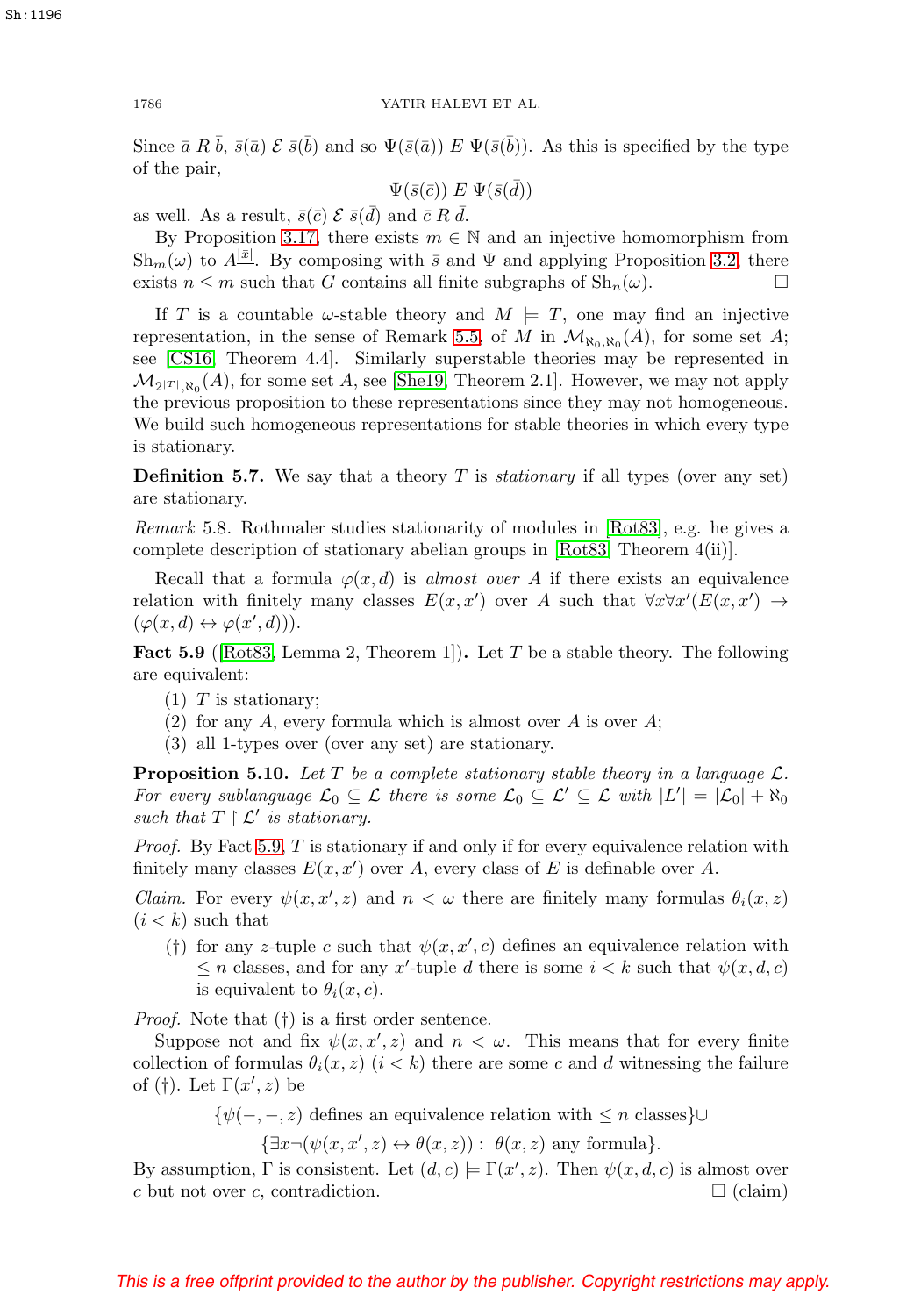Since $\bar{a} \mathrel{R} \bar{b}$, $\bar{s}(\bar{a}) \mathrel{\mathcal{E}} \bar{s}(\bar{b})$ and so $\Psi(\bar{s}(\bar{a})) \mathrel{E} \Psi(\bar{s}(\bar{b}))$. As this is specified by the type of the pair,

$$\Psi(\bar{s}(\bar{c})) \mathrel{E} \Psi(\bar{s}(\bar{d}))$$

as well. As a result, $\bar{s}(\bar{c}) \mathrel{\mathcal{E}} \bar{s}(\bar{d})$ and $\bar{c} \mathrel{R} \bar{d}$.

By Proposition 3.17, there exists $m \in \mathbb{N}$ and an injective homomorphism from $\mathrm{Sh}_m(\omega)$ to $A^{|\bar{x}|}$. By composing with $\bar{s}$ and $\Psi$ and applying Proposition 3.2, there exists $n \leq m$ such that $G$ contains all finite subgraphs of $\mathrm{Sh}_n(\omega)$. □

If $T$ is a countable $\omega$-stable theory and $M \models T$, one may find an injective representation, in the sense of Remark 5.5, of $M$ in $\mathcal{M}_{\aleph_0,\aleph_0}(A)$, for some set $A$; see [CS16, Theorem 4.4]. Similarly superstable theories may be represented in $\mathcal{M}_{2^{|T|},\aleph_0}(A)$, for some set $A$, see [She19, Theorem 2.1]. However, we may not apply the previous proposition to these representations since they may not homogeneous. We build such homogeneous representations for stable theories in which every type is stationary.

**Definition 5.7.** We say that a theory $T$ is *stationary* if all types (over any set) are stationary.

*Remark* 5.8. Rothmaler studies stationarity of modules in [Rot83], e.g. he gives a complete description of stationary abelian groups in [Rot83, Theorem 4(ii)].

Recall that a formula $\varphi(x,d)$ is *almost over* $A$ if there exists an equivalence relation with finitely many classes $E(x,x')$ over $A$ such that $\forall x \forall x'(E(x,x') \to (\varphi(x,d) \leftrightarrow \varphi(x',d)))$.

**Fact 5.9** ([Rot83, Lemma 2, Theorem 1])**.** Let $T$ be a stable theory. The following are equivalent:

1. $T$ is stationary;
2. for any $A$, every formula which is almost over $A$ is over $A$;
3. all 1-types over (over any set) are stationary.

**Proposition 5.10.** *Let $T$ be a complete stationary stable theory in a language $\mathcal{L}$. For every sublanguage $\mathcal{L}_0 \subseteq \mathcal{L}$ there is some $\mathcal{L}_0 \subseteq \mathcal{L}' \subseteq \mathcal{L}$ with $|L'| = |\mathcal{L}_0| + \aleph_0$ such that $T \restriction \mathcal{L}'$ is stationary.*

*Proof.* By Fact 5.9, $T$ is stationary if and only if for every equivalence relation with finitely many classes $E(x,x')$ over $A$, every class of $E$ is definable over $A$.

*Claim.* For every $\psi(x,x',z)$ and $n < \omega$ there are finitely many formulas $\theta_i(x,z)$ $(i < k)$ such that

(†) for any $z$-tuple $c$ such that $\psi(x,x',c)$ defines an equivalence relation with $\leq n$ classes, and for any $x'$-tuple $d$ there is some $i < k$ such that $\psi(x,d,c)$ is equivalent to $\theta_i(x,c)$.

*Proof.* Note that (†) is a first order sentence.

Suppose not and fix $\psi(x,x',z)$ and $n < \omega$. This means that for every finite collection of formulas $\theta_i(x,z)$ $(i < k)$ there are some $c$ and $d$ witnessing the failure of (†). Let $\Gamma(x',z)$ be

$$\{\psi(-,-,z) \text{ defines an equivalence relation with} \leq n \text{ classes}\} \cup$$
$$\{\exists x \neg(\psi(x,x',z) \leftrightarrow \theta(x,z)) : \theta(x,z) \text{ any formula}\}.$$

By assumption, $\Gamma$ is consistent. Let $(d,c) \models \Gamma(x',z)$. Then $\psi(x,d,c)$ is almost over $c$ but not over $c$, contradiction. □ (claim)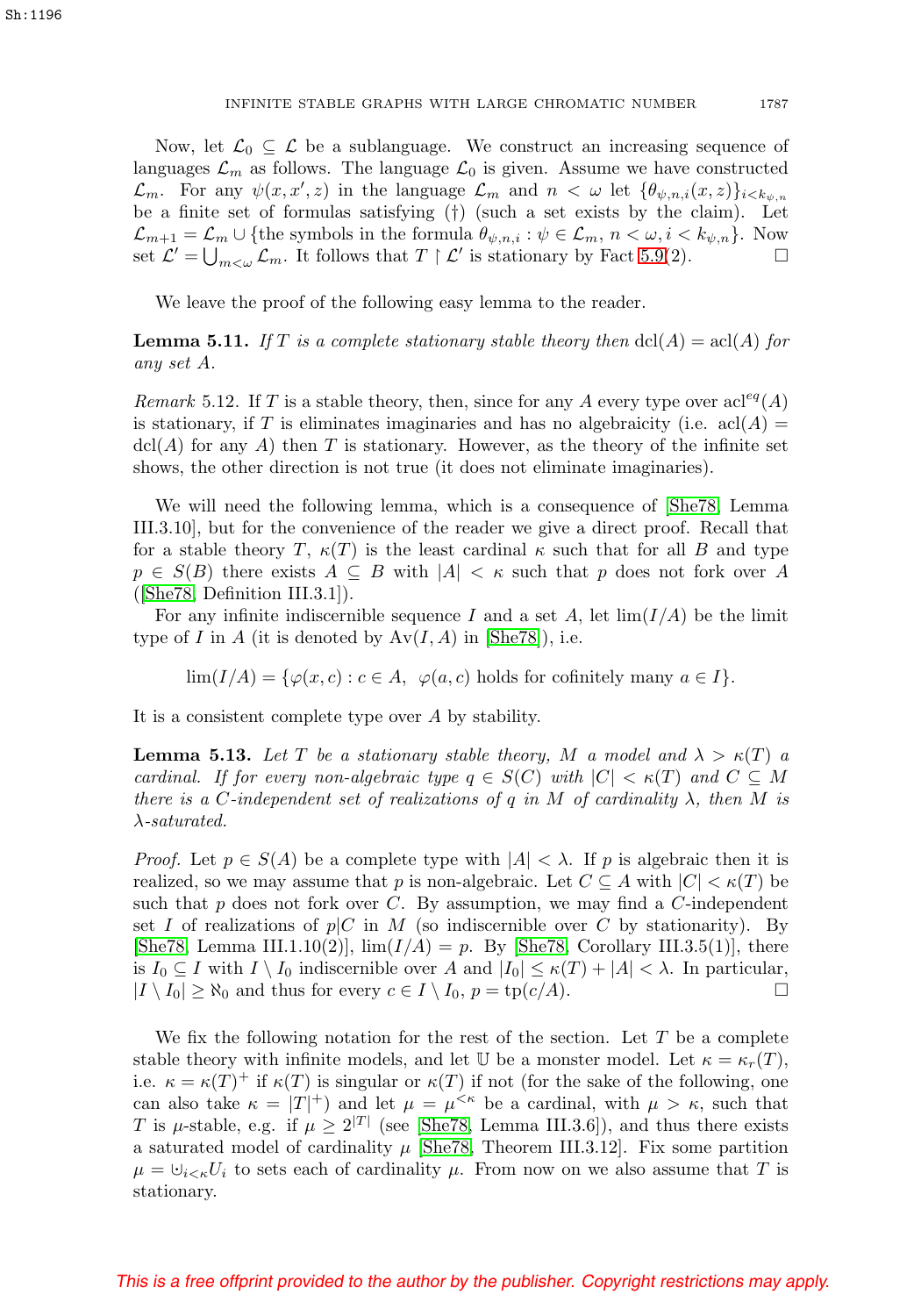Now, let $\mathcal{L}_0 \subseteq \mathcal{L}$ be a sublanguage. We construct an increasing sequence of languages $\mathcal{L}_m$ as follows. The language $\mathcal{L}_0$ is given. Assume we have constructed $\mathcal{L}_m$. For any $\psi(x, x', z)$ in the language $\mathcal{L}_m$ and $n < \omega$ let $\{\theta_{\psi,n,i}(x, z)\}_{i<k_{\psi,n}}$ be a finite set of formulas satisfying (†) (such a set exists by the claim). Let $\mathcal{L}_{m+1} = \mathcal{L}_m \cup \{$the symbols in the formula $\theta_{\psi,n,i} : \psi \in \mathcal{L}_m, n < \omega, i < k_{\psi,n}\}$. Now set $\mathcal{L}' = \bigcup_{m<\omega} \mathcal{L}_m$. It follows that $T \restriction \mathcal{L}'$ is stationary by Fact 5.9(2). $\square$

We leave the proof of the following easy lemma to the reader.

**Lemma 5.11.** *If $T$ is a complete stationary stable theory then* $\operatorname{dcl}(A) = \operatorname{acl}(A)$ *for any set $A$.*

*Remark* 5.12. If $T$ is a stable theory, then, since for any $A$ every type over $\operatorname{acl}^{eq}(A)$ is stationary, if $T$ is eliminates imaginaries and has no algebraicity (i.e. $\operatorname{acl}(A) = \operatorname{dcl}(A)$ for any $A$) then $T$ is stationary. However, as the theory of the infinite set shows, the other direction is not true (it does not eliminate imaginaries).

We will need the following lemma, which is a consequence of [She78, Lemma III.3.10], but for the convenience of the reader we give a direct proof. Recall that for a stable theory $T$, $\kappa(T)$ is the least cardinal $\kappa$ such that for all $B$ and type $p \in S(B)$ there exists $A \subseteq B$ with $|A| < \kappa$ such that $p$ does not fork over $A$ ([She78, Definition III.3.1]).

For any infinite indiscernible sequence $I$ and a set $A$, let $\lim(I/A)$ be the limit type of $I$ in $A$ (it is denoted by $\operatorname{Av}(I, A)$ in [She78]), i.e.

$$\lim(I/A) = \{\varphi(x, c) : c \in A,\ \ \varphi(a, c) \text{ holds for cofinitely many } a \in I\}.$$

It is a consistent complete type over $A$ by stability.

**Lemma 5.13.** *Let $T$ be a stationary stable theory, $M$ a model and $\lambda > \kappa(T)$ a cardinal. If for every non-algebraic type $q \in S(C)$ with $|C| < \kappa(T)$ and $C \subseteq M$ there is a $C$-independent set of realizations of $q$ in $M$ of cardinality $\lambda$, then $M$ is $\lambda$-saturated.*

*Proof.* Let $p \in S(A)$ be a complete type with $|A| < \lambda$. If $p$ is algebraic then it is realized, so we may assume that $p$ is non-algebraic. Let $C \subseteq A$ with $|C| < \kappa(T)$ be such that $p$ does not fork over $C$. By assumption, we may find a $C$-independent set $I$ of realizations of $p|C$ in $M$ (so indiscernible over $C$ by stationarity). By [She78, Lemma III.1.10(2)], $\lim(I/A) = p$. By [She78, Corollary III.3.5(1)], there is $I_0 \subseteq I$ with $I \setminus I_0$ indiscernible over $A$ and $|I_0| \leq \kappa(T) + |A| < \lambda$. In particular, $|I \setminus I_0| \geq \aleph_0$ and thus for every $c \in I \setminus I_0$, $p = \operatorname{tp}(c/A)$. $\square$

We fix the following notation for the rest of the section. Let $T$ be a complete stable theory with infinite models, and let $\mathbb{U}$ be a monster model. Let $\kappa = \kappa_r(T)$, i.e. $\kappa = \kappa(T)^+$ if $\kappa(T)$ is singular or $\kappa(T)$ if not (for the sake of the following, one can also take $\kappa = |T|^+$) and let $\mu = \mu^{<\kappa}$ be a cardinal, with $\mu > \kappa$, such that $T$ is $\mu$-stable, e.g. if $\mu \geq 2^{|T|}$ (see [She78, Lemma III.3.6]), and thus there exists a saturated model of cardinality $\mu$ [She78, Theorem III.3.12]. Fix some partition $\mu = \uplus_{i<\kappa} U_i$ to sets each of cardinality $\mu$. From now on we also assume that $T$ is stationary.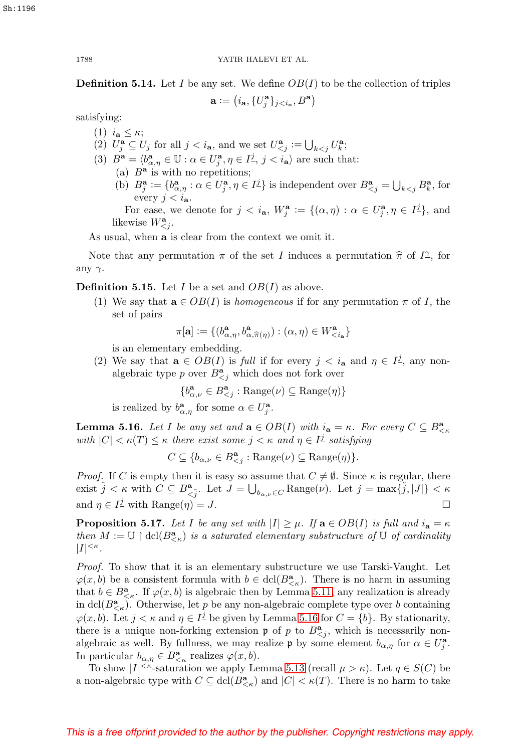**Definition 5.14.** Let $I$ be any set. We define $OB(I)$ to be the collection of triples

$$\mathbf{a} := \left(i_\mathbf{a}, \{U_j^\mathbf{a}\}_{j<i_\mathbf{a}}, B^\mathbf{a}\right)$$

satisfying:

(1) $i_\mathbf{a} \leq \kappa$;

(2) $U_j^\mathbf{a} \subseteq U_j$ for all $j < i_\mathbf{a}$, and we set $U_{<j}^\mathbf{a} := \bigcup_{k<j} U_k^\mathbf{a}$;

(3) $B^\mathbf{a} = \langle b_{\alpha,\eta}^\mathbf{a} \in \mathbb{U} : \alpha \in U_j^\mathbf{a}, \eta \in I^{\underline{j}}, j < i_\mathbf{a} \rangle$ are such that:

   (a) $B^\mathbf{a}$ is with no repetitions;

   (b) $B_j^\mathbf{a} := \{b_{\alpha,\eta}^\mathbf{a} : \alpha \in U_j^\mathbf{a}, \eta \in I^{\underline{j}}\}$ is independent over $B_{<j}^\mathbf{a} = \bigcup_{k<j} B_k^\mathbf{a}$, for every $j < i_\mathbf{a}$.

   For ease, we denote for $j < i_\mathbf{a}$, $W_j^\mathbf{a} := \{(\alpha, \eta) : \alpha \in U_j^\mathbf{a}, \eta \in I^{\underline{j}}\}$, and likewise $W_{<j}^\mathbf{a}$.

As usual, when $\mathbf{a}$ is clear from the context we omit it.

Note that any permutation $\pi$ of the set $I$ induces a permutation $\widehat{\pi}$ of $I^{\underline{\gamma}}$, for any $\gamma$.

**Definition 5.15.** Let $I$ be a set and $OB(I)$ as above.

(1) We say that $\mathbf{a} \in OB(I)$ is *homogeneous* if for any permutation $\pi$ of $I$, the set of pairs

$$\pi[\mathbf{a}] := \{(b_{\alpha,\eta}^\mathbf{a}, b_{\alpha,\widehat{\pi}(\eta)}^\mathbf{a}) : (\alpha, \eta) \in W_{<i_\mathbf{a}}^\mathbf{a}\}$$

is an elementary embedding.

(2) We say that $\mathbf{a} \in OB(I)$ is *full* if for every $j < i_\mathbf{a}$ and $\eta \in I^{\underline{j}}$, any non-algebraic type $p$ over $B_{<j}^\mathbf{a}$ which does not fork over

$$\{b_{\alpha,\nu}^\mathbf{a} \in B_{<j}^\mathbf{a} : \text{Range}(\nu) \subseteq \text{Range}(\eta)\}$$

is realized by $b_{\alpha,\eta}^\mathbf{a}$ for some $\alpha \in U_j^\mathbf{a}$.

**Lemma 5.16.** *Let $I$ be any set and $\mathbf{a} \in OB(I)$ with $i_\mathbf{a} = \kappa$. For every $C \subseteq B_{<\kappa}^\mathbf{a}$ with $|C| < \kappa(T) \leq \kappa$ there exist some $j < \kappa$ and $\eta \in I^{\underline{j}}$ satisfying*

$$C \subseteq \{b_{\alpha,\nu} \in B_{<j}^\mathbf{a} : \text{Range}(\nu) \subseteq \text{Range}(\eta)\}.$$

*Proof.* If $C$ is empty then it is easy so assume that $C \neq \emptyset$. Since $\kappa$ is regular, there exist $\tilde{j} < \kappa$ with $C \subseteq B_{<\tilde{j}}^\mathbf{a}$. Let $J = \bigcup_{b_{\alpha,\nu} \in C} \text{Range}(\nu)$. Let $j = \max\{\tilde{j}, |J|\} < \kappa$ and $\eta \in I^{\underline{j}}$ with $\text{Range}(\eta) = J$. □

**Proposition 5.17.** *Let $I$ be any set with $|I| \geq \mu$. If $\mathbf{a} \in OB(I)$ is full and $i_\mathbf{a} = \kappa$ then $M := \mathbb{U} \restriction \text{dcl}(B_{<\kappa}^\mathbf{a})$ is a saturated elementary substructure of $\mathbb{U}$ of cardinality $|I|^{<\kappa}$.*

*Proof.* To show that it is an elementary substructure we use Tarski-Vaught. Let $\varphi(x, b)$ be a consistent formula with $b \in \text{dcl}(B_{<\kappa}^\mathbf{a})$. There is no harm in assuming that $b \in B_{<\kappa}^\mathbf{a}$. If $\varphi(x, b)$ is algebraic then by Lemma 5.11, any realization is already in $\text{dcl}(B_{<\kappa}^\mathbf{a})$. Otherwise, let $p$ be any non-algebraic complete type over $b$ containing $\varphi(x, b)$. Let $j < \kappa$ and $\eta \in I^{\underline{j}}$ be given by Lemma 5.16 for $C = \{b\}$. By stationarity, there is a unique non-forking extension $\mathfrak{p}$ of $p$ to $B_{<j}^\mathbf{a}$, which is necessarily non-algebraic as well. By fullness, we may realize $\mathfrak{p}$ by some element $b_{\alpha,\eta}$ for $\alpha \in U_j^\mathbf{a}$. In particular $b_{\alpha,\eta} \in B_{<\kappa}^\mathbf{a}$ realizes $\varphi(x, b)$.

To show $|I|^{<\kappa}$-saturation we apply Lemma 5.13 (recall $\mu > \kappa$). Let $q \in S(C)$ be a non-algebraic type with $C \subseteq \text{dcl}(B_{<\kappa}^\mathbf{a})$ and $|C| < \kappa(T)$. There is no harm to take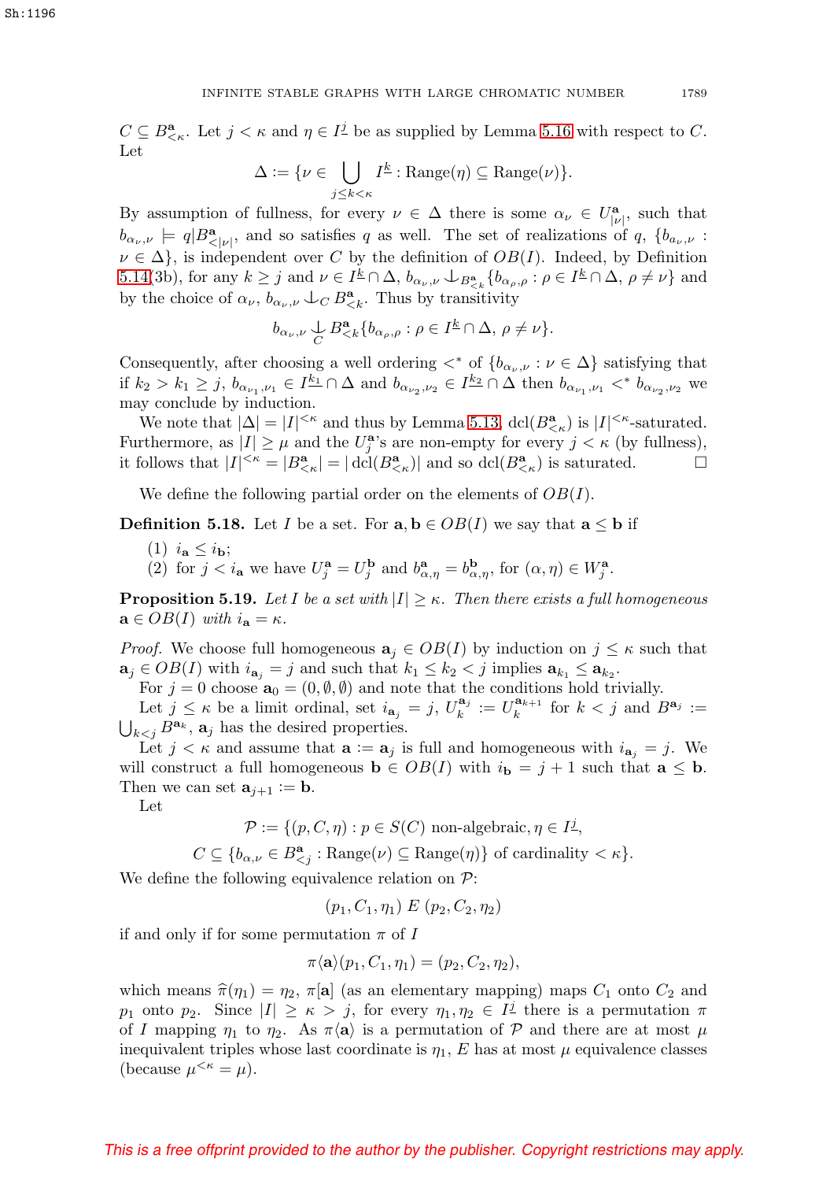$C \subseteq B^{\mathbf{a}}_{<\kappa}$. Let $j < \kappa$ and $\eta \in I^{\underline{j}}$ be as supplied by Lemma 5.16 with respect to $C$. Let

$$\Delta := \{\nu \in \bigcup_{j \leq k < \kappa} I^{\underline{k}} : \mathrm{Range}(\eta) \subseteq \mathrm{Range}(\nu)\}.$$

By assumption of fullness, for every $\nu \in \Delta$ there is some $\alpha_\nu \in U^{\mathbf{a}}_{|\nu|}$, such that $b_{\alpha_\nu,\nu} \models q|B^{\mathbf{a}}_{<|\nu|}$, and so satisfies $q$ as well. The set of realizations of $q$, $\{b_{a_\nu,\nu} : \nu \in \Delta\}$, is independent over $C$ by the definition of $OB(I)$. Indeed, by Definition 5.14(3b), for any $k \geq j$ and $\nu \in I^{\underline{k}} \cap \Delta$, $b_{\alpha_\nu,\nu} \perp_{B^{\mathbf{a}}_{<k}} \{b_{\alpha_\rho,\rho} : \rho \in I^{\underline{k}} \cap \Delta,\ \rho \neq \nu\}$ and by the choice of $\alpha_\nu$, $b_{\alpha_\nu,\nu} \perp_C B^{\mathbf{a}}_{<k}$. Thus by transitivity

$$b_{\alpha_\nu,\nu} \mathop{\perp}_{C} B^{\mathbf{a}}_{<k}\{b_{\alpha_\rho,\rho} : \rho \in I^{\underline{k}} \cap \Delta,\ \rho \neq \nu\}.$$

Consequently, after choosing a well ordering $<^*$ of $\{b_{\alpha_\nu,\nu} : \nu \in \Delta\}$ satisfying that if $k_2 > k_1 \geq j$, $b_{\alpha_{\nu_1},\nu_1} \in I^{\underline{k_1}} \cap \Delta$ and $b_{\alpha_{\nu_2},\nu_2} \in I^{\underline{k_2}} \cap \Delta$ then $b_{\alpha_{\nu_1},\nu_1} <^* b_{\alpha_{\nu_2},\nu_2}$ we may conclude by induction.

We note that $|\Delta| = |I|^{<\kappa}$ and thus by Lemma 5.13, $\mathrm{dcl}(B^{\mathbf{a}}_{<\kappa})$ is $|I|^{<\kappa}$-saturated. Furthermore, as $|I| \geq \mu$ and the $U^{\mathbf{a}}_j$'s are non-empty for every $j < \kappa$ (by fullness), it follows that $|I|^{<\kappa} = |B^{\mathbf{a}}_{<\kappa}| = |\mathrm{dcl}(B^{\mathbf{a}}_{<\kappa})|$ and so $\mathrm{dcl}(B^{\mathbf{a}}_{<\kappa})$ is saturated. $\square$

We define the following partial order on the elements of $OB(I)$.

**Definition 5.18.** Let $I$ be a set. For $\mathbf{a}, \mathbf{b} \in OB(I)$ we say that $\mathbf{a} \leq \mathbf{b}$ if

1. $i_{\mathbf{a}} \leq i_{\mathbf{b}}$;
2. for $j < i_{\mathbf{a}}$ we have $U^{\mathbf{a}}_j = U^{\mathbf{b}}_j$ and $b^{\mathbf{a}}_{\alpha,\eta} = b^{\mathbf{b}}_{\alpha,\eta}$, for $(\alpha,\eta) \in W^{\mathbf{a}}_j$.

**Proposition 5.19.** *Let $I$ be a set with $|I| \geq \kappa$. Then there exists a full homogeneous $\mathbf{a} \in OB(I)$ with $i_{\mathbf{a}} = \kappa$.*

*Proof.* We choose full homogeneous $\mathbf{a}_j \in OB(I)$ by induction on $j \leq \kappa$ such that $\mathbf{a}_j \in OB(I)$ with $i_{\mathbf{a}_j} = j$ and such that $k_1 \leq k_2 < j$ implies $\mathbf{a}_{k_1} \leq \mathbf{a}_{k_2}$.

For $j = 0$ choose $\mathbf{a}_0 = (0, \emptyset, \emptyset)$ and note that the conditions hold trivially.

Let $j \leq \kappa$ be a limit ordinal, set $i_{\mathbf{a}_j} = j$, $U^{\mathbf{a}_j}_k := U^{\mathbf{a}_{k+1}}_k$ for $k < j$ and $B^{\mathbf{a}_j} := \bigcup_{k<j} B^{\mathbf{a}_k}$, $\mathbf{a}_j$ has the desired properties.

Let $j < \kappa$ and assume that $\mathbf{a} := \mathbf{a}_j$ is full and homogeneous with $i_{\mathbf{a}_j} = j$. We will construct a full homogeneous $\mathbf{b} \in OB(I)$ with $i_{\mathbf{b}} = j+1$ such that $\mathbf{a} \leq \mathbf{b}$. Then we can set $\mathbf{a}_{j+1} := \mathbf{b}$.

Let

$$\mathcal{P} := \{(p, C, \eta) : p \in S(C) \text{ non-algebraic}, \eta \in I^{\underline{j}},$$
$$C \subseteq \{b_{\alpha,\nu} \in B^{\mathbf{a}}_{<j} : \mathrm{Range}(\nu) \subseteq \mathrm{Range}(\eta)\} \text{ of cardinality } < \kappa\}.$$

We define the following equivalence relation on $\mathcal{P}$:

$$(p_1, C_1, \eta_1)\ E\ (p_2, C_2, \eta_2)$$

if and only if for some permutation $\pi$ of $I$

$$\pi\langle \mathbf{a} \rangle (p_1, C_1, \eta_1) = (p_2, C_2, \eta_2),$$

which means $\widehat{\pi}(\eta_1) = \eta_2$, $\pi[\mathbf{a}]$ (as an elementary mapping) maps $C_1$ onto $C_2$ and $p_1$ onto $p_2$. Since $|I| \geq \kappa > j$, for every $\eta_1, \eta_2 \in I^{\underline{j}}$ there is a permutation $\pi$ of $I$ mapping $\eta_1$ to $\eta_2$. As $\pi\langle \mathbf{a} \rangle$ is a permutation of $\mathcal{P}$ and there are at most $\mu$ inequivalent triples whose last coordinate is $\eta_1$, $E$ has at most $\mu$ equivalence classes (because $\mu^{<\kappa} = \mu$).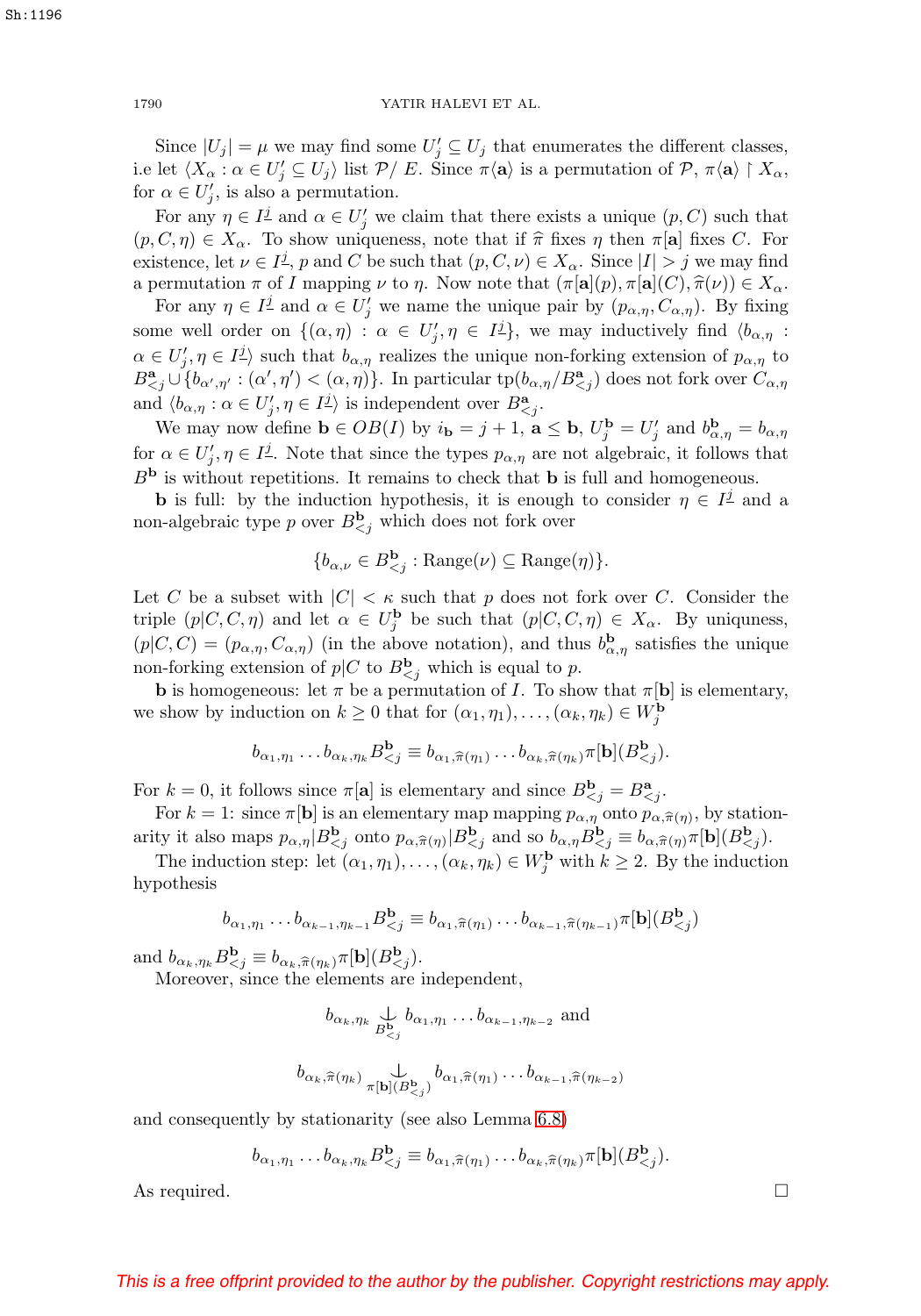Since $|U_j| = \mu$ we may find some $U'_j \subseteq U_j$ that enumerates the different classes, i.e let $\langle X_\alpha : \alpha \in U'_j \subseteq U_j \rangle$ list $\mathcal{P}/E$. Since $\pi\langle \mathbf{a} \rangle$ is a permutation of $\mathcal{P}$, $\pi\langle \mathbf{a} \rangle \restriction X_\alpha$, for $\alpha \in U'_j$, is also a permutation.

For any $\eta \in I^{\underline{j}}$ and $\alpha \in U'_j$ we claim that there exists a unique $(p, C)$ such that $(p, C, \eta) \in X_\alpha$. To show uniqueness, note that if $\widehat{\pi}$ fixes $\eta$ then $\pi[\mathbf{a}]$ fixes $C$. For existence, let $\nu \in I^{\underline{j}}$, $p$ and $C$ be such that $(p, C, \nu) \in X_\alpha$. Since $|I| > j$ we may find a permutation $\pi$ of $I$ mapping $\nu$ to $\eta$. Now note that $(\pi[\mathbf{a}](p), \pi[\mathbf{a}](C), \widehat{\pi}(\nu)) \in X_\alpha$.

For any $\eta \in I^{\underline{j}}$ and $\alpha \in U'_j$ we name the unique pair by $(p_{\alpha,\eta}, C_{\alpha,\eta})$. By fixing some well order on $\{(\alpha, \eta) : \alpha \in U'_j, \eta \in I^{\underline{j}}\}$, we may inductively find $\langle b_{\alpha,\eta} : \alpha \in U'_j, \eta \in I^{\underline{j}} \rangle$ such that $b_{\alpha,\eta}$ realizes the unique non-forking extension of $p_{\alpha,\eta}$ to $B^{\mathbf{a}}_{<j} \cup \{b_{\alpha',\eta'} : (\alpha', \eta') < (\alpha, \eta)\}$. In particular $\operatorname{tp}(b_{\alpha,\eta}/B^{\mathbf{a}}_{<j})$ does not fork over $C_{\alpha,\eta}$ and $\langle b_{\alpha,\eta} : \alpha \in U'_j, \eta \in I^{\underline{j}} \rangle$ is independent over $B^{\mathbf{a}}_{<j}$.

We may now define $\mathbf{b} \in OB(I)$ by $i_{\mathbf{b}} = j + 1$, $\mathbf{a} \leq \mathbf{b}$, $U^{\mathbf{b}}_j = U'_j$ and $b^{\mathbf{b}}_{\alpha,\eta} = b_{\alpha,\eta}$ for $\alpha \in U'_j, \eta \in I^{\underline{j}}$. Note that since the types $p_{\alpha,\eta}$ are not algebraic, it follows that $B^{\mathbf{b}}$ is without repetitions. It remains to check that $\mathbf{b}$ is full and homogeneous.

**b** is full: by the induction hypothesis, it is enough to consider $\eta \in I^{\underline{j}}$ and a non-algebraic type $p$ over $B^{\mathbf{b}}_{<j}$ which does not fork over

$$\{b_{\alpha,\nu} \in B^{\mathbf{b}}_{<j} : \operatorname{Range}(\nu) \subseteq \operatorname{Range}(\eta)\}.$$

Let $C$ be a subset with $|C| < \kappa$ such that $p$ does not fork over $C$. Consider the triple $(p|C, C, \eta)$ and let $\alpha \in U^{\mathbf{b}}_j$ be such that $(p|C, C, \eta) \in X_\alpha$. By uniquness, $(p|C, C) = (p_{\alpha,\eta}, C_{\alpha,\eta})$ (in the above notation), and thus $b^{\mathbf{b}}_{\alpha,\eta}$ satisfies the unique non-forking extension of $p|C$ to $B^{\mathbf{b}}_{<j}$ which is equal to $p$.

**b** is homogeneous: let $\pi$ be a permutation of $I$. To show that $\pi[\mathbf{b}]$ is elementary, we show by induction on $k \geq 0$ that for $(\alpha_1, \eta_1), \ldots, (\alpha_k, \eta_k) \in W^{\mathbf{b}}_j$

$$b_{\alpha_1,\eta_1} \ldots b_{\alpha_k,\eta_k} B^{\mathbf{b}}_{<j} \equiv b_{\alpha_1,\widehat{\pi}(\eta_1)} \ldots b_{\alpha_k,\widehat{\pi}(\eta_k)} \pi[\mathbf{b}](B^{\mathbf{b}}_{<j}).$$

For $k = 0$, it follows since $\pi[\mathbf{a}]$ is elementary and since $B^{\mathbf{b}}_{<j} = B^{\mathbf{a}}_{<j}$.

For $k = 1$: since $\pi[\mathbf{b}]$ is an elementary map mapping $p_{\alpha,\eta}$ onto $p_{\alpha,\widehat{\pi}(\eta)}$, by stationarity it also maps $p_{\alpha,\eta}|B^{\mathbf{b}}_{<j}$ onto $p_{\alpha,\widehat{\pi}(\eta)}|B^{\mathbf{b}}_{<j}$ and so $b_{\alpha,\eta} B^{\mathbf{b}}_{<j} \equiv b_{\alpha,\widehat{\pi}(\eta)} \pi[\mathbf{b}](B^{\mathbf{b}}_{<j})$.

The induction step: let $(\alpha_1, \eta_1), \ldots, (\alpha_k, \eta_k) \in W^{\mathbf{b}}_j$ with $k \geq 2$. By the induction hypothesis

$$b_{\alpha_1,\eta_1} \ldots b_{\alpha_{k-1},\eta_{k-1}} B^{\mathbf{b}}_{<j} \equiv b_{\alpha_1,\widehat{\pi}(\eta_1)} \ldots b_{\alpha_{k-1},\widehat{\pi}(\eta_{k-1})} \pi[\mathbf{b}](B^{\mathbf{b}}_{<j})$$

and $b_{\alpha_k,\eta_k} B^{\mathbf{b}}_{<j} \equiv b_{\alpha_k,\widehat{\pi}(\eta_k)} \pi[\mathbf{b}](B^{\mathbf{b}}_{<j})$.

Moreover, since the elements are independent,

$$b_{\alpha_k,\eta_k} \mathop{\smile\!\!\!\!\!\!|}_{B^{\mathbf{b}}_{<j}} b_{\alpha_1,\eta_1} \ldots b_{\alpha_{k-1},\eta_{k-2}} \text{ and}$$

$$b_{\alpha_k,\widehat{\pi}(\eta_k)} \mathop{\smile\!\!\!\!\!\!|}_{\pi[\mathbf{b}](B^{\mathbf{b}}_{<j})} b_{\alpha_1,\widehat{\pi}(\eta_1)} \ldots b_{\alpha_{k-1},\widehat{\pi}(\eta_{k-2})}$$

and consequently by stationarity (see also Lemma 6.8)

$$b_{\alpha_1,\eta_1} \ldots b_{\alpha_k,\eta_k} B^{\mathbf{b}}_{<j} \equiv b_{\alpha_1,\widehat{\pi}(\eta_1)} \ldots b_{\alpha_k,\widehat{\pi}(\eta_k)} \pi[\mathbf{b}](B^{\mathbf{b}}_{<j}).$$

As required. $\square$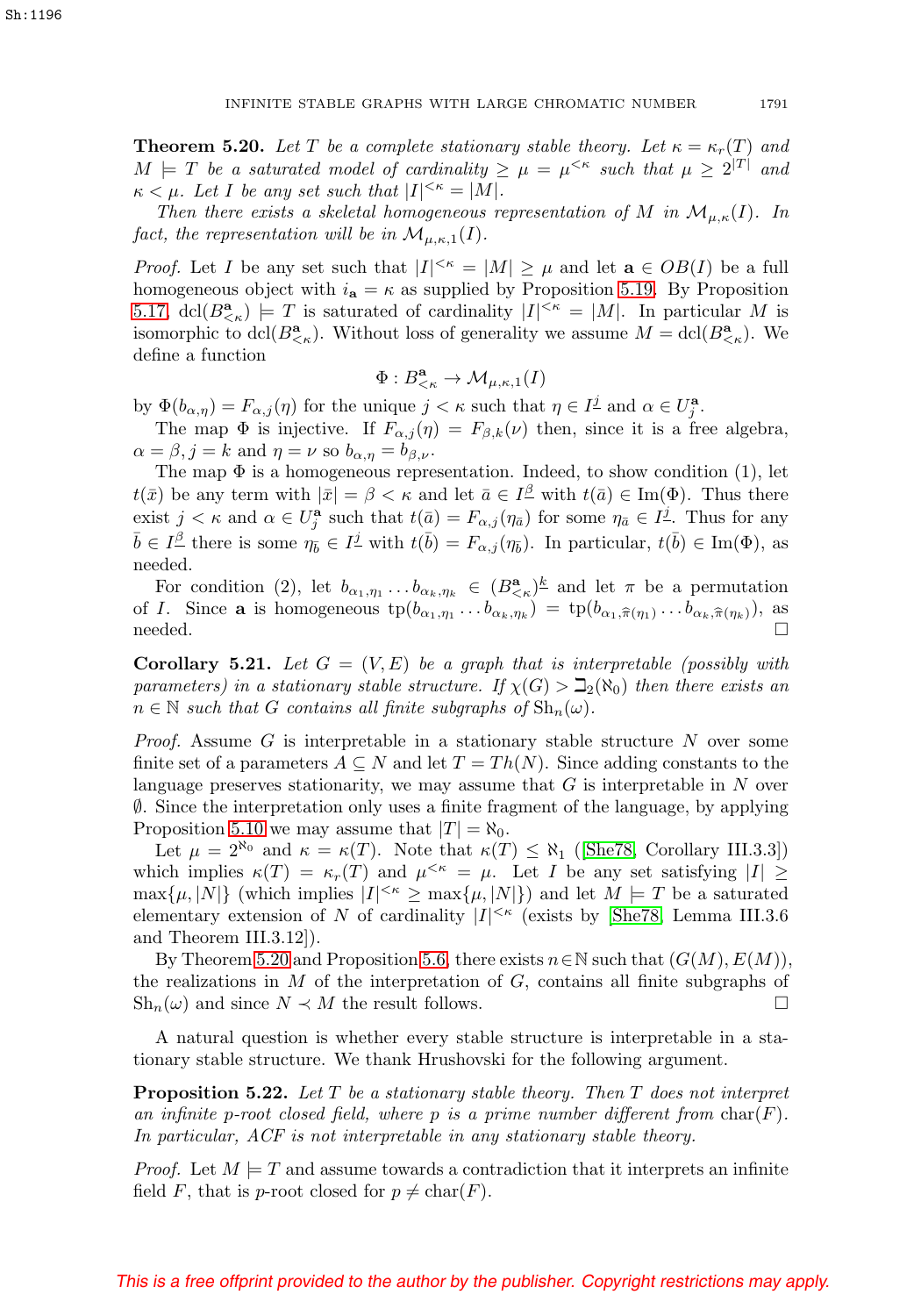**Theorem 5.20.** *Let $T$ be a complete stationary stable theory. Let $\kappa = \kappa_r(T)$ and $M \models T$ be a saturated model of cardinality $\geq \mu = \mu^{<\kappa}$ such that $\mu \geq 2^{|T|}$ and $\kappa < \mu$. Let $I$ be any set such that $|I|^{<\kappa} = |M|$.*

*Then there exists a skeletal homogeneous representation of $M$ in $\mathcal{M}_{\mu,\kappa}(I)$. In fact, the representation will be in $\mathcal{M}_{\mu,\kappa,1}(I)$.*

*Proof.* Let $I$ be any set such that $|I|^{<\kappa} = |M| \geq \mu$ and let $\mathbf{a} \in OB(I)$ be a full homogeneous object with $i_{\mathbf{a}} = \kappa$ as supplied by Proposition 5.19. By Proposition 5.17, $\mathrm{dcl}(B^{\mathbf{a}}_{<\kappa}) \models T$ is saturated of cardinality $|I|^{<\kappa} = |M|$. In particular $M$ is isomorphic to $\mathrm{dcl}(B^{\mathbf{a}}_{<\kappa})$. Without loss of generality we assume $M = \mathrm{dcl}(B^{\mathbf{a}}_{<\kappa})$. We define a function

$$\Phi : B^{\mathbf{a}}_{<\kappa} \to \mathcal{M}_{\mu,\kappa,1}(I)$$

by $\Phi(b_{\alpha,\eta}) = F_{\alpha,j}(\eta)$ for the unique $j < \kappa$ such that $\eta \in I^{\underline{j}}$ and $\alpha \in U^{\mathbf{a}}_j$.

The map $\Phi$ is injective. If $F_{\alpha,j}(\eta) = F_{\beta,k}(\nu)$ then, since it is a free algebra, $\alpha = \beta, j = k$ and $\eta = \nu$ so $b_{\alpha,\eta} = b_{\beta,\nu}$.

The map $\Phi$ is a homogeneous representation. Indeed, to show condition (1), let $t(\bar{x})$ be any term with $|\bar{x}| = \beta < \kappa$ and let $\bar{a} \in I^{\underline{\beta}}$ with $t(\bar{a}) \in \mathrm{Im}(\Phi)$. Thus there exist $j < \kappa$ and $\alpha \in U^{\mathbf{a}}_j$ such that $t(\bar{a}) = F_{\alpha,j}(\eta_{\bar{a}})$ for some $\eta_{\bar{a}} \in I^{\underline{j}}$. Thus for any $\bar{b} \in I^{\underline{\beta}}$ there is some $\eta_{\bar{b}} \in I^{\underline{j}}$ with $t(\bar{b}) = F_{\alpha,j}(\eta_{\bar{b}})$. In particular, $t(\bar{b}) \in \mathrm{Im}(\Phi)$, as needed.

For condition (2), let $b_{\alpha_1,\eta_1} \dots b_{\alpha_k,\eta_k} \in (B^{\mathbf{a}}_{<\kappa})^{\underline{k}}$ and let $\pi$ be a permutation of $I$. Since $\mathbf{a}$ is homogeneous $\mathrm{tp}(b_{\alpha_1,\eta_1} \dots b_{\alpha_k,\eta_k}) = \mathrm{tp}(b_{\alpha_1,\widehat{\pi}(\eta_1)} \dots b_{\alpha_k,\widehat{\pi}(\eta_k)})$, as needed. □

**Corollary 5.21.** *Let $G = (V, E)$ be a graph that is interpretable (possibly with parameters) in a stationary stable structure. If $\chi(G) > \beth_2(\aleph_0)$ then there exists an $n \in \mathbb{N}$ such that $G$ contains all finite subgraphs of $\mathrm{Sh}_n(\omega)$.*

*Proof.* Assume $G$ is interpretable in a stationary stable structure $N$ over some finite set of a parameters $A \subseteq N$ and let $T = Th(N)$. Since adding constants to the language preserves stationarity, we may assume that $G$ is interpretable in $N$ over $\emptyset$. Since the interpretation only uses a finite fragment of the language, by applying Proposition 5.10 we may assume that $|T| = \aleph_0$.

Let $\mu = 2^{\aleph_0}$ and $\kappa = \kappa(T)$. Note that $\kappa(T) \leq \aleph_1$ ([She78, Corollary III.3.3]) which implies $\kappa(T) = \kappa_r(T)$ and $\mu^{<\kappa} = \mu$. Let $I$ be any set satisfying $|I| \geq \max\{\mu, |N|\}$ (which implies $|I|^{<\kappa} \geq \max\{\mu, |N|\}$) and let $M \models T$ be a saturated elementary extension of $N$ of cardinality $|I|^{<\kappa}$ (exists by [She78, Lemma III.3.6 and Theorem III.3.12]).

By Theorem 5.20 and Proposition 5.6, there exists $n \in \mathbb{N}$ such that $(G(M), E(M))$, the realizations in $M$ of the interpretation of $G$, contains all finite subgraphs of $\mathrm{Sh}_n(\omega)$ and since $N \prec M$ the result follows. □

A natural question is whether every stable structure is interpretable in a stationary stable structure. We thank Hrushovski for the following argument.

**Proposition 5.22.** *Let $T$ be a stationary stable theory. Then $T$ does not interpret an infinite $p$-root closed field, where $p$ is a prime number different from $\mathrm{char}(F)$. In particular, ACF is not interpretable in any stationary stable theory.*

*Proof.* Let $M \models T$ and assume towards a contradiction that it interprets an infinite field $F$, that is $p$-root closed for $p \neq \mathrm{char}(F)$.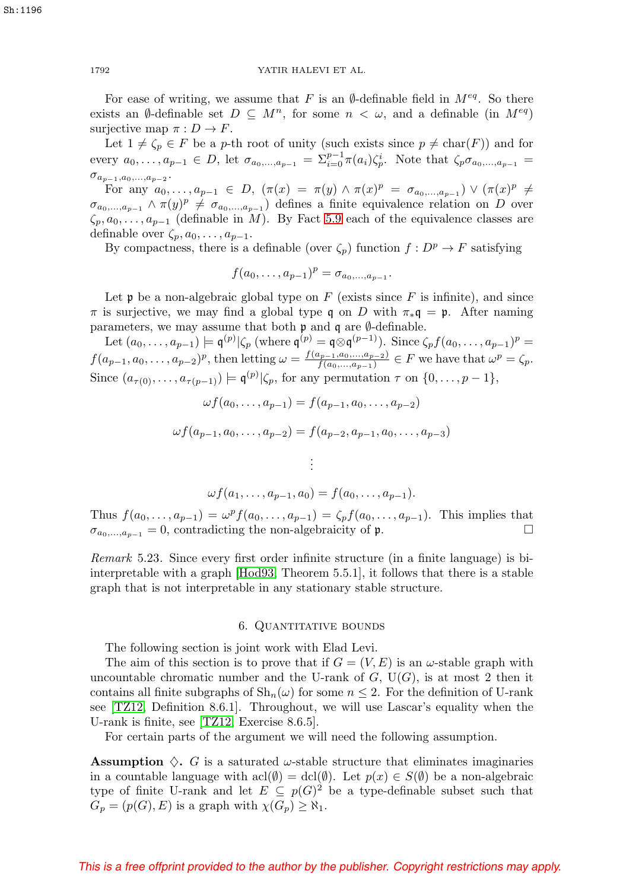For ease of writing, we assume that $F$ is an $\emptyset$-definable field in $M^{eq}$. So there exists an $\emptyset$-definable set $D \subseteq M^n$, for some $n < \omega$, and a definable (in $M^{eq}$) surjective map $\pi : D \to F$.

Let $1 \neq \zeta_p \in F$ be a $p$-th root of unity (such exists since $p \neq \mathrm{char}(F)$) and for every $a_0, \ldots, a_{p-1} \in D$, let $\sigma_{a_0,\ldots,a_{p-1}} = \Sigma_{i=0}^{p-1} \pi(a_i)\zeta_p^i$. Note that $\zeta_p \sigma_{a_0,\ldots,a_{p-1}} = \sigma_{a_{p-1},a_0,\ldots,a_{p-2}}$.

For any $a_0, \ldots, a_{p-1} \in D$, $(\pi(x) = \pi(y) \wedge \pi(x)^p = \sigma_{a_0,\ldots,a_{p-1}}) \vee (\pi(x)^p \neq \sigma_{a_0,\ldots,a_{p-1}} \wedge \pi(y)^p \neq \sigma_{a_0,\ldots,a_{p-1}})$ defines a finite equivalence relation on $D$ over $\zeta_p, a_0, \ldots, a_{p-1}$ (definable in $M$). By Fact 5.9 each of the equivalence classes are definable over $\zeta_p, a_0, \ldots, a_{p-1}$.

By compactness, there is a definable (over $\zeta_p$) function $f : D^p \to F$ satisfying

$$f(a_0, \ldots, a_{p-1})^p = \sigma_{a_0,\ldots,a_{p-1}}.$$

Let $\mathfrak{p}$ be a non-algebraic global type on $F$ (exists since $F$ is infinite), and since $\pi$ is surjective, we may find a global type $\mathfrak{q}$ on $D$ with $\pi_*\mathfrak{q} = \mathfrak{p}$. After naming parameters, we may assume that both $\mathfrak{p}$ and $\mathfrak{q}$ are $\emptyset$-definable.

Let $(a_0, \ldots, a_{p-1}) \models \mathfrak{q}^{(p)}|\zeta_p$ (where $\mathfrak{q}^{(p)} = \mathfrak{q} \otimes \mathfrak{q}^{(p-1)}$). Since $\zeta_p f(a_0, \ldots, a_{p-1})^p = f(a_{p-1}, a_0, \ldots, a_{p-2})^p$, then letting $\omega = \frac{f(a_{p-1},a_0,\ldots,a_{p-2})}{f(a_0,\ldots,a_{p-1})} \in F$ we have that $\omega^p = \zeta_p$. Since $(a_{\tau(0)}, \ldots, a_{\tau(p-1)}) \models \mathfrak{q}^{(p)}|\zeta_p$, for any permutation $\tau$ on $\{0, \ldots, p-1\}$,

$$\omega f(a_0, \ldots, a_{p-1}) = f(a_{p-1}, a_0, \ldots, a_{p-2})$$

$$\omega f(a_{p-1}, a_0, \ldots, a_{p-2}) = f(a_{p-2}, a_{p-1}, a_0, \ldots, a_{p-3})$$

$$\vdots$$

$$\omega f(a_1, \ldots, a_{p-1}, a_0) = f(a_0, \ldots, a_{p-1}).$$

Thus $f(a_0, \ldots, a_{p-1}) = \omega^p f(a_0, \ldots, a_{p-1}) = \zeta_p f(a_0, \ldots, a_{p-1})$. This implies that $\sigma_{a_0,\ldots,a_{p-1}} = 0$, contradicting the non-algebraicity of $\mathfrak{p}$. □

*Remark* 5.23. Since every first order infinite structure (in a finite language) is bi-interpretable with a graph [Hod93, Theorem 5.5.1], it follows that there is a stable graph that is not interpretable in any stationary stable structure.

## 6. Quantitative bounds

The following section is joint work with Elad Levi.

The aim of this section is to prove that if $G = (V, E)$ is an $\omega$-stable graph with uncountable chromatic number and the U-rank of $G$, $\mathrm{U}(G)$, is at most 2 then it contains all finite subgraphs of $\mathrm{Sh}_n(\omega)$ for some $n \leq 2$. For the definition of U-rank see [TZ12, Definition 8.6.1]. Throughout, we will use Lascar's equality when the U-rank is finite, see [TZ12, Exercise 8.6.5].

For certain parts of the argument we will need the following assumption.

**Assumption $\diamondsuit$.** $G$ is a saturated $\omega$-stable structure that eliminates imaginaries in a countable language with $\mathrm{acl}(\emptyset) = \mathrm{dcl}(\emptyset)$. Let $p(x) \in S(\emptyset)$ be a non-algebraic type of finite U-rank and let $E \subseteq p(G)^2$ be a type-definable subset such that $G_p = (p(G), E)$ is a graph with $\chi(G_p) \geq \aleph_1$.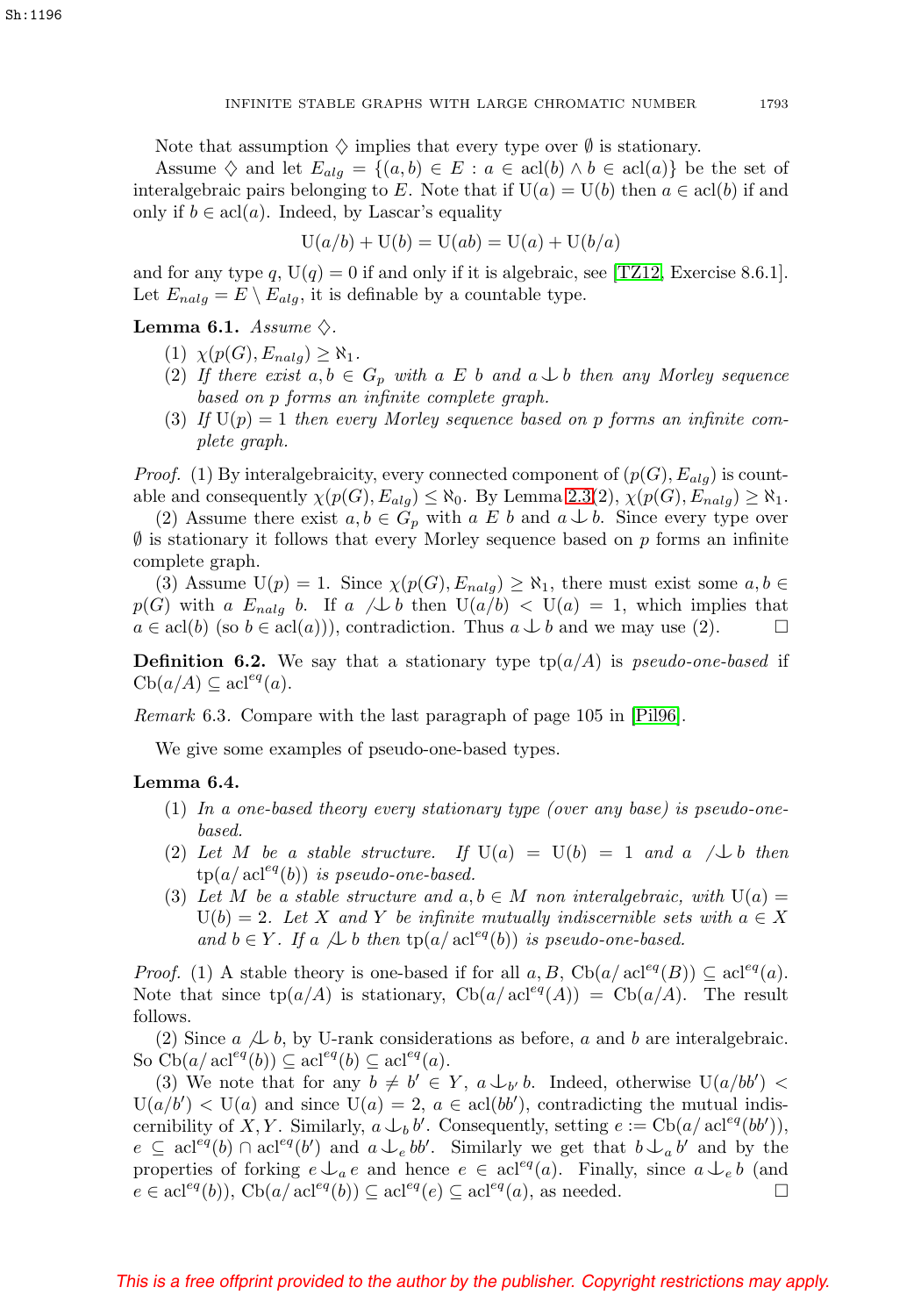Note that assumption $\diamondsuit$ implies that every type over $\emptyset$ is stationary.

Assume $\diamondsuit$ and let $E_{alg} = \{(a,b) \in E : a \in \operatorname{acl}(b) \wedge b \in \operatorname{acl}(a)\}$ be the set of interalgebraic pairs belonging to $E$. Note that if $\mathrm{U}(a) = \mathrm{U}(b)$ then $a \in \operatorname{acl}(b)$ if and only if $b \in \operatorname{acl}(a)$. Indeed, by Lascar's equality

$$\mathrm{U}(a/b) + \mathrm{U}(b) = \mathrm{U}(ab) = \mathrm{U}(a) + \mathrm{U}(b/a)$$

and for any type $q$, $\mathrm{U}(q) = 0$ if and only if it is algebraic, see [TZ12, Exercise 8.6.1]. Let $E_{nalg} = E \setminus E_{alg}$, it is definable by a countable type.

**Lemma 6.1.** *Assume* $\diamondsuit$.

1. $\chi(p(G), E_{nalg}) \geq \aleph_1$.
2. *If there exist $a, b \in G_p$ with $a\ E\ b$ and $a \mathop{\smile\!\!\!\!\!\!\mid\,\,} b$ then any Morley sequence based on $p$ forms an infinite complete graph.*
3. *If $\mathrm{U}(p) = 1$ then every Morley sequence based on $p$ forms an infinite complete graph.*

*Proof.* (1) By interalgebraicity, every connected component of $(p(G), E_{alg})$ is countable and consequently $\chi(p(G), E_{alg}) \leq \aleph_0$. By Lemma 2.3(2), $\chi(p(G), E_{nalg}) \geq \aleph_1$.

(2) Assume there exist $a, b \in G_p$ with $a\ E\ b$ and $a \mathop{\smile\!\!\!\!\!\!\mid\,\,} b$. Since every type over $\emptyset$ is stationary it follows that every Morley sequence based on $p$ forms an infinite complete graph.

(3) Assume $\mathrm{U}(p) = 1$. Since $\chi(p(G), E_{nalg}) \geq \aleph_1$, there must exist some $a, b \in p(G)$ with $a\ E_{nalg}\ b$. If $a \not\mathop{\smile\!\!\!\!\!\!\mid\,\,} b$ then $\mathrm{U}(a/b) < \mathrm{U}(a) = 1$, which implies that $a \in \operatorname{acl}(b)$ (so $b \in \operatorname{acl}(a)$)), contradiction. Thus $a \mathop{\smile\!\!\!\!\!\!\mid\,\,} b$ and we may use (2). $\square$

**Definition 6.2.** We say that a stationary type $\operatorname{tp}(a/A)$ is *pseudo-one-based* if $\operatorname{Cb}(a/A) \subseteq \operatorname{acl}^{eq}(a)$.

*Remark* 6.3. Compare with the last paragraph of page 105 in [Pil96].

We give some examples of pseudo-one-based types.

**Lemma 6.4.**

1. *In a one-based theory every stationary type (over any base) is pseudo-one-based.*
2. *Let $M$ be a stable structure. If $\mathrm{U}(a) = \mathrm{U}(b) = 1$ and $a \not\mathop{\smile\!\!\!\!\!\!\mid\,\,} b$ then $\operatorname{tp}(a/\operatorname{acl}^{eq}(b))$ is pseudo-one-based.*
3. *Let $M$ be a stable structure and $a, b \in M$ non interalgebraic, with $\mathrm{U}(a) = \mathrm{U}(b) = 2$. Let $X$ and $Y$ be infinite mutually indiscernible sets with $a \in X$ and $b \in Y$. If $a \not\mathop{\smile\!\!\!\!\!\!\mid\,\,} b$ then $\operatorname{tp}(a/\operatorname{acl}^{eq}(b))$ is pseudo-one-based.*

*Proof.* (1) A stable theory is one-based if for all $a, B$, $\operatorname{Cb}(a/\operatorname{acl}^{eq}(B)) \subseteq \operatorname{acl}^{eq}(a)$. Note that since $\operatorname{tp}(a/A)$ is stationary, $\operatorname{Cb}(a/\operatorname{acl}^{eq}(A)) = \operatorname{Cb}(a/A)$. The result follows.

(2) Since $a \not\mathop{\smile\!\!\!\!\!\!\mid\,\,} b$, by U-rank considerations as before, $a$ and $b$ are interalgebraic. So $\operatorname{Cb}(a/\operatorname{acl}^{eq}(b)) \subseteq \operatorname{acl}^{eq}(b) \subseteq \operatorname{acl}^{eq}(a)$.

(3) We note that for any $b \neq b' \in Y$, $a \mathop{\smile\!\!\!\!\!\!\mid\,\,}_{b'} b$. Indeed, otherwise $\mathrm{U}(a/bb') < \mathrm{U}(a/b') < \mathrm{U}(a)$ and since $\mathrm{U}(a) = 2$, $a \in \operatorname{acl}(bb')$, contradicting the mutual indiscernibility of $X, Y$. Similarly, $a \mathop{\smile\!\!\!\!\!\!\mid\,\,}_{b} b'$. Consequently, setting $e := \operatorname{Cb}(a/\operatorname{acl}^{eq}(bb'))$, $e \subseteq \operatorname{acl}^{eq}(b) \cap \operatorname{acl}^{eq}(b')$ and $a \mathop{\smile\!\!\!\!\!\!\mid\,\,}_{e} bb'$. Similarly we get that $b \mathop{\smile\!\!\!\!\!\!\mid\,\,}_{a} b'$ and by the properties of forking $e \mathop{\smile\!\!\!\!\!\!\mid\,\,}_{a} e$ and hence $e \in \operatorname{acl}^{eq}(a)$. Finally, since $a \mathop{\smile\!\!\!\!\!\!\mid\,\,}_{e} b$ (and $e \in \operatorname{acl}^{eq}(b)$), $\operatorname{Cb}(a/\operatorname{acl}^{eq}(b)) \subseteq \operatorname{acl}^{eq}(e) \subseteq \operatorname{acl}^{eq}(a)$, as needed. $\square$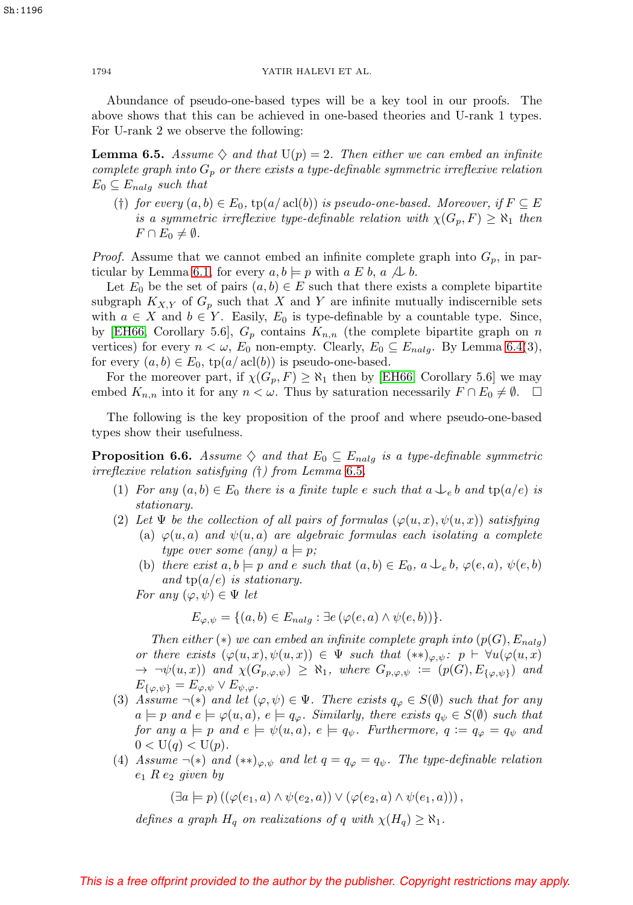Abundance of pseudo-one-based types will be a key tool in our proofs. The above shows that this can be achieved in one-based theories and U-rank 1 types. For U-rank 2 we observe the following:

**Lemma 6.5.** *Assume $\diamondsuit$ and that $\mathrm{U}(p) = 2$. Then either we can embed an infinite complete graph into $G_p$ or there exists a type-definable symmetric irreflexive relation $E_0 \subseteq E_{nalg}$ such that*

(†) *for every $(a, b) \in E_0$, $\mathrm{tp}(a/\operatorname{acl}(b))$ is pseudo-one-based. Moreover, if $F \subseteq E$ is a symmetric irreflexive type-definable relation with $\chi(G_p, F) \geq \aleph_1$ then $F \cap E_0 \neq \emptyset$.*

*Proof.* Assume that we cannot embed an infinite complete graph into $G_p$, in particular by Lemma 6.1, for every $a, b \models p$ with $a \mathrel{E} b$, $a \not\perp b$.

Let $E_0$ be the set of pairs $(a, b) \in E$ such that there exists a complete bipartite subgraph $K_{X,Y}$ of $G_p$ such that $X$ and $Y$ are infinite mutually indiscernible sets with $a \in X$ and $b \in Y$. Easily, $E_0$ is type-definable by a countable type. Since, by [EH66, Corollary 5.6], $G_p$ contains $K_{n,n}$ (the complete bipartite graph on $n$ vertices) for every $n < \omega$, $E_0$ non-empty. Clearly, $E_0 \subseteq E_{nalg}$. By Lemma 6.4(3), for every $(a, b) \in E_0$, $\mathrm{tp}(a/\operatorname{acl}(b))$ is pseudo-one-based.

For the moreover part, if $\chi(G_p, F) \geq \aleph_1$ then by [EH66, Corollary 5.6] we may embed $K_{n,n}$ into it for any $n < \omega$. Thus by saturation necessarily $F \cap E_0 \neq \emptyset$. $\square$

The following is the key proposition of the proof and where pseudo-one-based types show their usefulness.

**Proposition 6.6.** *Assume $\diamondsuit$ and that $E_0 \subseteq E_{nalg}$ is a type-definable symmetric irreflexive relation satisfying (†) from Lemma 6.5.*

1. *For any $(a, b) \in E_0$ there is a finite tuple $e$ such that $a \perp_e b$ and $\mathrm{tp}(a/e)$ is stationary.*
2. *Let $\Psi$ be the collection of all pairs of formulas $(\varphi(u, x), \psi(u, x))$ satisfying*
   - (a) *$\varphi(u, a)$ and $\psi(u, a)$ are algebraic formulas each isolating a complete type over some (any) $a \models p$;*
   - (b) *there exist $a, b \models p$ and $e$ such that $(a, b) \in E_0$, $a \perp_e b$, $\varphi(e, a)$, $\psi(e, b)$ and $\mathrm{tp}(a/e)$ is stationary.*

   *For any $(\varphi, \psi) \in \Psi$ let*
   $$E_{\varphi,\psi} = \{(a, b) \in E_{nalg} : \exists e\, (\varphi(e, a) \wedge \psi(e, b))\}.$$
   *Then either (∗) we can embed an infinite complete graph into $(p(G), E_{nalg})$ or there exists $(\varphi(u, x), \psi(u, x)) \in \Psi$ such that $(**)_{\varphi,\psi}$: $p \vdash \forall u(\varphi(u, x) \rightarrow \neg\psi(u, x))$ and $\chi(G_{p,\varphi,\psi}) \geq \aleph_1$, where $G_{p,\varphi,\psi} := (p(G), E_{\{\varphi,\psi\}})$ and $E_{\{\varphi,\psi\}} = E_{\varphi,\psi} \vee E_{\psi,\varphi}$.*
3. *Assume $\neg(*)$ and let $(\varphi, \psi) \in \Psi$. There exists $q_\varphi \in S(\emptyset)$ such that for any $a \models p$ and $e \models \varphi(u, a)$, $e \models q_\varphi$. Similarly, there exists $q_\psi \in S(\emptyset)$ such that for any $a \models p$ and $e \models \psi(u, a)$, $e \models q_\psi$. Furthermore, $q := q_\varphi = q_\psi$ and $0 < \mathrm{U}(q) < \mathrm{U}(p)$.*
4. *Assume $\neg(*)$ and $(**)_{\varphi,\psi}$ and let $q = q_\varphi = q_\psi$. The type-definable relation $e_1 \mathrel{R} e_2$ given by*
   $$(\exists a \models p)\left((\varphi(e_1, a) \wedge \psi(e_2, a)) \vee (\varphi(e_2, a) \wedge \psi(e_1, a))\right),$$
   *defines a graph $H_q$ on realizations of $q$ with $\chi(H_q) \geq \aleph_1$.*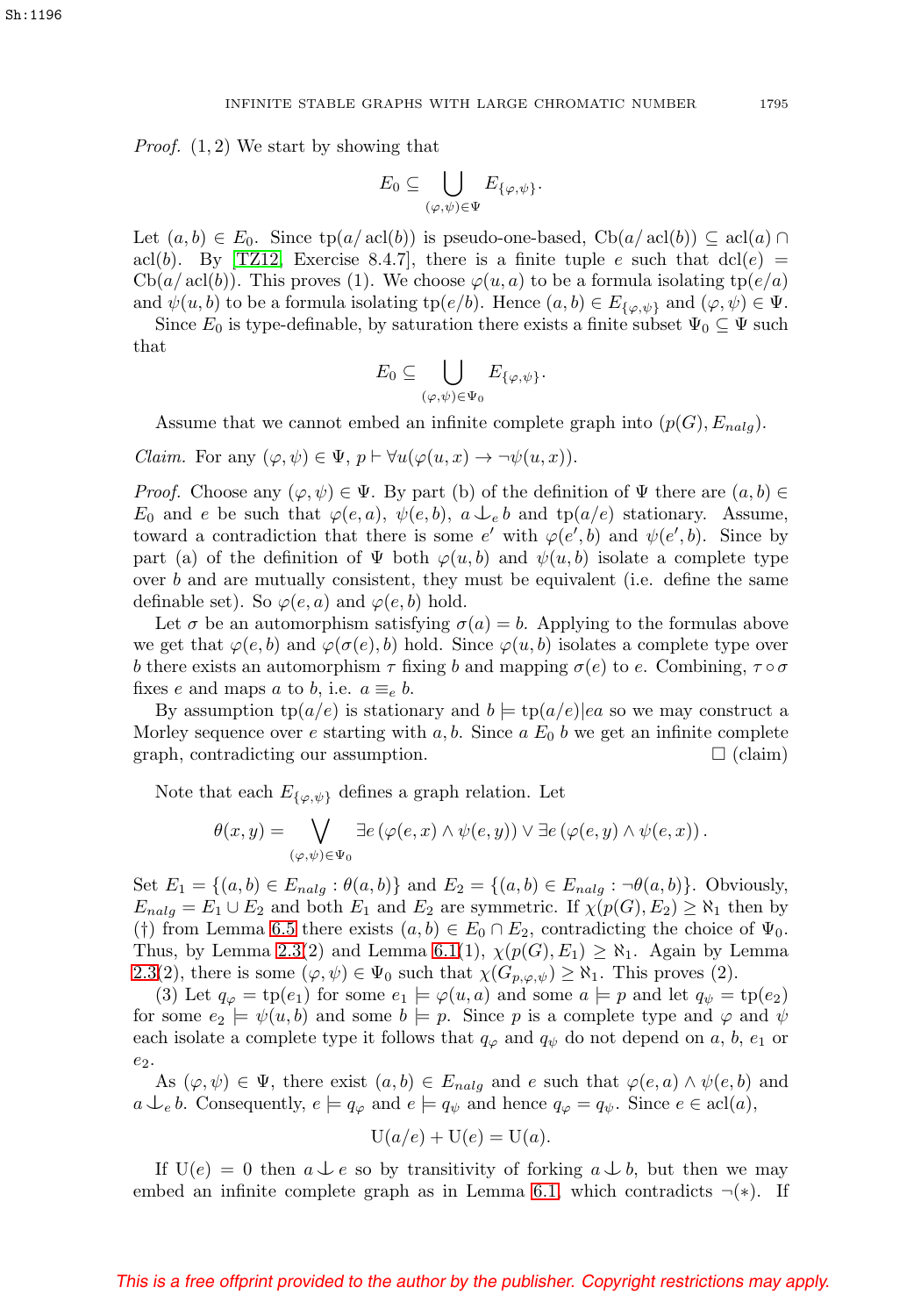*Proof.* (1, 2) We start by showing that

$$E_0 \subseteq \bigcup_{(\varphi,\psi)\in\Psi} E_{\{\varphi,\psi\}}.$$

Let $(a,b) \in E_0$. Since $\mathrm{tp}(a/\operatorname{acl}(b))$ is pseudo-one-based, $\mathrm{Cb}(a/\operatorname{acl}(b)) \subseteq \operatorname{acl}(a) \cap \operatorname{acl}(b)$. By [TZ12, Exercise 8.4.7], there is a finite tuple $e$ such that $\operatorname{dcl}(e) = \mathrm{Cb}(a/\operatorname{acl}(b))$. This proves (1). We choose $\varphi(u,a)$ to be a formula isolating $\mathrm{tp}(e/a)$ and $\psi(u,b)$ to be a formula isolating $\mathrm{tp}(e/b)$. Hence $(a,b) \in E_{\{\varphi,\psi\}}$ and $(\varphi,\psi) \in \Psi$.

Since $E_0$ is type-definable, by saturation there exists a finite subset $\Psi_0 \subseteq \Psi$ such that

$$E_0 \subseteq \bigcup_{(\varphi,\psi)\in\Psi_0} E_{\{\varphi,\psi\}}.$$

Assume that we cannot embed an infinite complete graph into $(p(G), E_{nalg})$.

*Claim.* For any $(\varphi,\psi) \in \Psi$, $p \vdash \forall u(\varphi(u,x) \to \neg\psi(u,x))$.

*Proof.* Choose any $(\varphi,\psi) \in \Psi$. By part (b) of the definition of $\Psi$ there are $(a,b) \in E_0$ and $e$ be such that $\varphi(e,a)$, $\psi(e,b)$, $a \mathop{\smile\!\!\!\!\!\!\downarrow}_e b$ and $\mathrm{tp}(a/e)$ stationary. Assume, toward a contradiction that there is some $e'$ with $\varphi(e',b)$ and $\psi(e',b)$. Since by part (a) of the definition of $\Psi$ both $\varphi(u,b)$ and $\psi(u,b)$ isolate a complete type over $b$ and are mutually consistent, they must be equivalent (i.e. define the same definable set). So $\varphi(e,a)$ and $\varphi(e,b)$ hold.

Let $\sigma$ be an automorphism satisfying $\sigma(a) = b$. Applying to the formulas above we get that $\varphi(e,b)$ and $\varphi(\sigma(e),b)$ hold. Since $\varphi(u,b)$ isolates a complete type over $b$ there exists an automorphism $\tau$ fixing $b$ and mapping $\sigma(e)$ to $e$. Combining, $\tau \circ \sigma$ fixes $e$ and maps $a$ to $b$, i.e. $a \equiv_e b$.

By assumption $\mathrm{tp}(a/e)$ is stationary and $b \models \mathrm{tp}(a/e)|ea$ so we may construct a Morley sequence over $e$ starting with $a, b$. Since $a \; E_0 \; b$ we get an infinite complete graph, contradicting our assumption. □ (claim)

Note that each $E_{\{\varphi,\psi\}}$ defines a graph relation. Let

$$\theta(x,y) = \bigvee_{(\varphi,\psi)\in\Psi_0} \exists e\,(\varphi(e,x) \wedge \psi(e,y)) \vee \exists e\,(\varphi(e,y) \wedge \psi(e,x)).$$

Set $E_1 = \{(a,b) \in E_{nalg} : \theta(a,b)\}$ and $E_2 = \{(a,b) \in E_{nalg} : \neg\theta(a,b)\}$. Obviously, $E_{nalg} = E_1 \cup E_2$ and both $E_1$ and $E_2$ are symmetric. If $\chi(p(G), E_2) \geq \aleph_1$ then by (†) from Lemma 6.5 there exists $(a,b) \in E_0 \cap E_2$, contradicting the choice of $\Psi_0$. Thus, by Lemma 2.3(2) and Lemma 6.1(1), $\chi(p(G), E_1) \geq \aleph_1$. Again by Lemma 2.3(2), there is some $(\varphi,\psi) \in \Psi_0$ such that $\chi(G_{p,\varphi,\psi}) \geq \aleph_1$. This proves (2).

(3) Let $q_\varphi = \mathrm{tp}(e_1)$ for some $e_1 \models \varphi(u,a)$ and some $a \models p$ and let $q_\psi = \mathrm{tp}(e_2)$ for some $e_2 \models \psi(u,b)$ and some $b \models p$. Since $p$ is a complete type and $\varphi$ and $\psi$ each isolate a complete type it follows that $q_\varphi$ and $q_\psi$ do not depend on $a$, $b$, $e_1$ or $e_2$.

As $(\varphi,\psi) \in \Psi$, there exist $(a,b) \in E_{nalg}$ and $e$ such that $\varphi(e,a) \wedge \psi(e,b)$ and $a \mathop{\smile\!\!\!\!\!\!\downarrow}_e b$. Consequently, $e \models q_\varphi$ and $e \models q_\psi$ and hence $q_\varphi = q_\psi$. Since $e \in \operatorname{acl}(a)$,

$$\mathrm{U}(a/e) + \mathrm{U}(e) = \mathrm{U}(a).$$

If $\mathrm{U}(e) = 0$ then $a \mathop{\smile\!\!\!\!\!\!\downarrow} e$ so by transitivity of forking $a \mathop{\smile\!\!\!\!\!\!\downarrow} b$, but then we may embed an infinite complete graph as in Lemma 6.1, which contradicts $\neg(*)$. If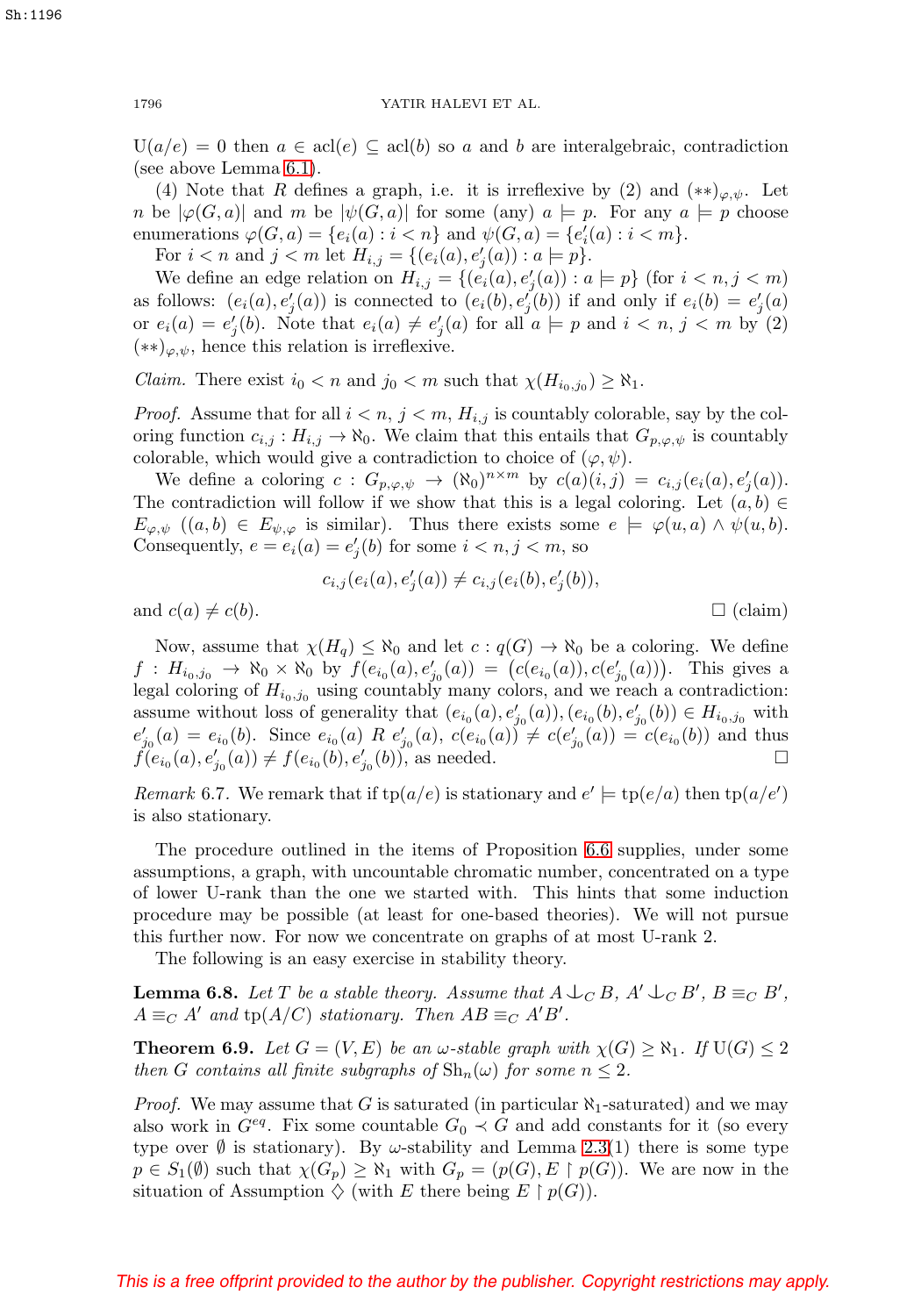$\mathrm{U}(a/e) = 0$ then $a \in \mathrm{acl}(e) \subseteq \mathrm{acl}(b)$ so $a$ and $b$ are interalgebraic, contradiction (see above Lemma 6.1).

(4) Note that $R$ defines a graph, i.e. it is irreflexive by (2) and $(**)_{\varphi,\psi}$. Let $n$ be $|\varphi(G,a)|$ and $m$ be $|\psi(G,a)|$ for some (any) $a \models p$. For any $a \models p$ choose enumerations $\varphi(G,a) = \{e_i(a) : i < n\}$ and $\psi(G,a) = \{e'_i(a) : i < m\}$.

For $i < n$ and $j < m$ let $H_{i,j} = \{(e_i(a), e'_j(a)) : a \models p\}$.

We define an edge relation on $H_{i,j} = \{(e_i(a), e'_j(a)) : a \models p\}$ (for $i < n, j < m$) as follows: $(e_i(a), e'_j(a))$ is connected to $(e_i(b), e'_j(b))$ if and only if $e_i(b) = e'_j(a)$ or $e_i(a) = e'_j(b)$. Note that $e_i(a) \neq e'_j(a)$ for all $a \models p$ and $i < n$, $j < m$ by (2) $(**)_{\varphi,\psi}$, hence this relation is irreflexive.

*Claim.* There exist $i_0 < n$ and $j_0 < m$ such that $\chi(H_{i_0,j_0}) \geq \aleph_1$.

*Proof.* Assume that for all $i < n$, $j < m$, $H_{i,j}$ is countably colorable, say by the coloring function $c_{i,j} : H_{i,j} \to \aleph_0$. We claim that this entails that $G_{p,\varphi,\psi}$ is countably colorable, which would give a contradiction to choice of $(\varphi, \psi)$.

We define a coloring $c : G_{p,\varphi,\psi} \to (\aleph_0)^{n\times m}$ by $c(a)(i,j) = c_{i,j}(e_i(a), e'_j(a))$. The contradiction will follow if we show that this is a legal coloring. Let $(a,b) \in E_{\varphi,\psi}$ ($(a,b) \in E_{\psi,\varphi}$ is similar). Thus there exists some $e \models \varphi(u,a) \wedge \psi(u,b)$. Consequently, $e = e_i(a) = e'_j(b)$ for some $i < n, j < m$, so

$$c_{i,j}(e_i(a), e'_j(a)) \neq c_{i,j}(e_i(b), e'_j(b)),$$

and $c(a) \neq c(b)$. □ (claim)

Now, assume that $\chi(H_q) \leq \aleph_0$ and let $c : q(G) \to \aleph_0$ be a coloring. We define $f : H_{i_0,j_0} \to \aleph_0 \times \aleph_0$ by $f(e_{i_0}(a), e'_{j_0}(a)) = \big(c(e_{i_0}(a)), c(e'_{j_0}(a))\big)$. This gives a legal coloring of $H_{i_0,j_0}$ using countably many colors, and we reach a contradiction: assume without loss of generality that $(e_{i_0}(a), e'_{j_0}(a)), (e_{i_0}(b), e'_{j_0}(b)) \in H_{i_0,j_0}$ with $e'_{j_0}(a) = e_{i_0}(b)$. Since $e_{i_0}(a)\ R\ e'_{j_0}(a)$, $c(e_{i_0}(a)) \neq c(e'_{j_0}(a)) = c(e_{i_0}(b))$ and thus $f(e_{i_0}(a), e'_{j_0}(a)) \neq f(e_{i_0}(b), e'_{j_0}(b))$, as needed. □

*Remark* 6.7. We remark that if $\mathrm{tp}(a/e)$ is stationary and $e' \models \mathrm{tp}(e/a)$ then $\mathrm{tp}(a/e')$ is also stationary.

The procedure outlined in the items of Proposition 6.6 supplies, under some assumptions, a graph, with uncountable chromatic number, concentrated on a type of lower U-rank than the one we started with. This hints that some induction procedure may be possible (at least for one-based theories). We will not pursue this further now. For now we concentrate on graphs of at most U-rank 2.

The following is an easy exercise in stability theory.

**Lemma 6.8.** *Let $T$ be a stable theory. Assume that $A \mathop{\smile\!\!\!\!\!\mid}_C B$, $A' \mathop{\smile\!\!\!\!\!\mid}_C B'$, $B \equiv_C B'$, $A \equiv_C A'$ and $\mathrm{tp}(A/C)$ stationary. Then $AB \equiv_C A'B'$.*

**Theorem 6.9.** *Let $G = (V, E)$ be an $\omega$-stable graph with $\chi(G) \geq \aleph_1$. If $\mathrm{U}(G) \leq 2$ then $G$ contains all finite subgraphs of $\mathrm{Sh}_n(\omega)$ for some $n \leq 2$.*

*Proof.* We may assume that $G$ is saturated (in particular $\aleph_1$-saturated) and we may also work in $G^{eq}$. Fix some countable $G_0 \prec G$ and add constants for it (so every type over $\emptyset$ is stationary). By $\omega$-stability and Lemma 2.3(1) there is some type $p \in S_1(\emptyset)$ such that $\chi(G_p) \geq \aleph_1$ with $G_p = (p(G), E \restriction p(G))$. We are now in the situation of Assumption $\diamondsuit$ (with $E$ there being $E \restriction p(G)$).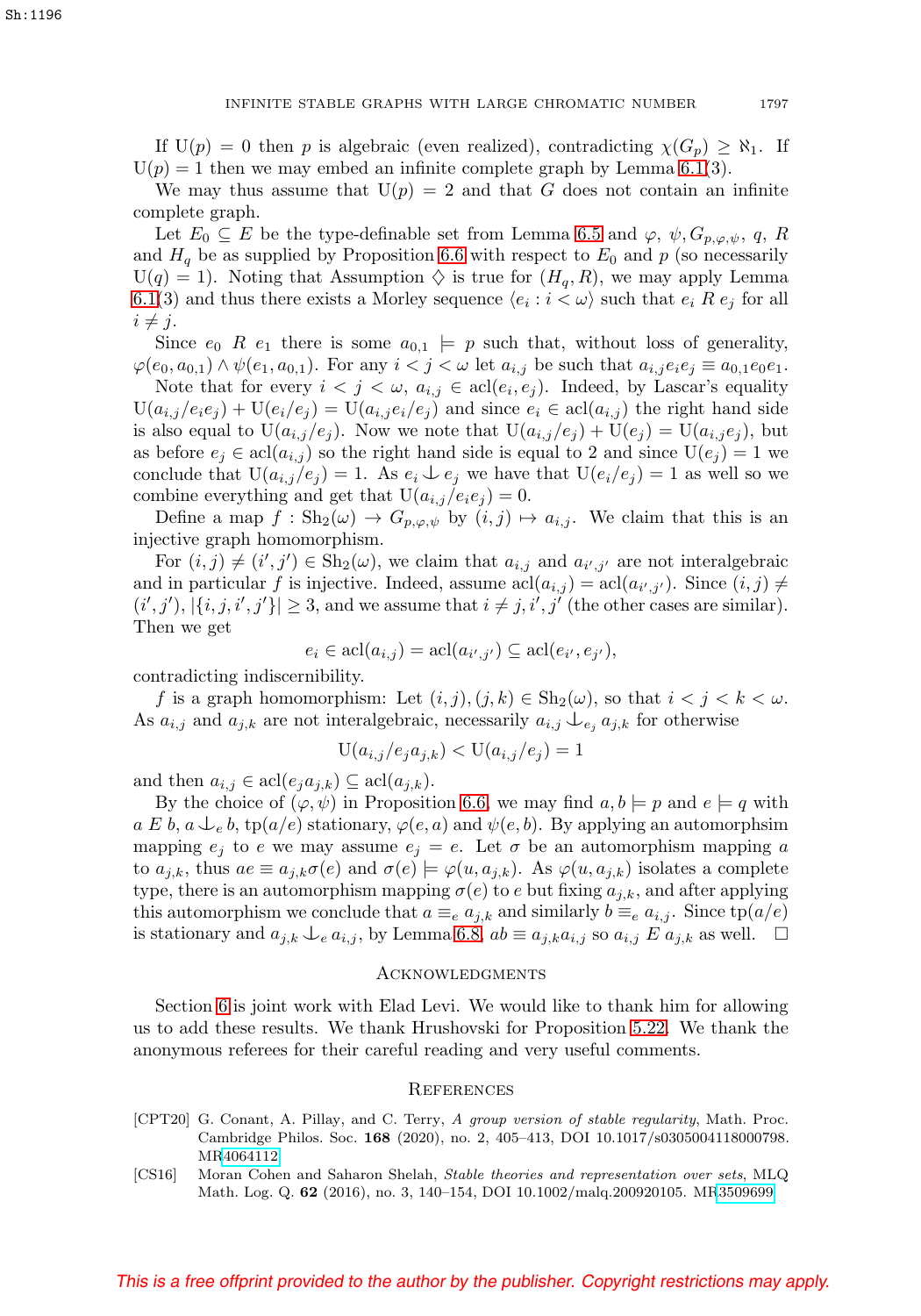If $\mathrm{U}(p) = 0$ then $p$ is algebraic (even realized), contradicting $\chi(G_p) \geq \aleph_1$. If $\mathrm{U}(p) = 1$ then we may embed an infinite complete graph by Lemma 6.1(3).

We may thus assume that $\mathrm{U}(p) = 2$ and that $G$ does not contain an infinite complete graph.

Let $E_0 \subseteq E$ be the type-definable set from Lemma 6.5 and $\varphi$, $\psi, G_{p,\varphi,\psi}$, $q$, $R$ and $H_q$ be as supplied by Proposition 6.6 with respect to $E_0$ and $p$ (so necessarily $\mathrm{U}(q) = 1$). Noting that Assumption $\diamondsuit$ is true for $(H_q, R)$, we may apply Lemma 6.1(3) and thus there exists a Morley sequence $\langle e_i : i < \omega \rangle$ such that $e_i \; R \; e_j$ for all $i \neq j$.

Since $e_0 \; R \; e_1$ there is some $a_{0,1} \models p$ such that, without loss of generality, $\varphi(e_0, a_{0,1}) \wedge \psi(e_1, a_{0,1})$. For any $i < j < \omega$ let $a_{i,j}$ be such that $a_{i,j} e_i e_j \equiv a_{0,1} e_0 e_1$.

Note that for every $i < j < \omega$, $a_{i,j} \in \mathrm{acl}(e_i, e_j)$. Indeed, by Lascar's equality $\mathrm{U}(a_{i,j}/e_i e_j) + \mathrm{U}(e_i/e_j) = \mathrm{U}(a_{i,j} e_i/e_j)$ and since $e_i \in \mathrm{acl}(a_{i,j})$ the right hand side is also equal to $\mathrm{U}(a_{i,j}/e_j)$. Now we note that $\mathrm{U}(a_{i,j}/e_j) + \mathrm{U}(e_j) = \mathrm{U}(a_{i,j} e_j)$, but as before $e_j \in \mathrm{acl}(a_{i,j})$ so the right hand side is equal to 2 and since $\mathrm{U}(e_j) = 1$ we conclude that $\mathrm{U}(a_{i,j}/e_j) = 1$. As $e_i \mathop{\smile\!\!\!\!\!|}\, e_j$ we have that $\mathrm{U}(e_i/e_j) = 1$ as well so we combine everything and get that $\mathrm{U}(a_{i,j}/e_i e_j) = 0$.

Define a map $f : \mathrm{Sh}_2(\omega) \to G_{p,\varphi,\psi}$ by $(i,j) \mapsto a_{i,j}$. We claim that this is an injective graph homomorphism.

For $(i,j) \neq (i',j') \in \mathrm{Sh}_2(\omega)$, we claim that $a_{i,j}$ and $a_{i',j'}$ are not interalgebraic and in particular $f$ is injective. Indeed, assume $\mathrm{acl}(a_{i,j}) = \mathrm{acl}(a_{i',j'})$. Since $(i,j) \neq (i',j')$, $|\{i,j,i',j'\}| \geq 3$, and we assume that $i \neq j, i', j'$ (the other cases are similar). Then we get

$$e_i \in \mathrm{acl}(a_{i,j}) = \mathrm{acl}(a_{i',j'}) \subseteq \mathrm{acl}(e_{i'}, e_{j'}),$$

contradicting indiscernibility.

$f$ is a graph homomorphism: Let $(i,j), (j,k) \in \mathrm{Sh}_2(\omega)$, so that $i < j < k < \omega$. As $a_{i,j}$ and $a_{j,k}$ are not interalgebraic, necessarily $a_{i,j} \mathop{\smile\!\!\!\!\!|}_{e_j} a_{j,k}$ for otherwise

$$\mathrm{U}(a_{i,j}/e_j a_{j,k}) < \mathrm{U}(a_{i,j}/e_j) = 1$$

and then $a_{i,j} \in \mathrm{acl}(e_j a_{j,k}) \subseteq \mathrm{acl}(a_{j,k})$.

By the choice of $(\varphi, \psi)$ in Proposition 6.6, we may find $a, b \models p$ and $e \models q$ with $a \; E \; b$, $a \mathop{\smile\!\!\!\!\!|}_e b$, $\mathrm{tp}(a/e)$ stationary, $\varphi(e,a)$ and $\psi(e,b)$. By applying an automorphsim mapping $e_j$ to $e$ we may assume $e_j = e$. Let $\sigma$ be an automorphism mapping $a$ to $a_{j,k}$, thus $ae \equiv a_{j,k}\sigma(e)$ and $\sigma(e) \models \varphi(u, a_{j,k})$. As $\varphi(u, a_{j,k})$ isolates a complete type, there is an automorphism mapping $\sigma(e)$ to $e$ but fixing $a_{j,k}$, and after applying this automorphism we conclude that $a \equiv_e a_{j,k}$ and similarly $b \equiv_e a_{i,j}$. Since $\mathrm{tp}(a/e)$ is stationary and $a_{j,k} \mathop{\smile\!\!\!\!\!|}_e a_{i,j}$, by Lemma 6.8, $ab \equiv a_{j,k} a_{i,j}$ so $a_{i,j} \; E \; a_{j,k}$ as well. $\square$

## Acknowledgments

Section 6 is joint work with Elad Levi. We would like to thank him for allowing us to add these results. We thank Hrushovski for Proposition 5.22. We thank the anonymous referees for their careful reading and very useful comments.

## References

[CPT20] G. Conant, A. Pillay, and C. Terry, *A group version of stable regularity*, Math. Proc. Cambridge Philos. Soc. **168** (2020), no. 2, 405–413, DOI 10.1017/s0305004118000798. MR4064112

[CS16] Moran Cohen and Saharon Shelah, *Stable theories and representation over sets*, MLQ Math. Log. Q. **62** (2016), no. 3, 140–154, DOI 10.1002/malq.200920105. MR3509699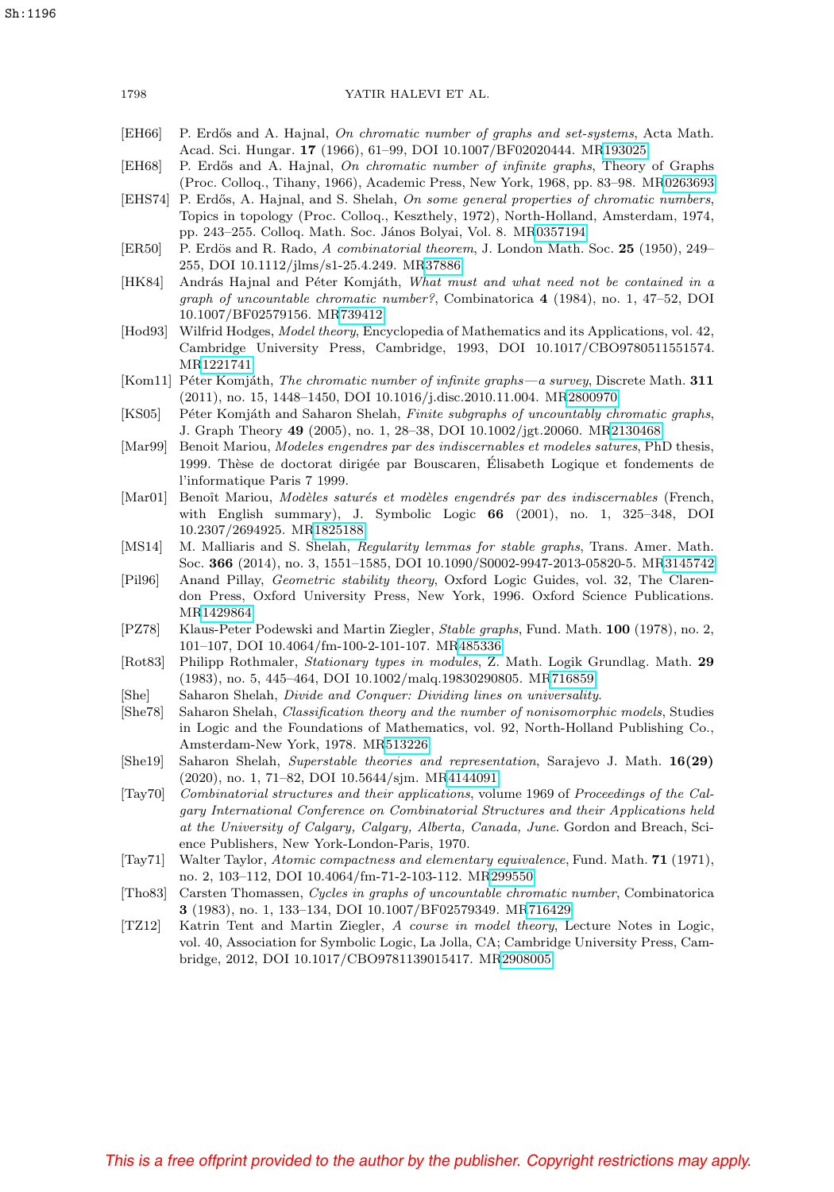[EH66] P. Erdős and A. Hajnal, *On chromatic number of graphs and set-systems*, Acta Math. Acad. Sci. Hungar. **17** (1966), 61–99, DOI 10.1007/BF02020444. MR193025

[EH68] P. Erdős and A. Hajnal, *On chromatic number of infinite graphs*, Theory of Graphs (Proc. Colloq., Tihany, 1966), Academic Press, New York, 1968, pp. 83–98. MR0263693

[EHS74] P. Erdős, A. Hajnal, and S. Shelah, *On some general properties of chromatic numbers*, Topics in topology (Proc. Colloq., Keszthely, 1972), North-Holland, Amsterdam, 1974, pp. 243–255. Colloq. Math. Soc. János Bolyai, Vol. 8. MR0357194

[ER50] P. Erdös and R. Rado, *A combinatorial theorem*, J. London Math. Soc. **25** (1950), 249–255, DOI 10.1112/jlms/s1-25.4.249. MR37886

[HK84] András Hajnal and Péter Komjáth, *What must and what need not be contained in a graph of uncountable chromatic number?*, Combinatorica **4** (1984), no. 1, 47–52, DOI 10.1007/BF02579156. MR739412

[Hod93] Wilfrid Hodges, *Model theory*, Encyclopedia of Mathematics and its Applications, vol. 42, Cambridge University Press, Cambridge, 1993, DOI 10.1017/CBO9780511551574. MR1221741

[Kom11] Péter Komjáth, *The chromatic number of infinite graphs—a survey*, Discrete Math. **311** (2011), no. 15, 1448–1450, DOI 10.1016/j.disc.2010.11.004. MR2800970

[KS05] Péter Komjáth and Saharon Shelah, *Finite subgraphs of uncountably chromatic graphs*, J. Graph Theory **49** (2005), no. 1, 28–38, DOI 10.1002/jgt.20060. MR2130468

[Mar99] Benoit Mariou, *Modeles engendres par des indiscernables et modeles satures*, PhD thesis, 1999. Thèse de doctorat dirigée par Bouscaren, Élisabeth Logique et fondements de l'informatique Paris 7 1999.

[Mar01] Benoît Mariou, *Modèles saturés et modèles engendrés par des indiscernables* (French, with English summary), J. Symbolic Logic **66** (2001), no. 1, 325–348, DOI 10.2307/2694925. MR1825188

[MS14] M. Malliaris and S. Shelah, *Regularity lemmas for stable graphs*, Trans. Amer. Math. Soc. **366** (2014), no. 3, 1551–1585, DOI 10.1090/S0002-9947-2013-05820-5. MR3145742

[Pil96] Anand Pillay, *Geometric stability theory*, Oxford Logic Guides, vol. 32, The Clarendon Press, Oxford University Press, New York, 1996. Oxford Science Publications. MR1429864

[PZ78] Klaus-Peter Podewski and Martin Ziegler, *Stable graphs*, Fund. Math. **100** (1978), no. 2, 101–107, DOI 10.4064/fm-100-2-101-107. MR485336

[Rot83] Philipp Rothmaler, *Stationary types in modules*, Z. Math. Logik Grundlag. Math. **29** (1983), no. 5, 445–464, DOI 10.1002/malq.19830290805. MR716859

[She] Saharon Shelah, *Divide and Conquer: Dividing lines on universality*.

[She78] Saharon Shelah, *Classification theory and the number of nonisomorphic models*, Studies in Logic and the Foundations of Mathematics, vol. 92, North-Holland Publishing Co., Amsterdam-New York, 1978. MR513226

[She19] Saharon Shelah, *Superstable theories and representation*, Sarajevo J. Math. **16(29)** (2020), no. 1, 71–82, DOI 10.5644/sjm. MR4144091

[Tay70] *Combinatorial structures and their applications*, volume 1969 of *Proceedings of the Calgary International Conference on Combinatorial Structures and their Applications held at the University of Calgary, Calgary, Alberta, Canada, June*. Gordon and Breach, Science Publishers, New York-London-Paris, 1970.

[Tay71] Walter Taylor, *Atomic compactness and elementary equivalence*, Fund. Math. **71** (1971), no. 2, 103–112, DOI 10.4064/fm-71-2-103-112. MR299550

[Tho83] Carsten Thomassen, *Cycles in graphs of uncountable chromatic number*, Combinatorica **3** (1983), no. 1, 133–134, DOI 10.1007/BF02579349. MR716429

[TZ12] Katrin Tent and Martin Ziegler, *A course in model theory*, Lecture Notes in Logic, vol. 40, Association for Symbolic Logic, La Jolla, CA; Cambridge University Press, Cambridge, 2012, DOI 10.1017/CBO9781139015417. MR2908005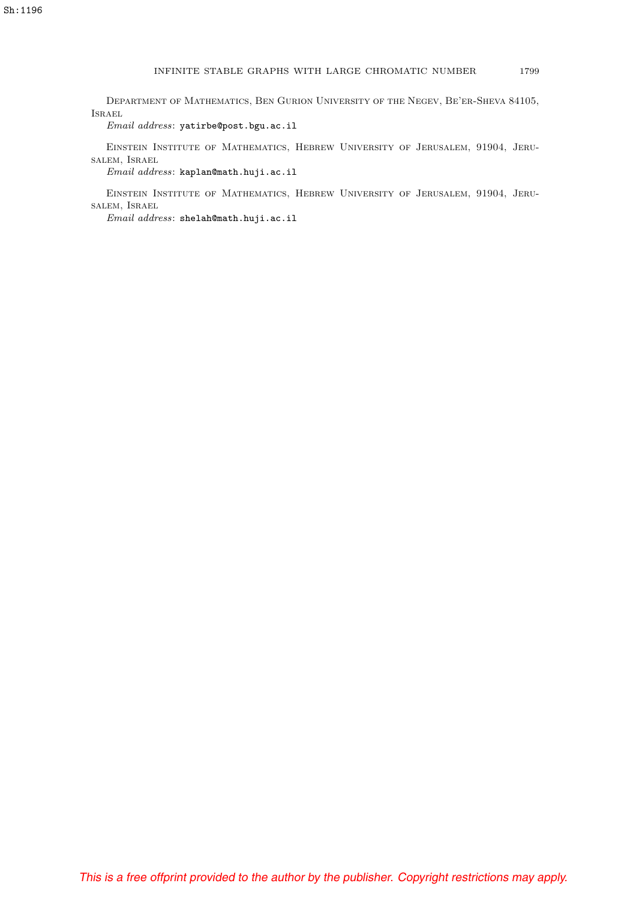Department of Mathematics, Ben Gurion University of the Negev, Be'er-Sheva 84105, Israel

*Email address*: yatirbe@post.bgu.ac.il

Einstein Institute of Mathematics, Hebrew University of Jerusalem, 91904, Jerusalem, Israel

*Email address*: kaplan@math.huji.ac.il

Einstein Institute of Mathematics, Hebrew University of Jerusalem, 91904, Jerusalem, Israel

*Email address*: shelah@math.huji.ac.il